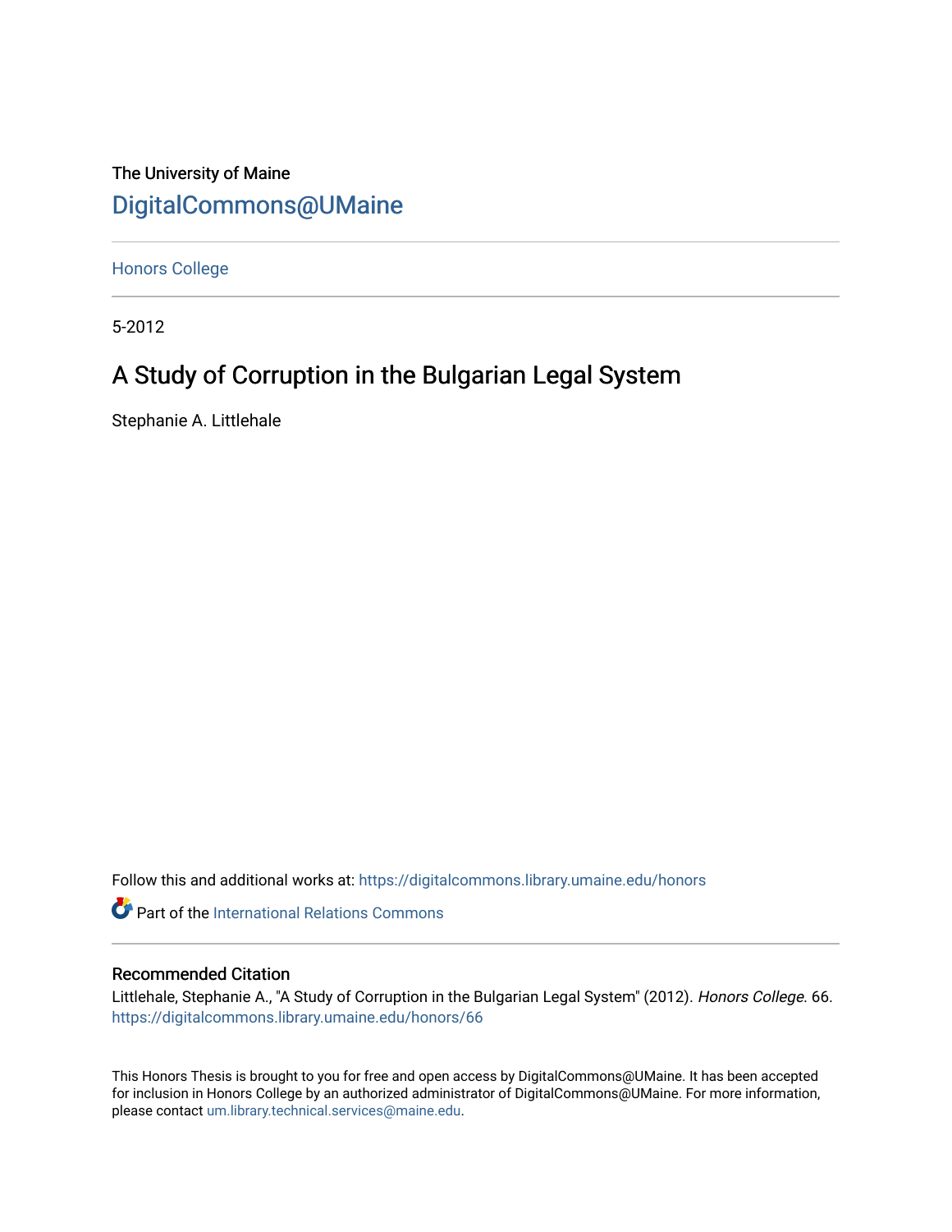The University of Maine

DigitalCommons@UMaine

Honors College

5-2012

# A Study of Corruption in the Bulgarian Legal System

Stephanie A. Littlehale

Follow this and additional works at: https://digitalcommons.library.umaine.edu/honors

Part of the International Relations Commons

## Recommended Citation

Littlehale, Stephanie A., "A Study of Corruption in the Bulgarian Legal System" (2012). *Honors College*. 66.
https://digitalcommons.library.umaine.edu/honors/66

This Honors Thesis is brought to you for free and open access by DigitalCommons@UMaine. It has been accepted for inclusion in Honors College by an authorized administrator of DigitalCommons@UMaine. For more information, please contact um.library.technical.services@maine.edu.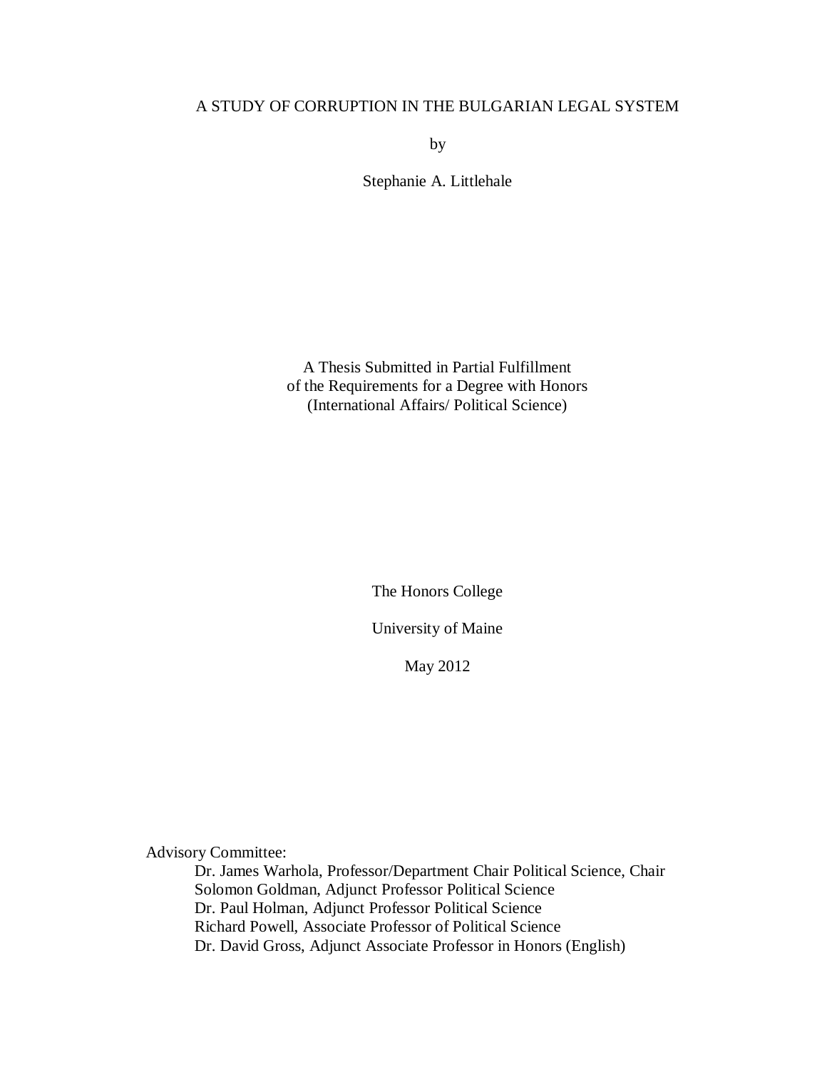# A STUDY OF CORRUPTION IN THE BULGARIAN LEGAL SYSTEM

by

Stephanie A. Littlehale

A Thesis Submitted in Partial Fulfillment
of the Requirements for a Degree with Honors
(International Affairs/ Political Science)

The Honors College

University of Maine

May 2012

Advisory Committee:

Dr. James Warhola, Professor/Department Chair Political Science, Chair
Solomon Goldman, Adjunct Professor Political Science
Dr. Paul Holman, Adjunct Professor Political Science
Richard Powell, Associate Professor of Political Science
Dr. David Gross, Adjunct Associate Professor in Honors (English)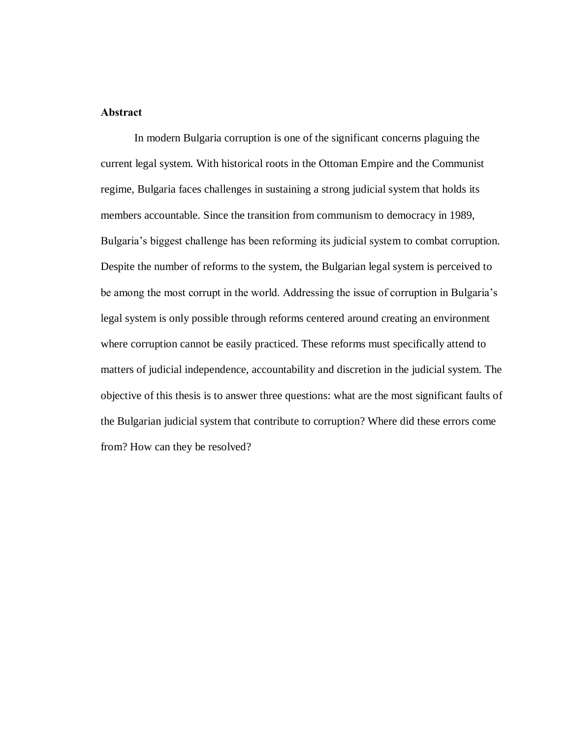**Abstract**

In modern Bulgaria corruption is one of the significant concerns plaguing the current legal system. With historical roots in the Ottoman Empire and the Communist regime, Bulgaria faces challenges in sustaining a strong judicial system that holds its members accountable. Since the transition from communism to democracy in 1989, Bulgaria's biggest challenge has been reforming its judicial system to combat corruption. Despite the number of reforms to the system, the Bulgarian legal system is perceived to be among the most corrupt in the world. Addressing the issue of corruption in Bulgaria's legal system is only possible through reforms centered around creating an environment where corruption cannot be easily practiced. These reforms must specifically attend to matters of judicial independence, accountability and discretion in the judicial system. The objective of this thesis is to answer three questions: what are the most significant faults of the Bulgarian judicial system that contribute to corruption? Where did these errors come from? How can they be resolved?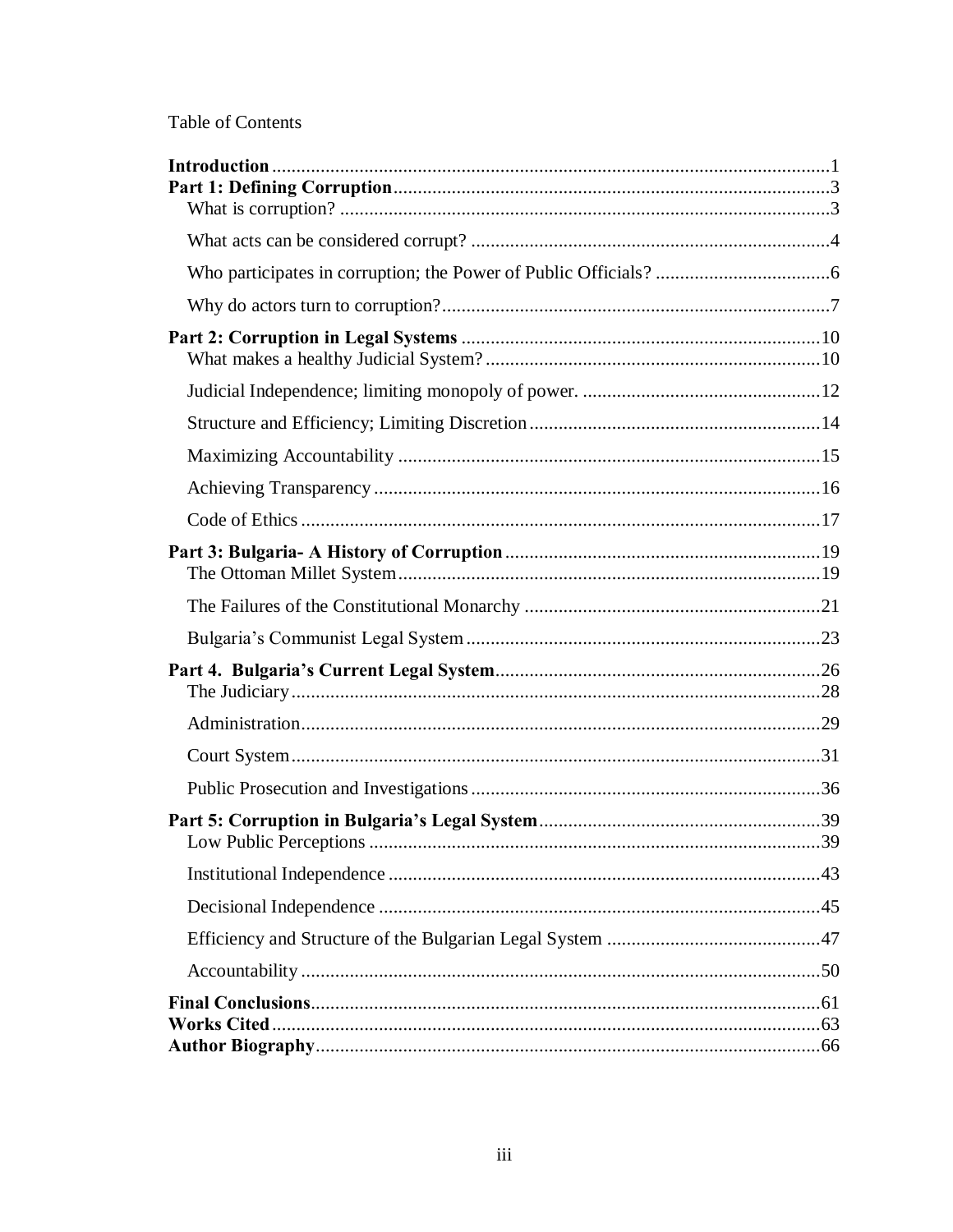Table of Contents

**Introduction** ..................................................................................................................1
**Part 1: Defining Corruption**.........................................................................................3
What is corruption? ....................................................................................................3
What acts can be considered corrupt? .........................................................................4
Who participates in corruption; the Power of Public Officials? ....................................6
Why do actors turn to corruption?................................................................................7
**Part 2: Corruption in Legal Systems** ..........................................................................10
What makes a healthy Judicial System?.....................................................................10
Judicial Independence; limiting monopoly of power. .................................................12
Structure and Efficiency; Limiting Discretion............................................................14
Maximizing Accountability .......................................................................................15
Achieving Transparency............................................................................................16
Code of Ethics ...........................................................................................................17
**Part 3: Bulgaria- A History of Corruption**................................................................19
The Ottoman Millet System.......................................................................................19
The Failures of the Constitutional Monarchy .............................................................21
Bulgaria's Communist Legal System.........................................................................23
**Part 4. Bulgaria's Current Legal System**...................................................................26
The Judiciary.............................................................................................................28
Administration...........................................................................................................29
Court System.............................................................................................................31
Public Prosecution and Investigations........................................................................36
**Part 5: Corruption in Bulgaria's Legal System**..........................................................39
Low Public Perceptions .............................................................................................39
Institutional Independence .........................................................................................43
Decisional Independence ...........................................................................................45
Efficiency and Structure of the Bulgarian Legal System ............................................47
Accountability ...........................................................................................................50
**Final Conclusions**........................................................................................................61
**Works Cited**.................................................................................................................63
**Author Biography**.......................................................................................................66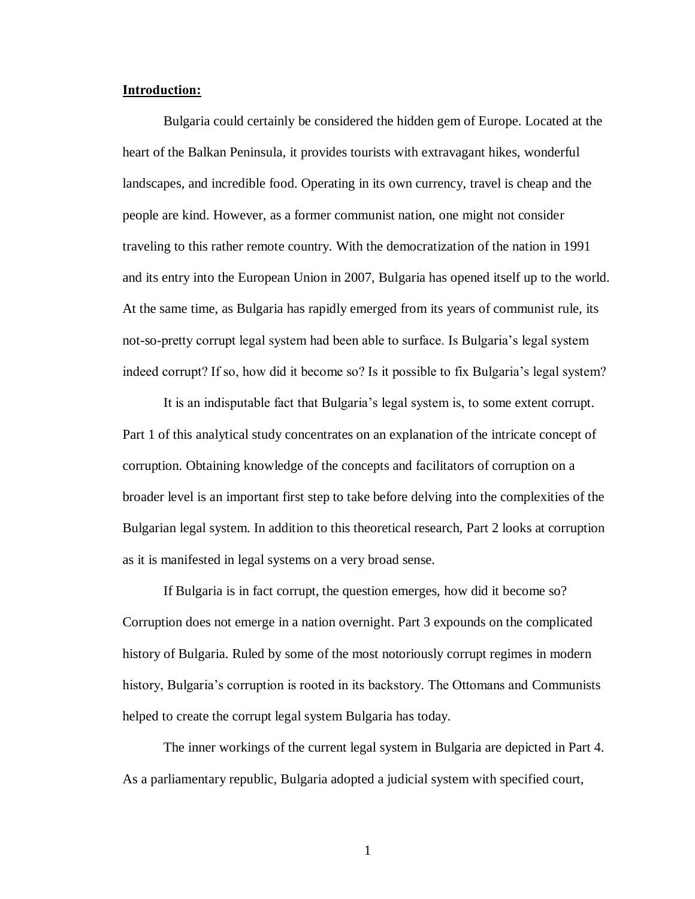**Introduction:**

Bulgaria could certainly be considered the hidden gem of Europe. Located at the heart of the Balkan Peninsula, it provides tourists with extravagant hikes, wonderful landscapes, and incredible food. Operating in its own currency, travel is cheap and the people are kind. However, as a former communist nation, one might not consider traveling to this rather remote country. With the democratization of the nation in 1991 and its entry into the European Union in 2007, Bulgaria has opened itself up to the world. At the same time, as Bulgaria has rapidly emerged from its years of communist rule, its not-so-pretty corrupt legal system had been able to surface. Is Bulgaria's legal system indeed corrupt? If so, how did it become so? Is it possible to fix Bulgaria's legal system?

It is an indisputable fact that Bulgaria's legal system is, to some extent corrupt. Part 1 of this analytical study concentrates on an explanation of the intricate concept of corruption. Obtaining knowledge of the concepts and facilitators of corruption on a broader level is an important first step to take before delving into the complexities of the Bulgarian legal system. In addition to this theoretical research, Part 2 looks at corruption as it is manifested in legal systems on a very broad sense.

If Bulgaria is in fact corrupt, the question emerges, how did it become so? Corruption does not emerge in a nation overnight. Part 3 expounds on the complicated history of Bulgaria. Ruled by some of the most notoriously corrupt regimes in modern history, Bulgaria's corruption is rooted in its backstory. The Ottomans and Communists helped to create the corrupt legal system Bulgaria has today.

The inner workings of the current legal system in Bulgaria are depicted in Part 4. As a parliamentary republic, Bulgaria adopted a judicial system with specified court,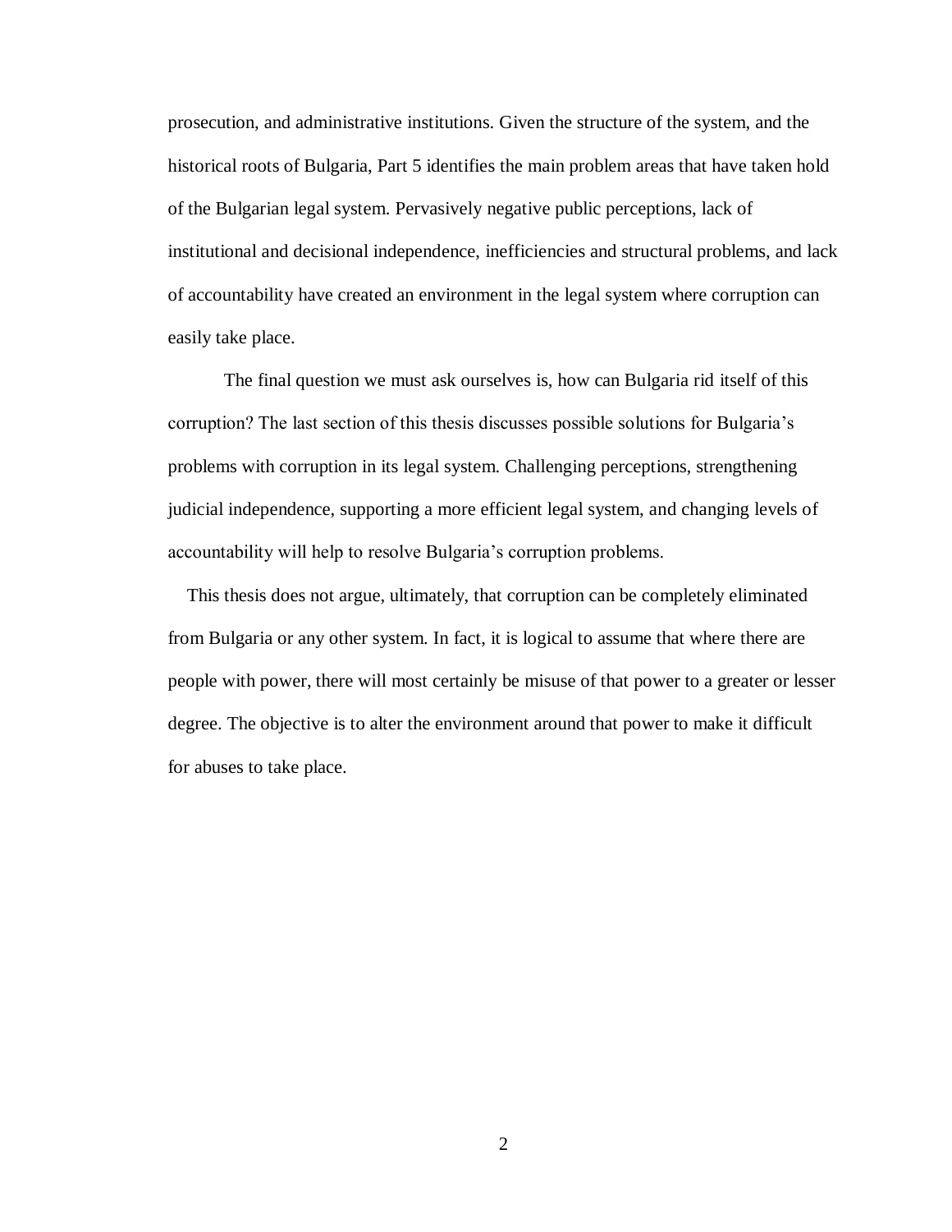prosecution, and administrative institutions. Given the structure of the system, and the historical roots of Bulgaria, Part 5 identifies the main problem areas that have taken hold of the Bulgarian legal system. Pervasively negative public perceptions, lack of institutional and decisional independence, inefficiencies and structural problems, and lack of accountability have created an environment in the legal system where corruption can easily take place.

The final question we must ask ourselves is, how can Bulgaria rid itself of this corruption? The last section of this thesis discusses possible solutions for Bulgaria's problems with corruption in its legal system. Challenging perceptions, strengthening judicial independence, supporting a more efficient legal system, and changing levels of accountability will help to resolve Bulgaria's corruption problems.

This thesis does not argue, ultimately, that corruption can be completely eliminated from Bulgaria or any other system. In fact, it is logical to assume that where there are people with power, there will most certainly be misuse of that power to a greater or lesser degree. The objective is to alter the environment around that power to make it difficult for abuses to take place.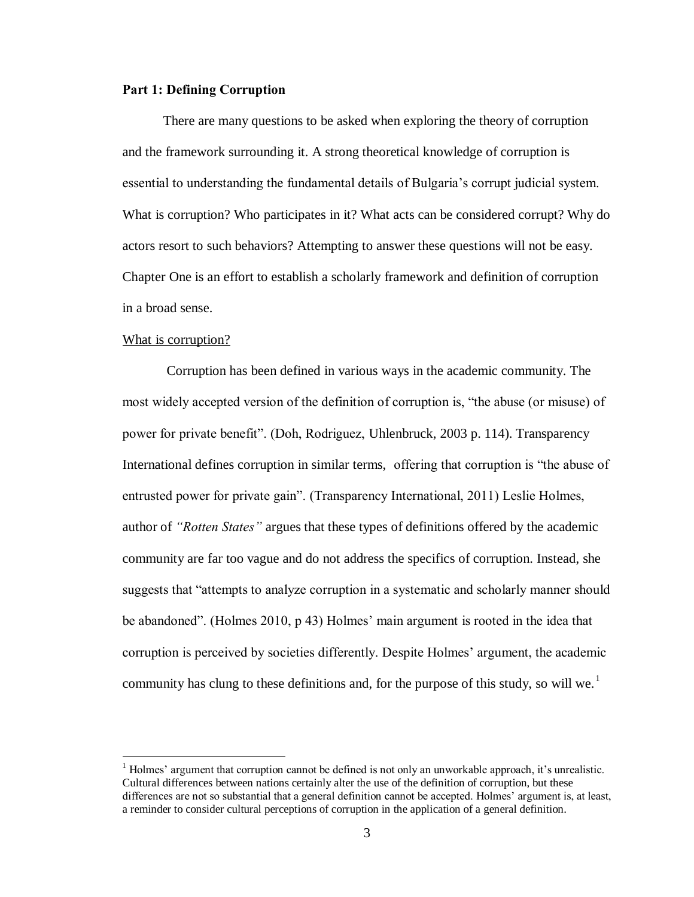## Part 1: Defining Corruption

There are many questions to be asked when exploring the theory of corruption and the framework surrounding it. A strong theoretical knowledge of corruption is essential to understanding the fundamental details of Bulgaria's corrupt judicial system. What is corruption? Who participates in it? What acts can be considered corrupt? Why do actors resort to such behaviors? Attempting to answer these questions will not be easy. Chapter One is an effort to establish a scholarly framework and definition of corruption in a broad sense.

<u>What is corruption?</u>

Corruption has been defined in various ways in the academic community. The most widely accepted version of the definition of corruption is, "the abuse (or misuse) of power for private benefit". (Doh, Rodriguez, Uhlenbruck, 2003 p. 114). Transparency International defines corruption in similar terms, offering that corruption is "the abuse of entrusted power for private gain". (Transparency International, 2011) Leslie Holmes, author of *"Rotten States"* argues that these types of definitions offered by the academic community are far too vague and do not address the specifics of corruption. Instead, she suggests that "attempts to analyze corruption in a systematic and scholarly manner should be abandoned". (Holmes 2010, p 43) Holmes' main argument is rooted in the idea that corruption is perceived by societies differently. Despite Holmes' argument, the academic community has clung to these definitions and, for the purpose of this study, so will we.[1]

---

[1] Holmes' argument that corruption cannot be defined is not only an unworkable approach, it's unrealistic. Cultural differences between nations certainly alter the use of the definition of corruption, but these differences are not so substantial that a general definition cannot be accepted. Holmes' argument is, at least, a reminder to consider cultural perceptions of corruption in the application of a general definition.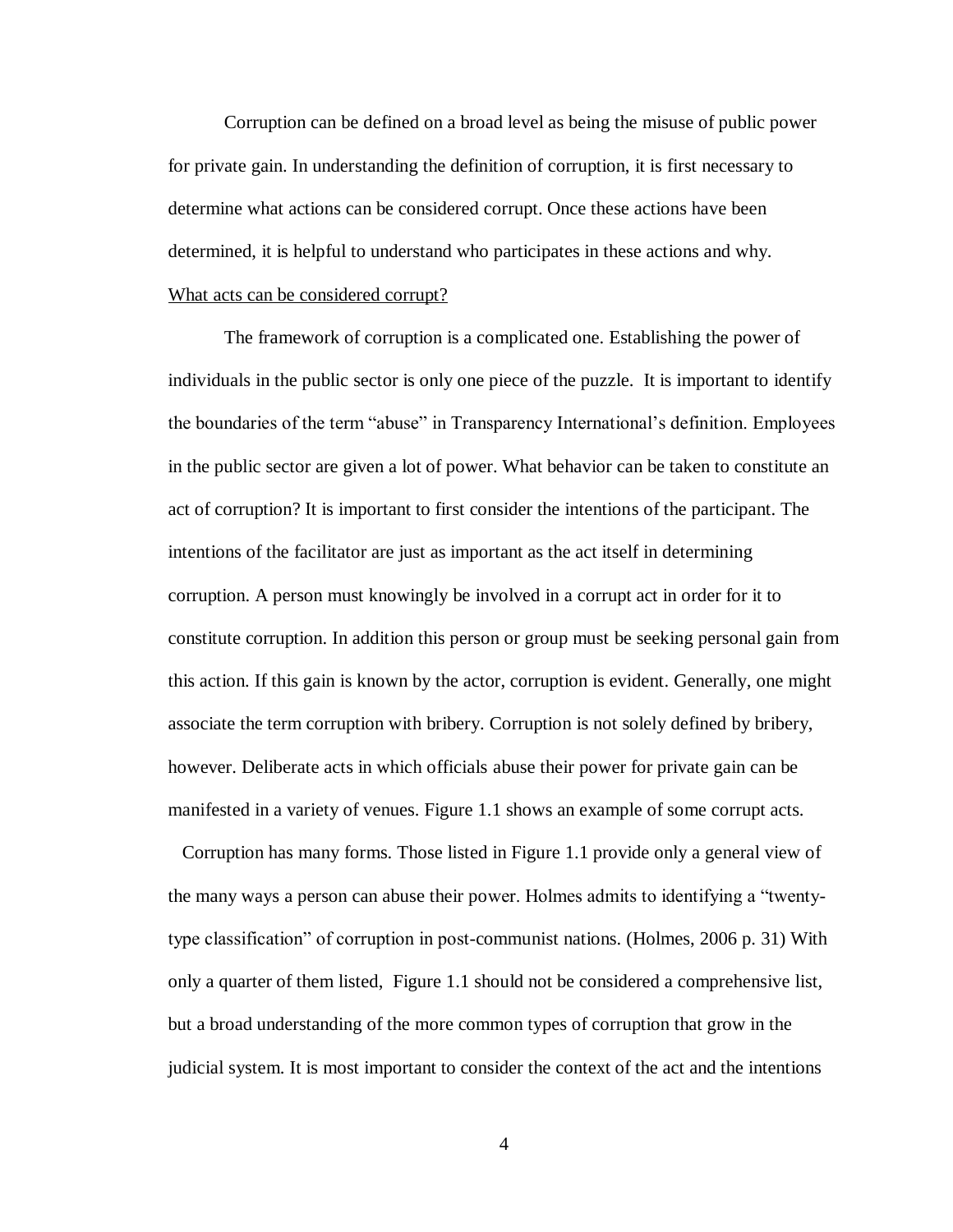Corruption can be defined on a broad level as being the misuse of public power for private gain. In understanding the definition of corruption, it is first necessary to determine what actions can be considered corrupt. Once these actions have been determined, it is helpful to understand who participates in these actions and why.

<u>What acts can be considered corrupt?</u>

The framework of corruption is a complicated one. Establishing the power of individuals in the public sector is only one piece of the puzzle. It is important to identify the boundaries of the term "abuse" in Transparency International's definition. Employees in the public sector are given a lot of power. What behavior can be taken to constitute an act of corruption? It is important to first consider the intentions of the participant. The intentions of the facilitator are just as important as the act itself in determining corruption. A person must knowingly be involved in a corrupt act in order for it to constitute corruption. In addition this person or group must be seeking personal gain from this action. If this gain is known by the actor, corruption is evident. Generally, one might associate the term corruption with bribery. Corruption is not solely defined by bribery, however. Deliberate acts in which officials abuse their power for private gain can be manifested in a variety of venues. Figure 1.1 shows an example of some corrupt acts.

Corruption has many forms. Those listed in Figure 1.1 provide only a general view of the many ways a person can abuse their power. Holmes admits to identifying a "twenty-type classification" of corruption in post-communist nations. (Holmes, 2006 p. 31) With only a quarter of them listed, Figure 1.1 should not be considered a comprehensive list, but a broad understanding of the more common types of corruption that grow in the judicial system. It is most important to consider the context of the act and the intentions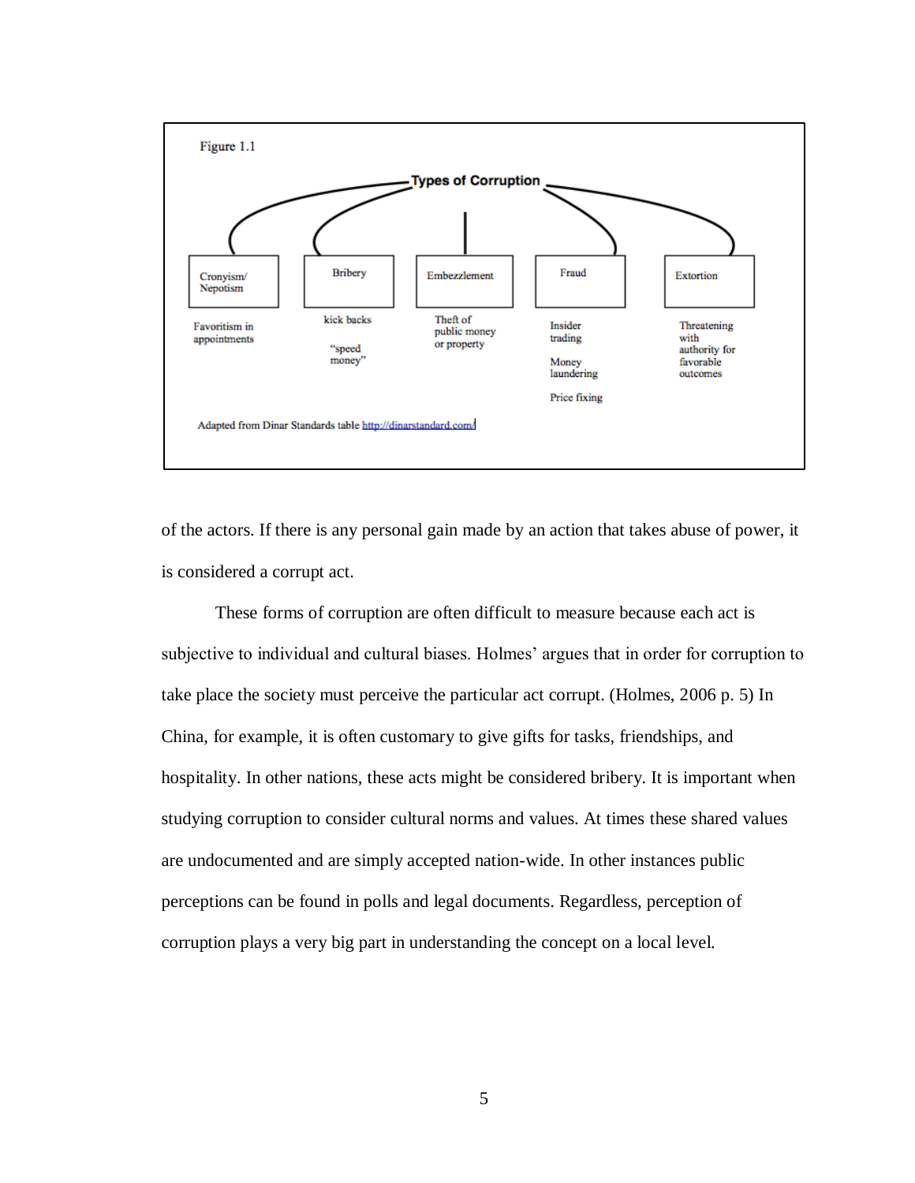Figure 1.1

**Types of Corruption**

| Cronyism/ Nepotism | Bribery | Embezzlement | Fraud | Extortion |
|---|---|---|---|---|
| Favoritism in appointments | kick backs<br><br>"speed money" | Theft of public money or property | Insider trading<br><br>Money laundering<br><br>Price fixing | Threatening with authority for favorable outcomes |

Adapted from Dinar Standards table http://dinarstandard.com/

of the actors. If there is any personal gain made by an action that takes abuse of power, it is considered a corrupt act.

These forms of corruption are often difficult to measure because each act is subjective to individual and cultural biases. Holmes' argues that in order for corruption to take place the society must perceive the particular act corrupt. (Holmes, 2006 p. 5) In China, for example, it is often customary to give gifts for tasks, friendships, and hospitality. In other nations, these acts might be considered bribery. It is important when studying corruption to consider cultural norms and values. At times these shared values are undocumented and are simply accepted nation-wide. In other instances public perceptions can be found in polls and legal documents. Regardless, perception of corruption plays a very big part in understanding the concept on a local level.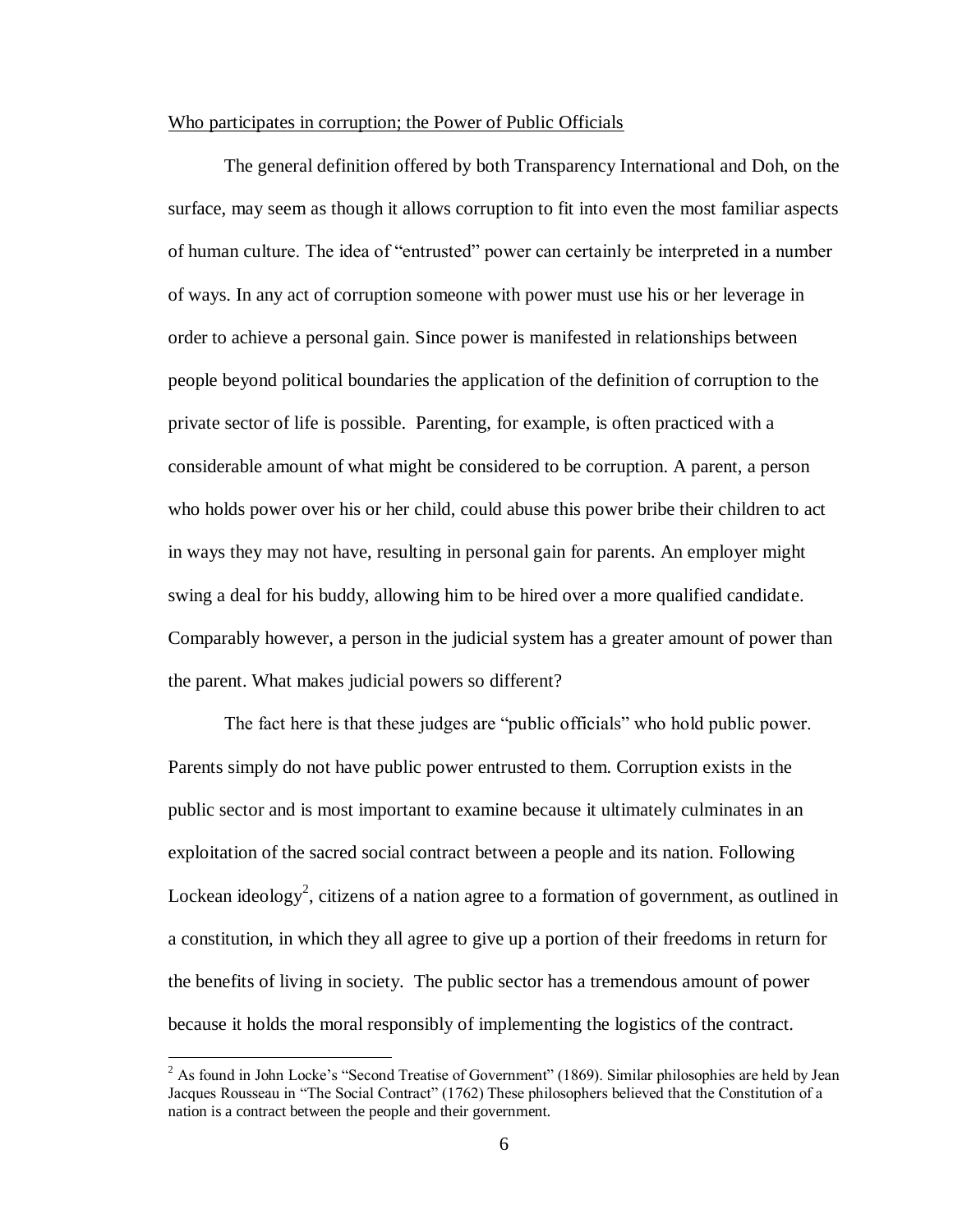Who participates in corruption; the Power of Public Officials

The general definition offered by both Transparency International and Doh, on the surface, may seem as though it allows corruption to fit into even the most familiar aspects of human culture. The idea of "entrusted" power can certainly be interpreted in a number of ways. In any act of corruption someone with power must use his or her leverage in order to achieve a personal gain. Since power is manifested in relationships between people beyond political boundaries the application of the definition of corruption to the private sector of life is possible. Parenting, for example, is often practiced with a considerable amount of what might be considered to be corruption. A parent, a person who holds power over his or her child, could abuse this power bribe their children to act in ways they may not have, resulting in personal gain for parents. An employer might swing a deal for his buddy, allowing him to be hired over a more qualified candidate. Comparably however, a person in the judicial system has a greater amount of power than the parent. What makes judicial powers so different?

The fact here is that these judges are "public officials" who hold public power. Parents simply do not have public power entrusted to them. Corruption exists in the public sector and is most important to examine because it ultimately culminates in an exploitation of the sacred social contract between a people and its nation. Following Lockean ideology[2], citizens of a nation agree to a formation of government, as outlined in a constitution, in which they all agree to give up a portion of their freedoms in return for the benefits of living in society. The public sector has a tremendous amount of power because it holds the moral responsibly of implementing the logistics of the contract.

[2] As found in John Locke's "Second Treatise of Government" (1869). Similar philosophies are held by Jean Jacques Rousseau in "The Social Contract" (1762) These philosophers believed that the Constitution of a nation is a contract between the people and their government.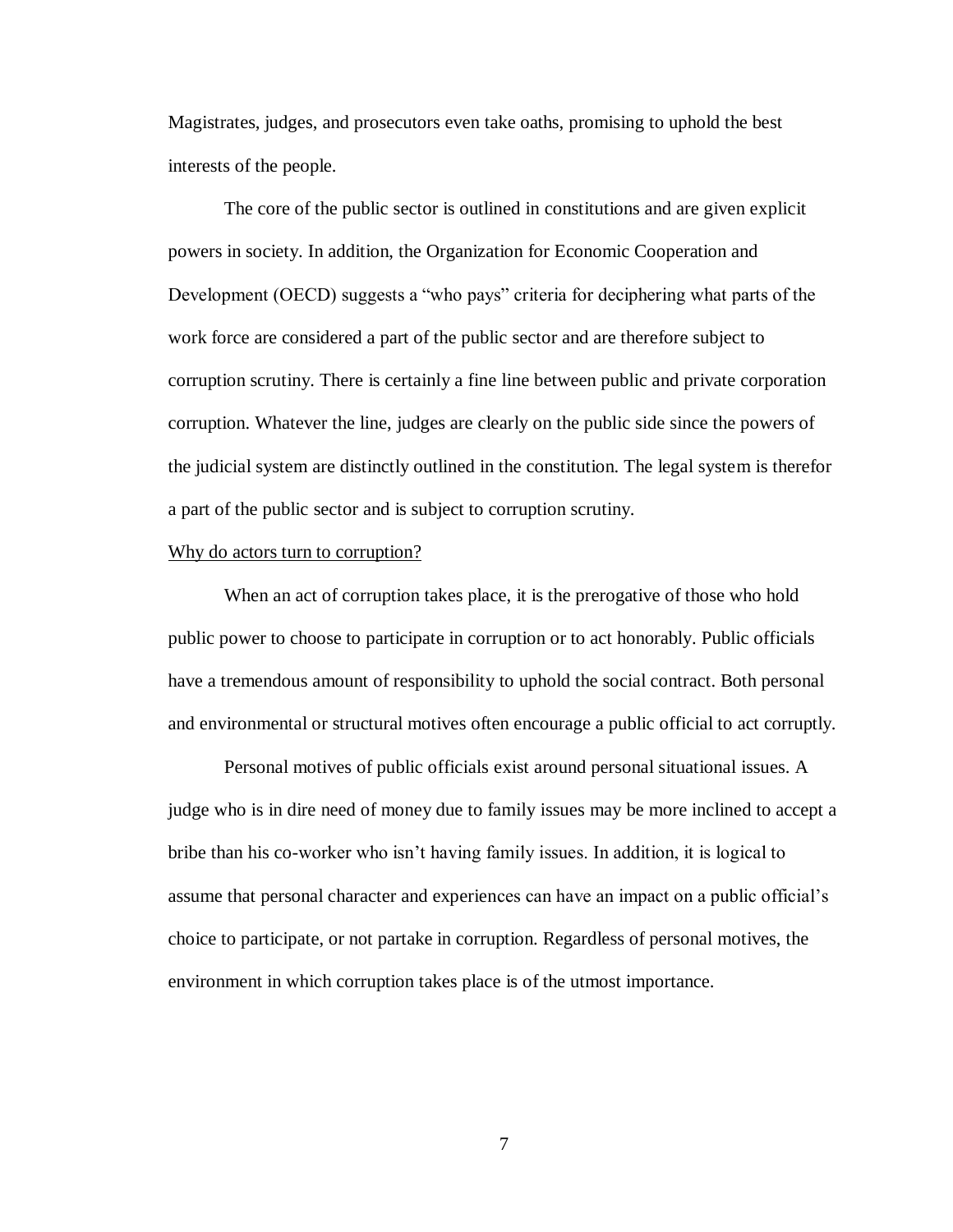Magistrates, judges, and prosecutors even take oaths, promising to uphold the best interests of the people.

The core of the public sector is outlined in constitutions and are given explicit powers in society. In addition, the Organization for Economic Cooperation and Development (OECD) suggests a "who pays" criteria for deciphering what parts of the work force are considered a part of the public sector and are therefore subject to corruption scrutiny. There is certainly a fine line between public and private corporation corruption. Whatever the line, judges are clearly on the public side since the powers of the judicial system are distinctly outlined in the constitution. The legal system is therefor a part of the public sector and is subject to corruption scrutiny.

<u>Why do actors turn to corruption?</u>

When an act of corruption takes place, it is the prerogative of those who hold public power to choose to participate in corruption or to act honorably. Public officials have a tremendous amount of responsibility to uphold the social contract. Both personal and environmental or structural motives often encourage a public official to act corruptly.

Personal motives of public officials exist around personal situational issues. A judge who is in dire need of money due to family issues may be more inclined to accept a bribe than his co-worker who isn't having family issues. In addition, it is logical to assume that personal character and experiences can have an impact on a public official's choice to participate, or not partake in corruption. Regardless of personal motives, the environment in which corruption takes place is of the utmost importance.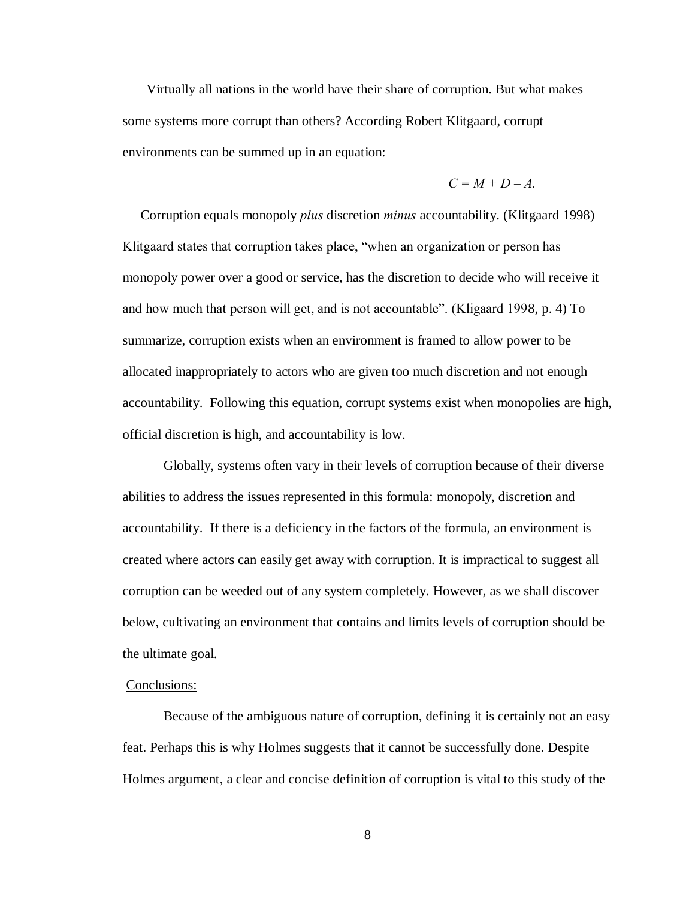Virtually all nations in the world have their share of corruption. But what makes some systems more corrupt than others? According Robert Klitgaard, corrupt environments can be summed up in an equation:

$$C = M + D – A.$$

Corruption equals monopoly *plus* discretion *minus* accountability. (Klitgaard 1998) Klitgaard states that corruption takes place, "when an organization or person has monopoly power over a good or service, has the discretion to decide who will receive it and how much that person will get, and is not accountable". (Kligaard 1998, p. 4) To summarize, corruption exists when an environment is framed to allow power to be allocated inappropriately to actors who are given too much discretion and not enough accountability. Following this equation, corrupt systems exist when monopolies are high, official discretion is high, and accountability is low.

Globally, systems often vary in their levels of corruption because of their diverse abilities to address the issues represented in this formula: monopoly, discretion and accountability. If there is a deficiency in the factors of the formula, an environment is created where actors can easily get away with corruption. It is impractical to suggest all corruption can be weeded out of any system completely. However, as we shall discover below, cultivating an environment that contains and limits levels of corruption should be the ultimate goal.

Conclusions:

Because of the ambiguous nature of corruption, defining it is certainly not an easy feat. Perhaps this is why Holmes suggests that it cannot be successfully done. Despite Holmes argument, a clear and concise definition of corruption is vital to this study of the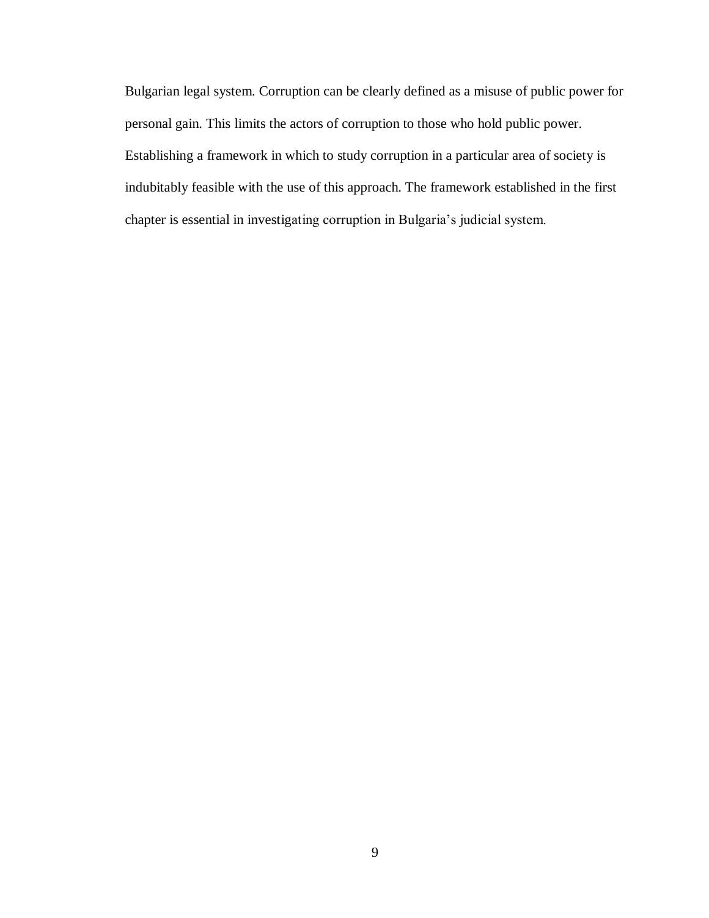Bulgarian legal system. Corruption can be clearly defined as a misuse of public power for personal gain. This limits the actors of corruption to those who hold public power. Establishing a framework in which to study corruption in a particular area of society is indubitably feasible with the use of this approach. The framework established in the first chapter is essential in investigating corruption in Bulgaria's judicial system.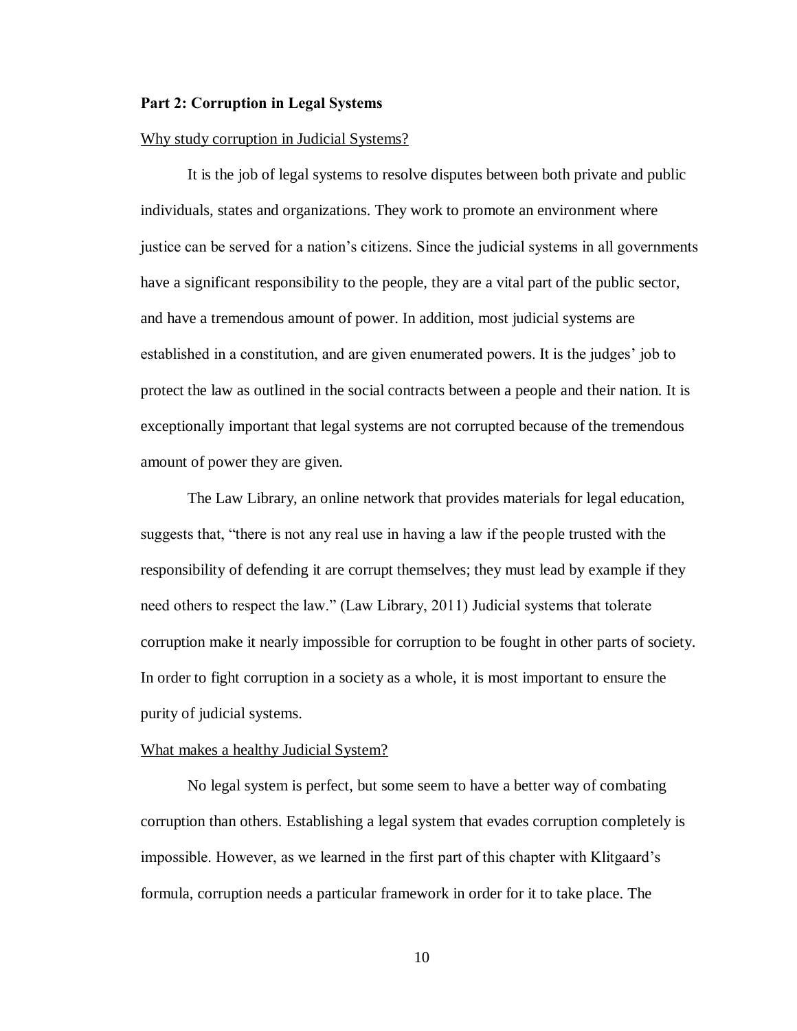**Part 2: Corruption in Legal Systems**

Why study corruption in Judicial Systems?

It is the job of legal systems to resolve disputes between both private and public individuals, states and organizations. They work to promote an environment where justice can be served for a nation's citizens. Since the judicial systems in all governments have a significant responsibility to the people, they are a vital part of the public sector, and have a tremendous amount of power. In addition, most judicial systems are established in a constitution, and are given enumerated powers. It is the judges' job to protect the law as outlined in the social contracts between a people and their nation. It is exceptionally important that legal systems are not corrupted because of the tremendous amount of power they are given.

The Law Library, an online network that provides materials for legal education, suggests that, "there is not any real use in having a law if the people trusted with the responsibility of defending it are corrupt themselves; they must lead by example if they need others to respect the law." (Law Library, 2011) Judicial systems that tolerate corruption make it nearly impossible for corruption to be fought in other parts of society. In order to fight corruption in a society as a whole, it is most important to ensure the purity of judicial systems.

What makes a healthy Judicial System?

No legal system is perfect, but some seem to have a better way of combating corruption than others. Establishing a legal system that evades corruption completely is impossible. However, as we learned in the first part of this chapter with Klitgaard's formula, corruption needs a particular framework in order for it to take place. The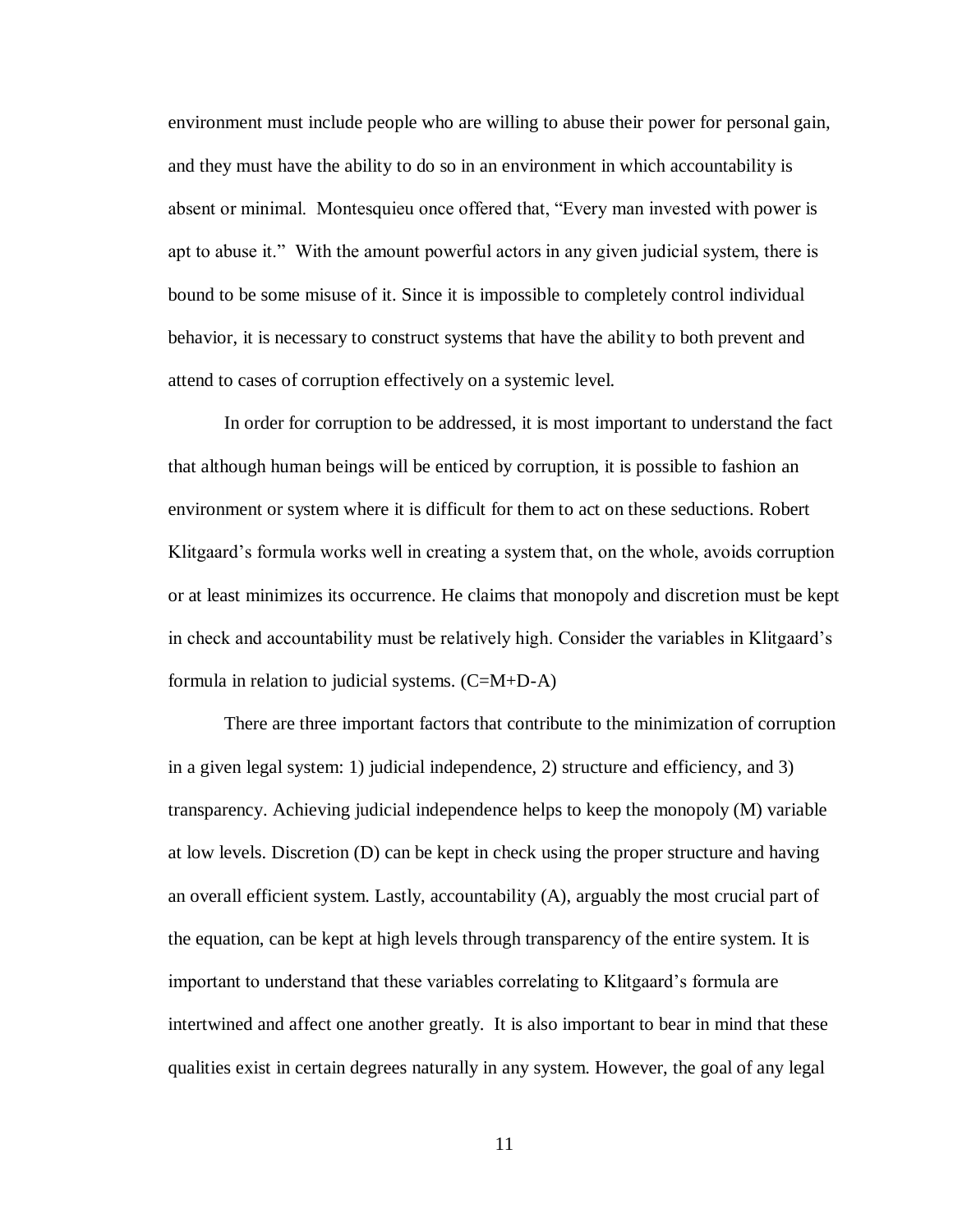environment must include people who are willing to abuse their power for personal gain, and they must have the ability to do so in an environment in which accountability is absent or minimal. Montesquieu once offered that, "Every man invested with power is apt to abuse it." With the amount powerful actors in any given judicial system, there is bound to be some misuse of it. Since it is impossible to completely control individual behavior, it is necessary to construct systems that have the ability to both prevent and attend to cases of corruption effectively on a systemic level.

In order for corruption to be addressed, it is most important to understand the fact that although human beings will be enticed by corruption, it is possible to fashion an environment or system where it is difficult for them to act on these seductions. Robert Klitgaard's formula works well in creating a system that, on the whole, avoids corruption or at least minimizes its occurrence. He claims that monopoly and discretion must be kept in check and accountability must be relatively high. Consider the variables in Klitgaard's formula in relation to judicial systems. ($C=M+D-A$)

There are three important factors that contribute to the minimization of corruption in a given legal system: 1) judicial independence, 2) structure and efficiency, and 3) transparency. Achieving judicial independence helps to keep the monopoly (M) variable at low levels. Discretion (D) can be kept in check using the proper structure and having an overall efficient system. Lastly, accountability (A), arguably the most crucial part of the equation, can be kept at high levels through transparency of the entire system. It is important to understand that these variables correlating to Klitgaard's formula are intertwined and affect one another greatly. It is also important to bear in mind that these qualities exist in certain degrees naturally in any system. However, the goal of any legal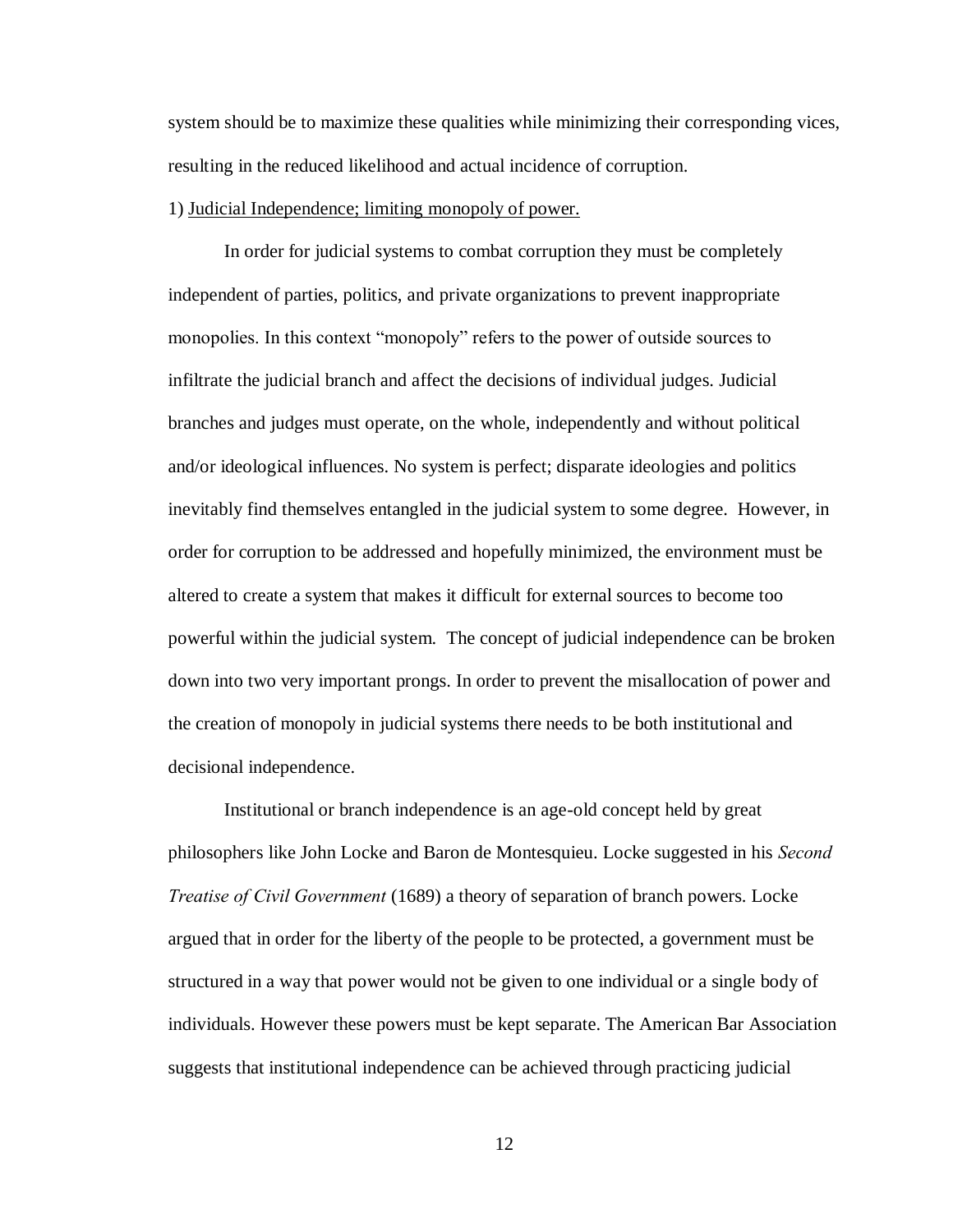system should be to maximize these qualities while minimizing their corresponding vices, resulting in the reduced likelihood and actual incidence of corruption.

1) <u>Judicial Independence; limiting monopoly of power.</u>

In order for judicial systems to combat corruption they must be completely independent of parties, politics, and private organizations to prevent inappropriate monopolies. In this context "monopoly" refers to the power of outside sources to infiltrate the judicial branch and affect the decisions of individual judges. Judicial branches and judges must operate, on the whole, independently and without political and/or ideological influences. No system is perfect; disparate ideologies and politics inevitably find themselves entangled in the judicial system to some degree. However, in order for corruption to be addressed and hopefully minimized, the environment must be altered to create a system that makes it difficult for external sources to become too powerful within the judicial system. The concept of judicial independence can be broken down into two very important prongs. In order to prevent the misallocation of power and the creation of monopoly in judicial systems there needs to be both institutional and decisional independence.

Institutional or branch independence is an age-old concept held by great philosophers like John Locke and Baron de Montesquieu. Locke suggested in his *Second Treatise of Civil Government* (1689) a theory of separation of branch powers. Locke argued that in order for the liberty of the people to be protected, a government must be structured in a way that power would not be given to one individual or a single body of individuals. However these powers must be kept separate. The American Bar Association suggests that institutional independence can be achieved through practicing judicial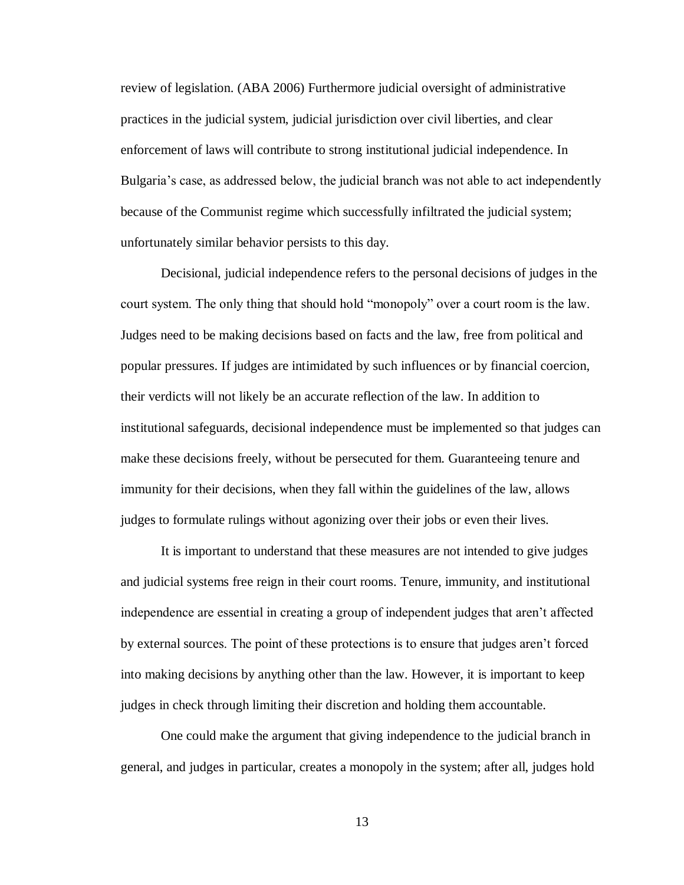review of legislation. (ABA 2006) Furthermore judicial oversight of administrative practices in the judicial system, judicial jurisdiction over civil liberties, and clear enforcement of laws will contribute to strong institutional judicial independence. In Bulgaria's case, as addressed below, the judicial branch was not able to act independently because of the Communist regime which successfully infiltrated the judicial system; unfortunately similar behavior persists to this day.

Decisional, judicial independence refers to the personal decisions of judges in the court system. The only thing that should hold "monopoly" over a court room is the law. Judges need to be making decisions based on facts and the law, free from political and popular pressures. If judges are intimidated by such influences or by financial coercion, their verdicts will not likely be an accurate reflection of the law. In addition to institutional safeguards, decisional independence must be implemented so that judges can make these decisions freely, without be persecuted for them. Guaranteeing tenure and immunity for their decisions, when they fall within the guidelines of the law, allows judges to formulate rulings without agonizing over their jobs or even their lives.

It is important to understand that these measures are not intended to give judges and judicial systems free reign in their court rooms. Tenure, immunity, and institutional independence are essential in creating a group of independent judges that aren't affected by external sources. The point of these protections is to ensure that judges aren't forced into making decisions by anything other than the law. However, it is important to keep judges in check through limiting their discretion and holding them accountable.

One could make the argument that giving independence to the judicial branch in general, and judges in particular, creates a monopoly in the system; after all, judges hold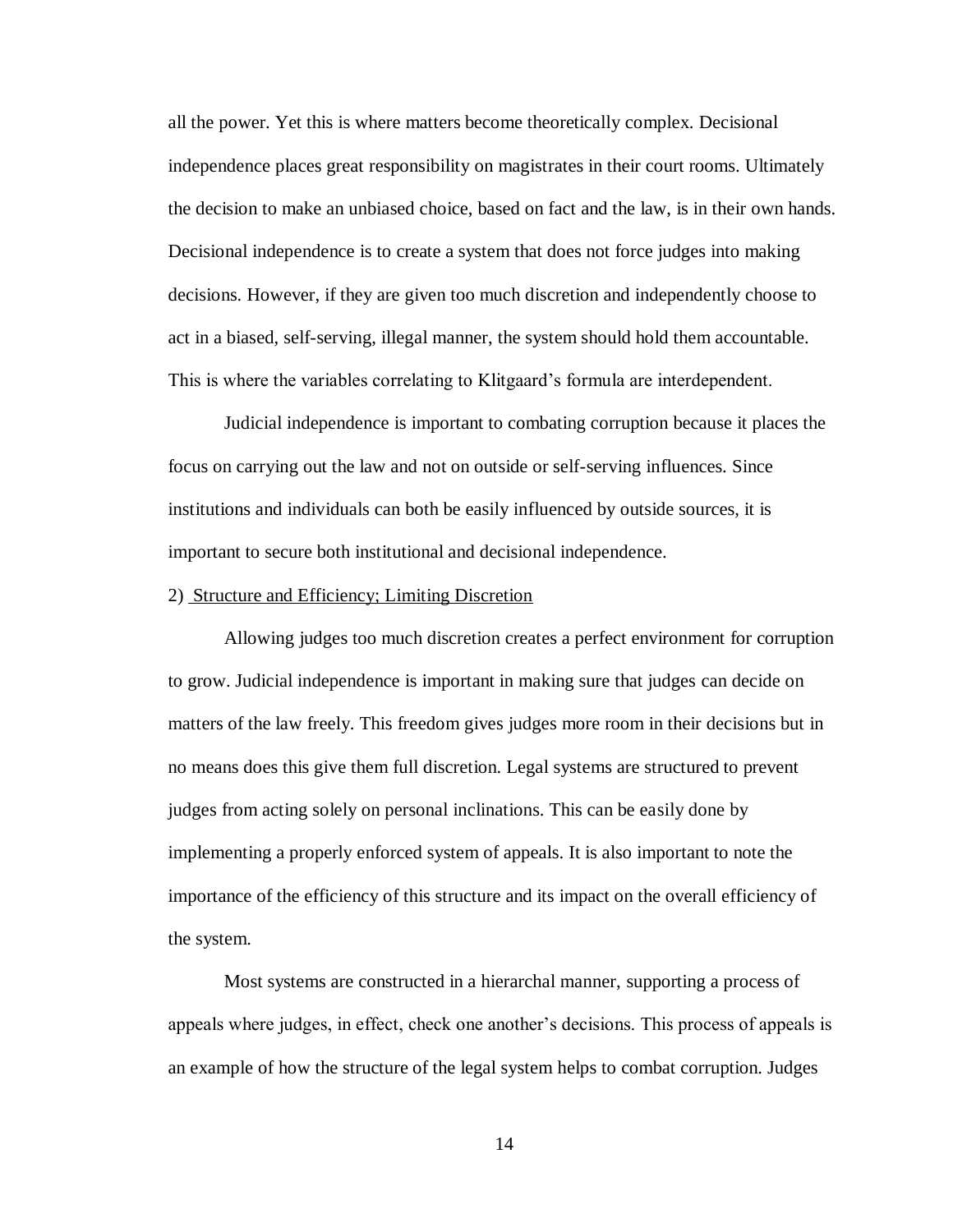all the power. Yet this is where matters become theoretically complex. Decisional independence places great responsibility on magistrates in their court rooms. Ultimately the decision to make an unbiased choice, based on fact and the law, is in their own hands. Decisional independence is to create a system that does not force judges into making decisions. However, if they are given too much discretion and independently choose to act in a biased, self-serving, illegal manner, the system should hold them accountable. This is where the variables correlating to Klitgaard's formula are interdependent.

Judicial independence is important to combating corruption because it places the focus on carrying out the law and not on outside or self-serving influences. Since institutions and individuals can both be easily influenced by outside sources, it is important to secure both institutional and decisional independence.

2) Structure and Efficiency; Limiting Discretion

Allowing judges too much discretion creates a perfect environment for corruption to grow. Judicial independence is important in making sure that judges can decide on matters of the law freely. This freedom gives judges more room in their decisions but in no means does this give them full discretion. Legal systems are structured to prevent judges from acting solely on personal inclinations. This can be easily done by implementing a properly enforced system of appeals. It is also important to note the importance of the efficiency of this structure and its impact on the overall efficiency of the system.

Most systems are constructed in a hierarchal manner, supporting a process of appeals where judges, in effect, check one another's decisions. This process of appeals is an example of how the structure of the legal system helps to combat corruption. Judges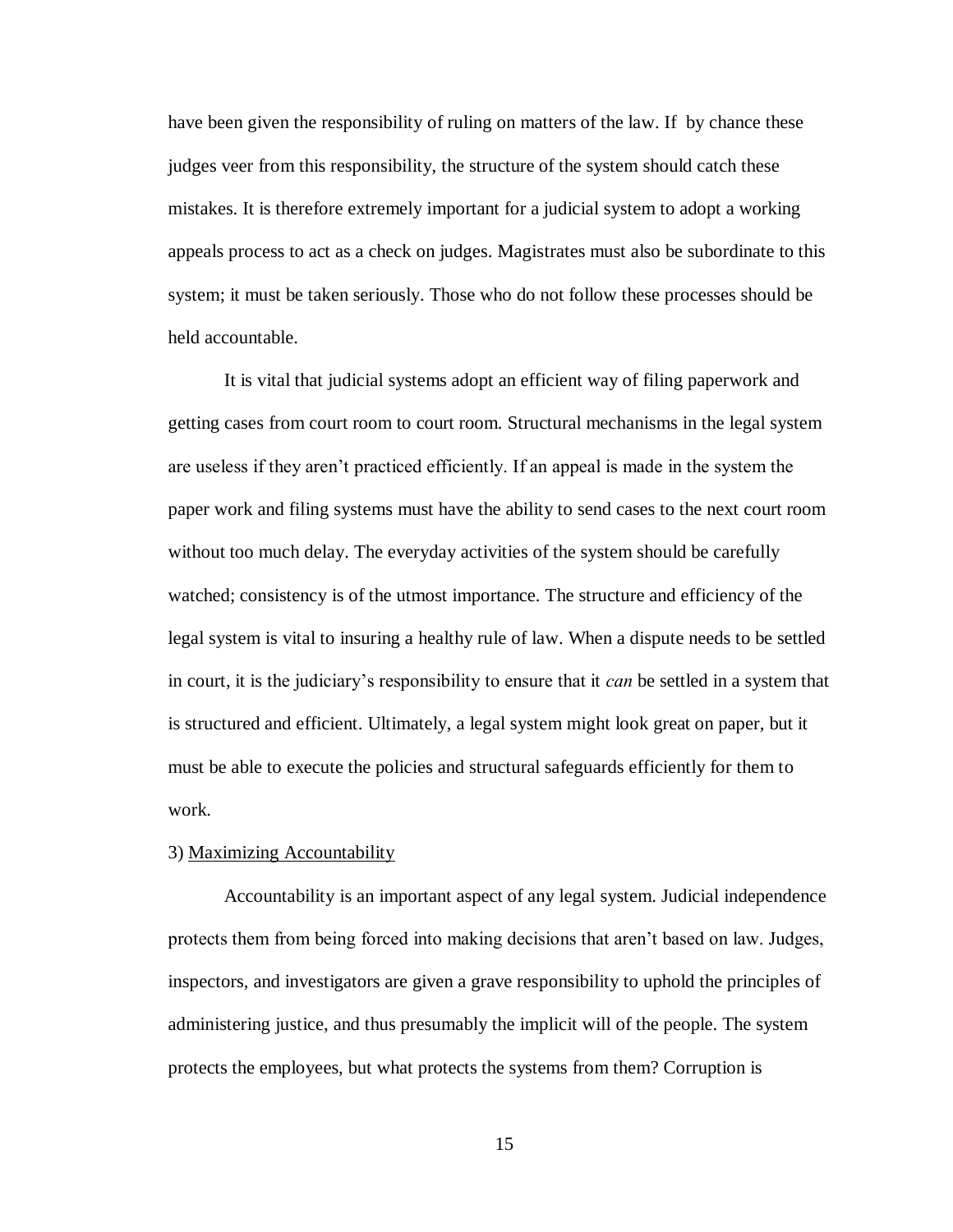have been given the responsibility of ruling on matters of the law. If by chance these judges veer from this responsibility, the structure of the system should catch these mistakes. It is therefore extremely important for a judicial system to adopt a working appeals process to act as a check on judges. Magistrates must also be subordinate to this system; it must be taken seriously. Those who do not follow these processes should be held accountable.

It is vital that judicial systems adopt an efficient way of filing paperwork and getting cases from court room to court room. Structural mechanisms in the legal system are useless if they aren't practiced efficiently. If an appeal is made in the system the paper work and filing systems must have the ability to send cases to the next court room without too much delay. The everyday activities of the system should be carefully watched; consistency is of the utmost importance. The structure and efficiency of the legal system is vital to insuring a healthy rule of law. When a dispute needs to be settled in court, it is the judiciary's responsibility to ensure that it *can* be settled in a system that is structured and efficient. Ultimately, a legal system might look great on paper, but it must be able to execute the policies and structural safeguards efficiently for them to work.

3) <u>Maximizing Accountability</u>

Accountability is an important aspect of any legal system. Judicial independence protects them from being forced into making decisions that aren't based on law. Judges, inspectors, and investigators are given a grave responsibility to uphold the principles of administering justice, and thus presumably the implicit will of the people. The system protects the employees, but what protects the systems from them? Corruption is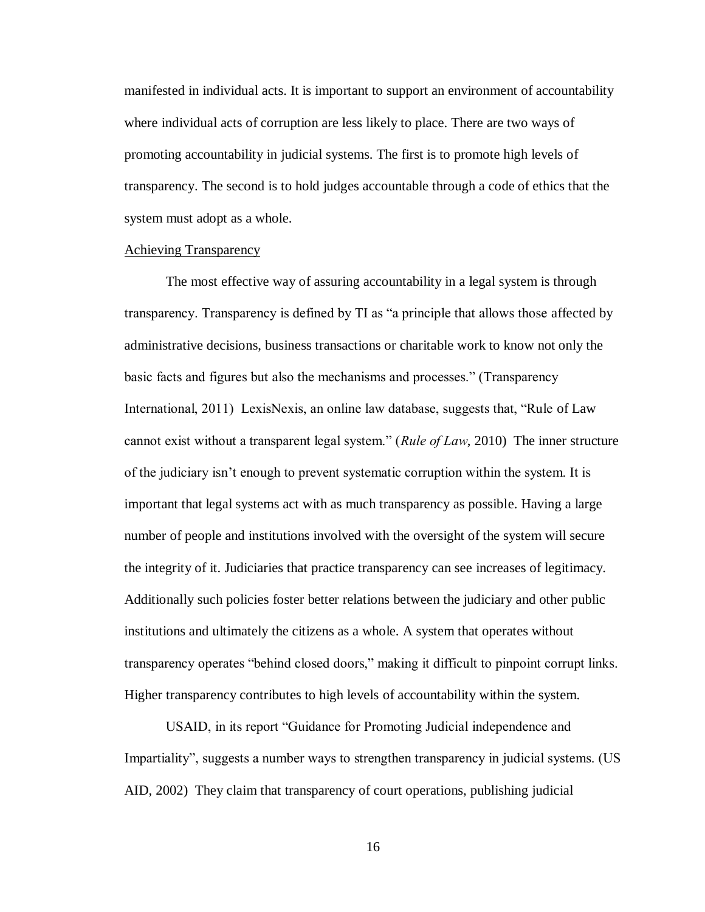manifested in individual acts. It is important to support an environment of accountability where individual acts of corruption are less likely to place. There are two ways of promoting accountability in judicial systems. The first is to promote high levels of transparency. The second is to hold judges accountable through a code of ethics that the system must adopt as a whole.

<u>Achieving Transparency</u>

The most effective way of assuring accountability in a legal system is through transparency. Transparency is defined by TI as "a principle that allows those affected by administrative decisions, business transactions or charitable work to know not only the basic facts and figures but also the mechanisms and processes." (Transparency International, 2011) LexisNexis, an online law database, suggests that, "Rule of Law cannot exist without a transparent legal system." (*Rule of Law*, 2010) The inner structure of the judiciary isn't enough to prevent systematic corruption within the system. It is important that legal systems act with as much transparency as possible. Having a large number of people and institutions involved with the oversight of the system will secure the integrity of it. Judiciaries that practice transparency can see increases of legitimacy. Additionally such policies foster better relations between the judiciary and other public institutions and ultimately the citizens as a whole. A system that operates without transparency operates "behind closed doors," making it difficult to pinpoint corrupt links. Higher transparency contributes to high levels of accountability within the system.

USAID, in its report "Guidance for Promoting Judicial independence and Impartiality", suggests a number ways to strengthen transparency in judicial systems. (US AID, 2002) They claim that transparency of court operations, publishing judicial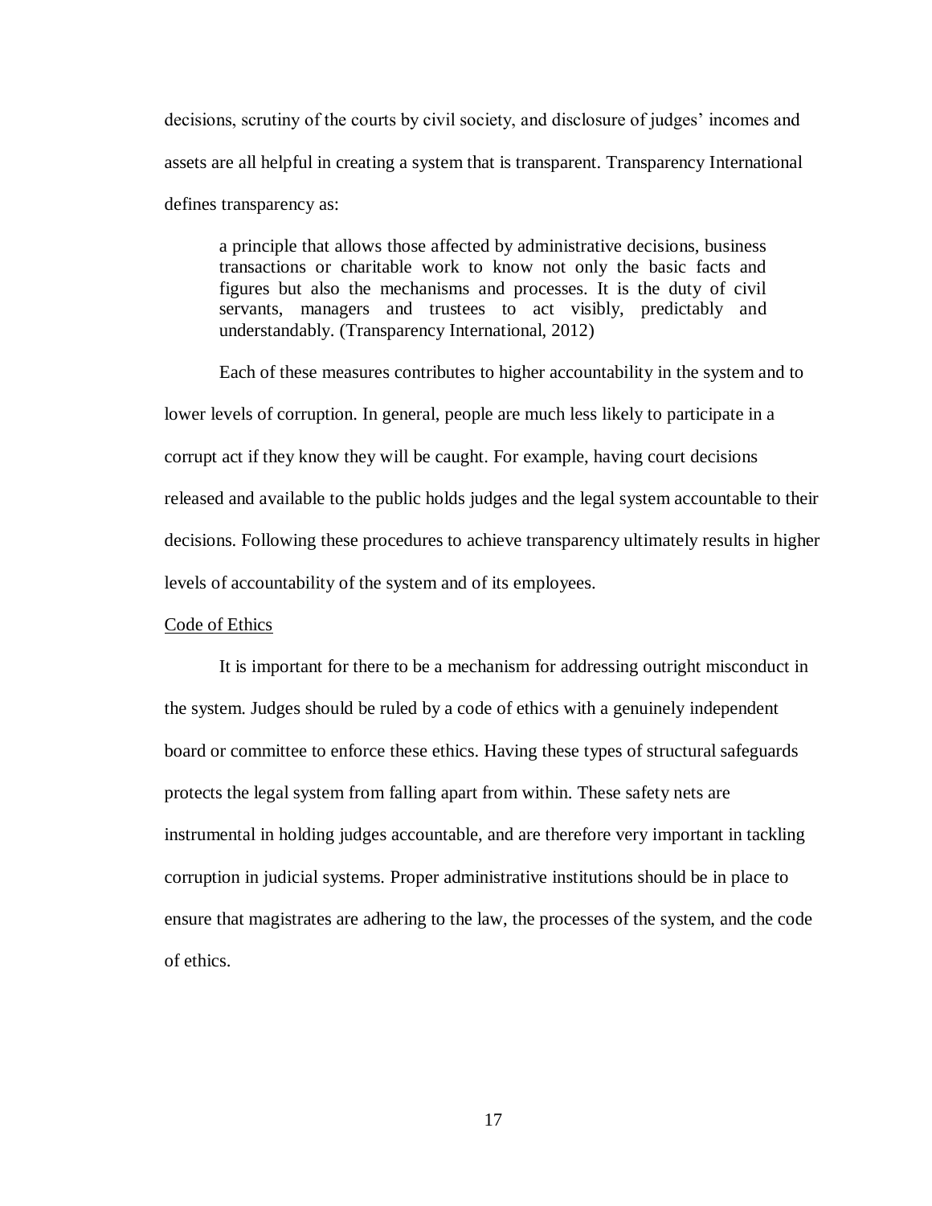decisions, scrutiny of the courts by civil society, and disclosure of judges' incomes and assets are all helpful in creating a system that is transparent. Transparency International defines transparency as:

> a principle that allows those affected by administrative decisions, business transactions or charitable work to know not only the basic facts and figures but also the mechanisms and processes. It is the duty of civil servants, managers and trustees to act visibly, predictably and understandably. (Transparency International, 2012)

Each of these measures contributes to higher accountability in the system and to lower levels of corruption. In general, people are much less likely to participate in a corrupt act if they know they will be caught. For example, having court decisions released and available to the public holds judges and the legal system accountable to their decisions. Following these procedures to achieve transparency ultimately results in higher levels of accountability of the system and of its employees.

### Code of Ethics

It is important for there to be a mechanism for addressing outright misconduct in the system. Judges should be ruled by a code of ethics with a genuinely independent board or committee to enforce these ethics. Having these types of structural safeguards protects the legal system from falling apart from within. These safety nets are instrumental in holding judges accountable, and are therefore very important in tackling corruption in judicial systems. Proper administrative institutions should be in place to ensure that magistrates are adhering to the law, the processes of the system, and the code of ethics.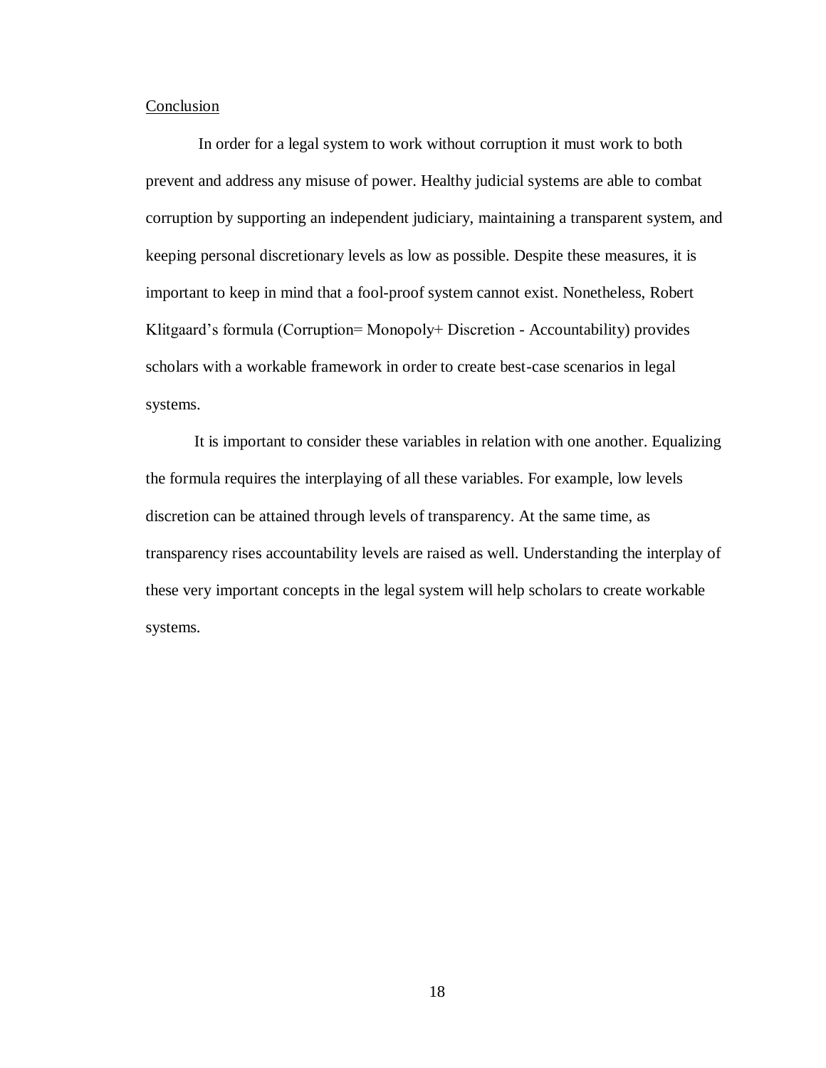## Conclusion

In order for a legal system to work without corruption it must work to both prevent and address any misuse of power. Healthy judicial systems are able to combat corruption by supporting an independent judiciary, maintaining a transparent system, and keeping personal discretionary levels as low as possible. Despite these measures, it is important to keep in mind that a fool-proof system cannot exist. Nonetheless, Robert Klitgaard's formula (Corruption= Monopoly+ Discretion - Accountability) provides scholars with a workable framework in order to create best-case scenarios in legal systems.

It is important to consider these variables in relation with one another. Equalizing the formula requires the interplaying of all these variables. For example, low levels discretion can be attained through levels of transparency. At the same time, as transparency rises accountability levels are raised as well. Understanding the interplay of these very important concepts in the legal system will help scholars to create workable systems.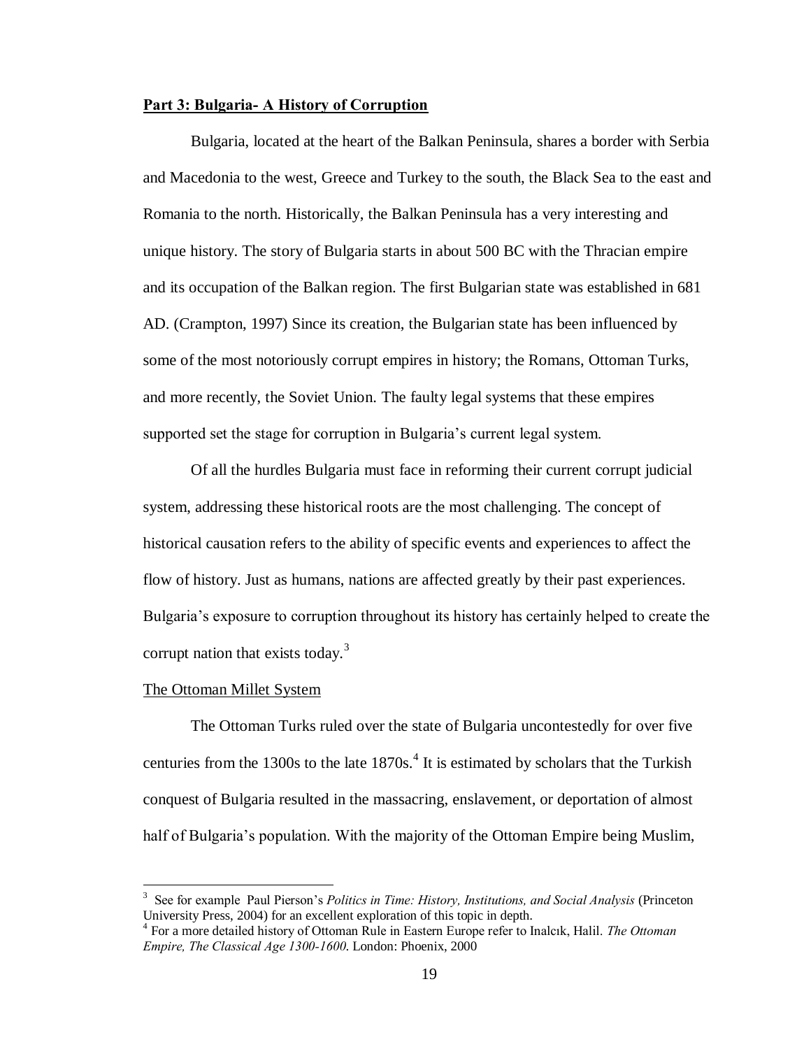## **Part 3: Bulgaria- A History of Corruption**

Bulgaria, located at the heart of the Balkan Peninsula, shares a border with Serbia and Macedonia to the west, Greece and Turkey to the south, the Black Sea to the east and Romania to the north. Historically, the Balkan Peninsula has a very interesting and unique history. The story of Bulgaria starts in about 500 BC with the Thracian empire and its occupation of the Balkan region. The first Bulgarian state was established in 681 AD. (Crampton, 1997) Since its creation, the Bulgarian state has been influenced by some of the most notoriously corrupt empires in history; the Romans, Ottoman Turks, and more recently, the Soviet Union. The faulty legal systems that these empires supported set the stage for corruption in Bulgaria's current legal system.

Of all the hurdles Bulgaria must face in reforming their current corrupt judicial system, addressing these historical roots are the most challenging. The concept of historical causation refers to the ability of specific events and experiences to affect the flow of history. Just as humans, nations are affected greatly by their past experiences. Bulgaria's exposure to corruption throughout its history has certainly helped to create the corrupt nation that exists today.[3]

### The Ottoman Millet System

The Ottoman Turks ruled over the state of Bulgaria uncontestedly for over five centuries from the 1300s to the late 1870s.[4] It is estimated by scholars that the Turkish conquest of Bulgaria resulted in the massacring, enslavement, or deportation of almost half of Bulgaria's population. With the majority of the Ottoman Empire being Muslim,

---

[3] See for example Paul Pierson's *Politics in Time: History, Institutions, and Social Analysis* (Princeton University Press, 2004) for an excellent exploration of this topic in depth.

[4] For a more detailed history of Ottoman Rule in Eastern Europe refer to Inalcık, Halil. *The Ottoman Empire, The Classical Age 1300-1600*. London: Phoenix, 2000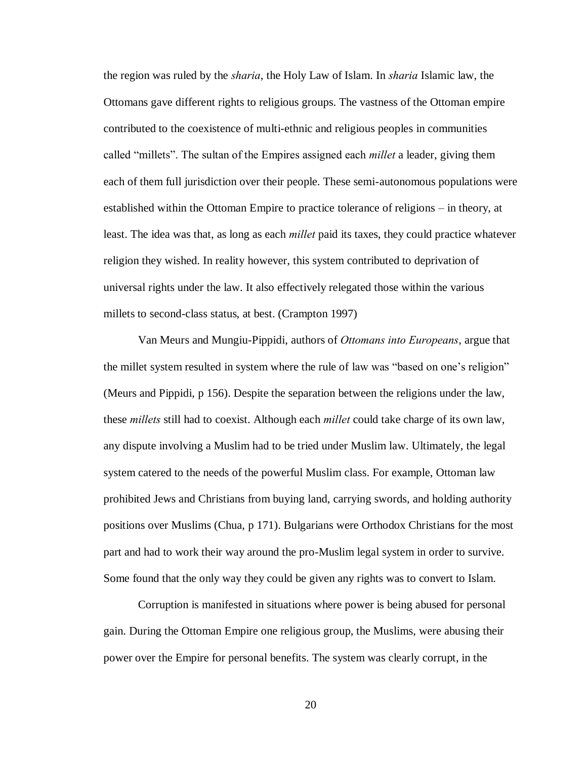the region was ruled by the *sharia*, the Holy Law of Islam. In *sharia* Islamic law, the Ottomans gave different rights to religious groups. The vastness of the Ottoman empire contributed to the coexistence of multi-ethnic and religious peoples in communities called "millets". The sultan of the Empires assigned each *millet* a leader, giving them each of them full jurisdiction over their people. These semi-autonomous populations were established within the Ottoman Empire to practice tolerance of religions – in theory, at least. The idea was that, as long as each *millet* paid its taxes, they could practice whatever religion they wished. In reality however, this system contributed to deprivation of universal rights under the law. It also effectively relegated those within the various millets to second-class status, at best. (Crampton 1997)

Van Meurs and Mungiu-Pippidi, authors of *Ottomans into Europeans*, argue that the millet system resulted in system where the rule of law was "based on one's religion" (Meurs and Pippidi, p 156). Despite the separation between the religions under the law, these *millets* still had to coexist. Although each *millet* could take charge of its own law, any dispute involving a Muslim had to be tried under Muslim law. Ultimately, the legal system catered to the needs of the powerful Muslim class. For example, Ottoman law prohibited Jews and Christians from buying land, carrying swords, and holding authority positions over Muslims (Chua, p 171). Bulgarians were Orthodox Christians for the most part and had to work their way around the pro-Muslim legal system in order to survive. Some found that the only way they could be given any rights was to convert to Islam.

Corruption is manifested in situations where power is being abused for personal gain. During the Ottoman Empire one religious group, the Muslims, were abusing their power over the Empire for personal benefits. The system was clearly corrupt, in the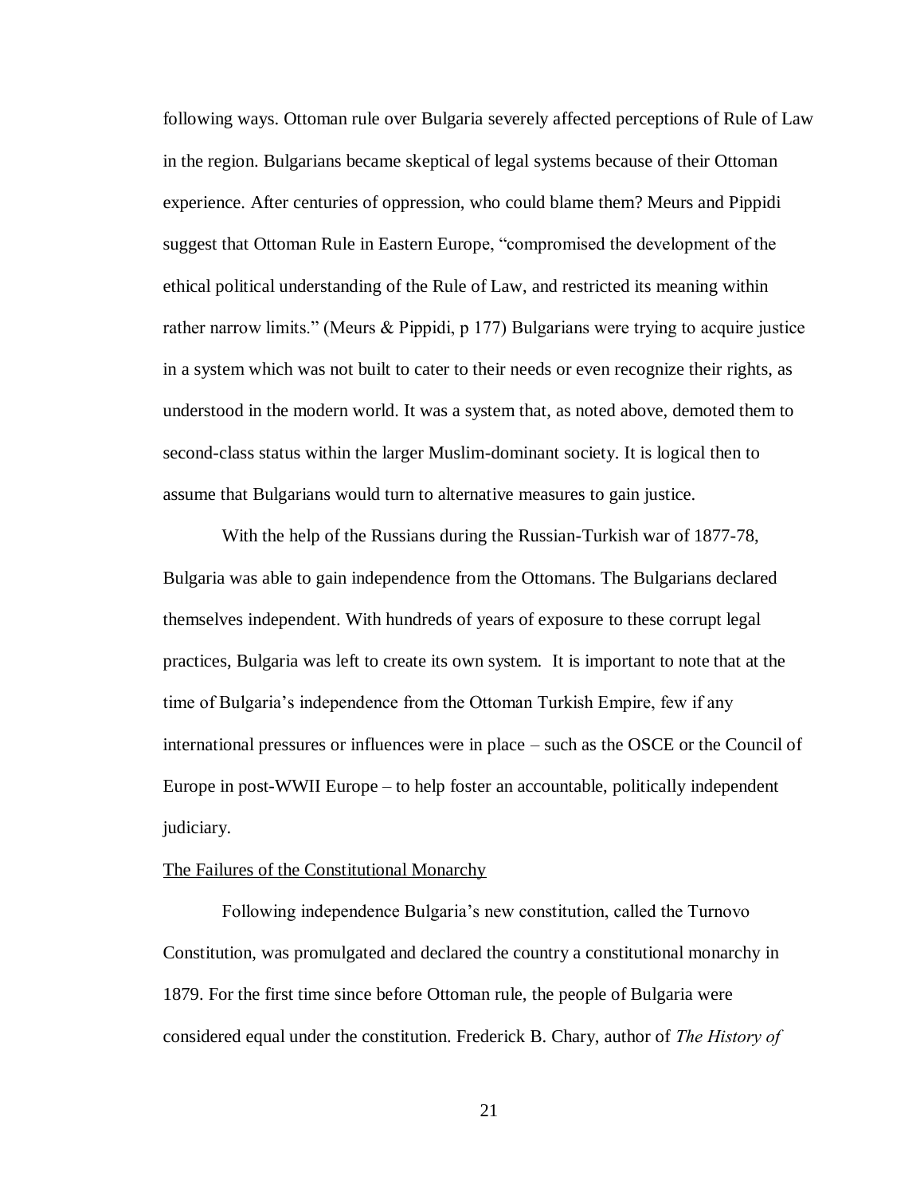following ways. Ottoman rule over Bulgaria severely affected perceptions of Rule of Law in the region. Bulgarians became skeptical of legal systems because of their Ottoman experience. After centuries of oppression, who could blame them? Meurs and Pippidi suggest that Ottoman Rule in Eastern Europe, "compromised the development of the ethical political understanding of the Rule of Law, and restricted its meaning within rather narrow limits." (Meurs & Pippidi, p 177) Bulgarians were trying to acquire justice in a system which was not built to cater to their needs or even recognize their rights, as understood in the modern world. It was a system that, as noted above, demoted them to second-class status within the larger Muslim-dominant society. It is logical then to assume that Bulgarians would turn to alternative measures to gain justice.

With the help of the Russians during the Russian-Turkish war of 1877-78, Bulgaria was able to gain independence from the Ottomans. The Bulgarians declared themselves independent. With hundreds of years of exposure to these corrupt legal practices, Bulgaria was left to create its own system. It is important to note that at the time of Bulgaria's independence from the Ottoman Turkish Empire, few if any international pressures or influences were in place – such as the OSCE or the Council of Europe in post-WWII Europe – to help foster an accountable, politically independent judiciary.

<u>The Failures of the Constitutional Monarchy</u>

Following independence Bulgaria's new constitution, called the Turnovo Constitution, was promulgated and declared the country a constitutional monarchy in 1879. For the first time since before Ottoman rule, the people of Bulgaria were considered equal under the constitution. Frederick B. Chary, author of *The History of*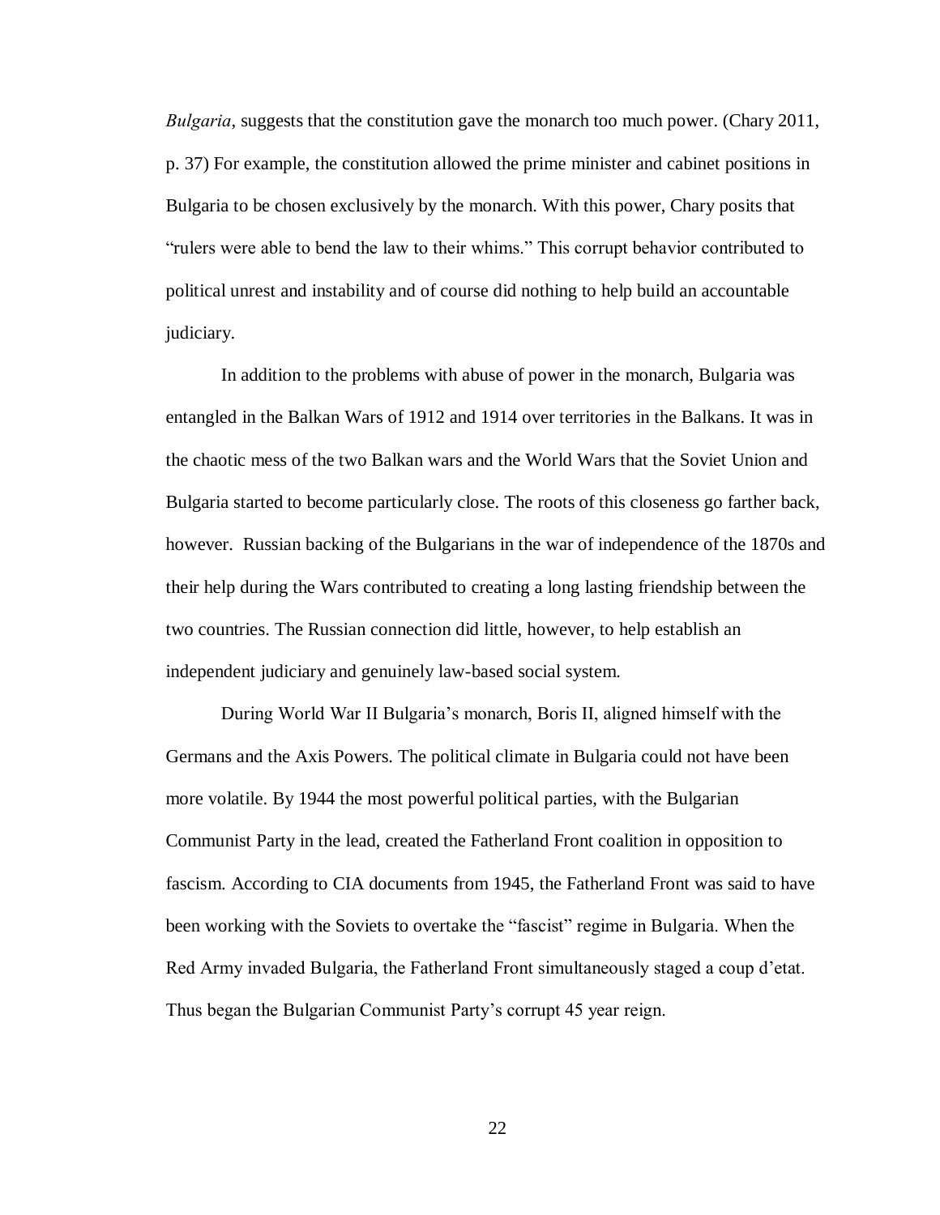*Bulgaria*, suggests that the constitution gave the monarch too much power. (Chary 2011, p. 37) For example, the constitution allowed the prime minister and cabinet positions in Bulgaria to be chosen exclusively by the monarch. With this power, Chary posits that "rulers were able to bend the law to their whims." This corrupt behavior contributed to political unrest and instability and of course did nothing to help build an accountable judiciary.

In addition to the problems with abuse of power in the monarch, Bulgaria was entangled in the Balkan Wars of 1912 and 1914 over territories in the Balkans. It was in the chaotic mess of the two Balkan wars and the World Wars that the Soviet Union and Bulgaria started to become particularly close. The roots of this closeness go farther back, however. Russian backing of the Bulgarians in the war of independence of the 1870s and their help during the Wars contributed to creating a long lasting friendship between the two countries. The Russian connection did little, however, to help establish an independent judiciary and genuinely law-based social system.

During World War II Bulgaria's monarch, Boris II, aligned himself with the Germans and the Axis Powers. The political climate in Bulgaria could not have been more volatile. By 1944 the most powerful political parties, with the Bulgarian Communist Party in the lead, created the Fatherland Front coalition in opposition to fascism. According to CIA documents from 1945, the Fatherland Front was said to have been working with the Soviets to overtake the "fascist" regime in Bulgaria. When the Red Army invaded Bulgaria, the Fatherland Front simultaneously staged a coup d'etat. Thus began the Bulgarian Communist Party's corrupt 45 year reign.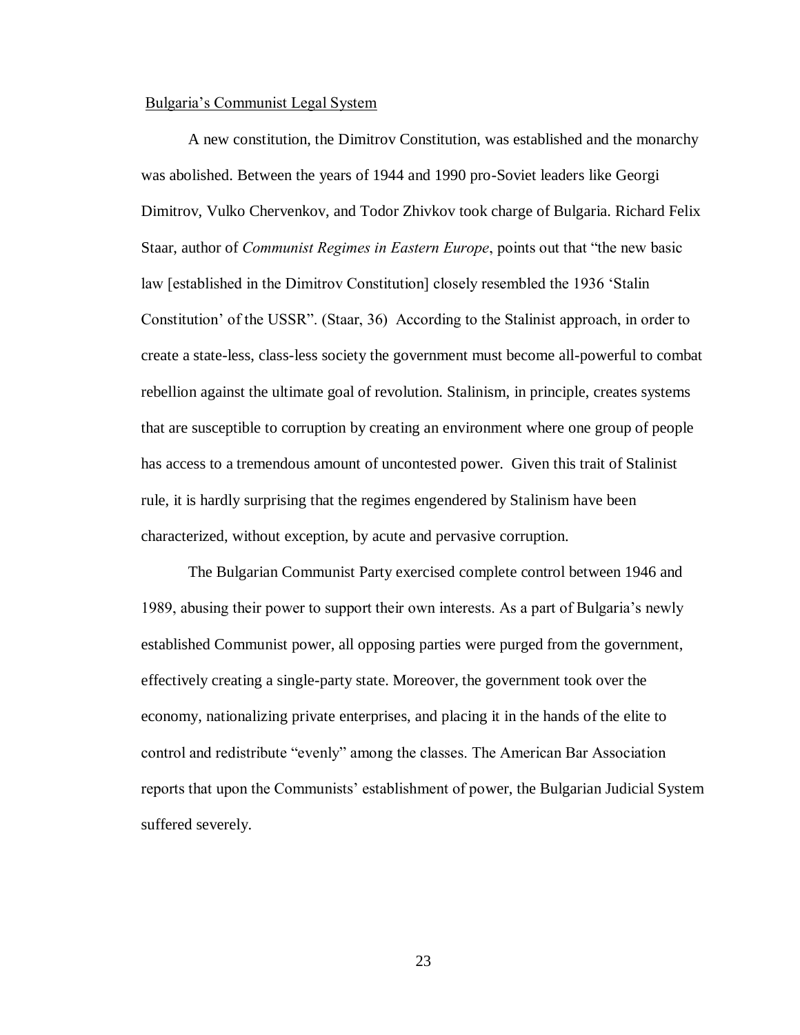<u>Bulgaria's Communist Legal System</u>

A new constitution, the Dimitrov Constitution, was established and the monarchy was abolished. Between the years of 1944 and 1990 pro-Soviet leaders like Georgi Dimitrov, Vulko Chervenkov, and Todor Zhivkov took charge of Bulgaria. Richard Felix Staar, author of *Communist Regimes in Eastern Europe*, points out that "the new basic law [established in the Dimitrov Constitution] closely resembled the 1936 'Stalin Constitution' of the USSR". (Staar, 36) According to the Stalinist approach, in order to create a state-less, class-less society the government must become all-powerful to combat rebellion against the ultimate goal of revolution. Stalinism, in principle, creates systems that are susceptible to corruption by creating an environment where one group of people has access to a tremendous amount of uncontested power. Given this trait of Stalinist rule, it is hardly surprising that the regimes engendered by Stalinism have been characterized, without exception, by acute and pervasive corruption.

The Bulgarian Communist Party exercised complete control between 1946 and 1989, abusing their power to support their own interests. As a part of Bulgaria's newly established Communist power, all opposing parties were purged from the government, effectively creating a single-party state. Moreover, the government took over the economy, nationalizing private enterprises, and placing it in the hands of the elite to control and redistribute "evenly" among the classes. The American Bar Association reports that upon the Communists' establishment of power, the Bulgarian Judicial System suffered severely.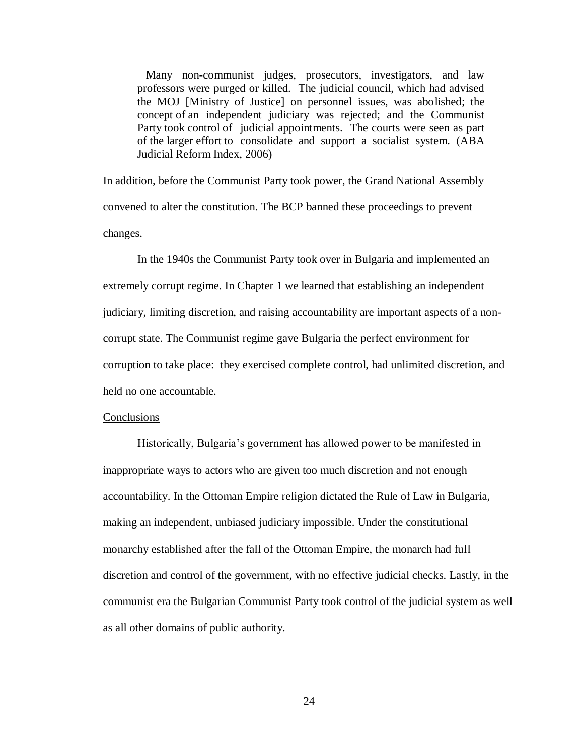> Many non-communist judges, prosecutors, investigators, and law professors were purged or killed. The judicial council, which had advised the MOJ [Ministry of Justice] on personnel issues, was abolished; the concept of an independent judiciary was rejected; and the Communist Party took control of judicial appointments. The courts were seen as part of the larger effort to consolidate and support a socialist system. (ABA Judicial Reform Index, 2006)

In addition, before the Communist Party took power, the Grand National Assembly convened to alter the constitution. The BCP banned these proceedings to prevent changes.

In the 1940s the Communist Party took over in Bulgaria and implemented an extremely corrupt regime. In Chapter 1 we learned that establishing an independent judiciary, limiting discretion, and raising accountability are important aspects of a non-corrupt state. The Communist regime gave Bulgaria the perfect environment for corruption to take place: they exercised complete control, had unlimited discretion, and held no one accountable.

Conclusions

Historically, Bulgaria's government has allowed power to be manifested in inappropriate ways to actors who are given too much discretion and not enough accountability. In the Ottoman Empire religion dictated the Rule of Law in Bulgaria, making an independent, unbiased judiciary impossible. Under the constitutional monarchy established after the fall of the Ottoman Empire, the monarch had full discretion and control of the government, with no effective judicial checks. Lastly, in the communist era the Bulgarian Communist Party took control of the judicial system as well as all other domains of public authority.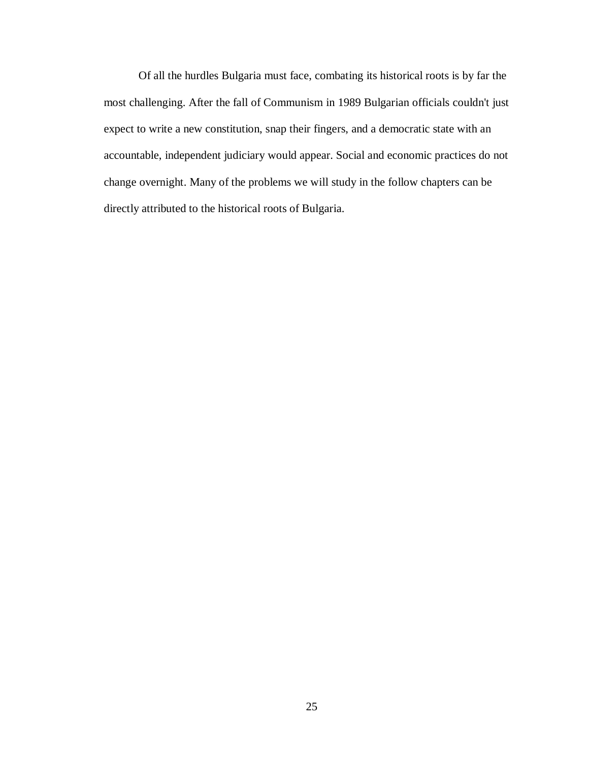Of all the hurdles Bulgaria must face, combating its historical roots is by far the most challenging. After the fall of Communism in 1989 Bulgarian officials couldn't just expect to write a new constitution, snap their fingers, and a democratic state with an accountable, independent judiciary would appear. Social and economic practices do not change overnight. Many of the problems we will study in the follow chapters can be directly attributed to the historical roots of Bulgaria.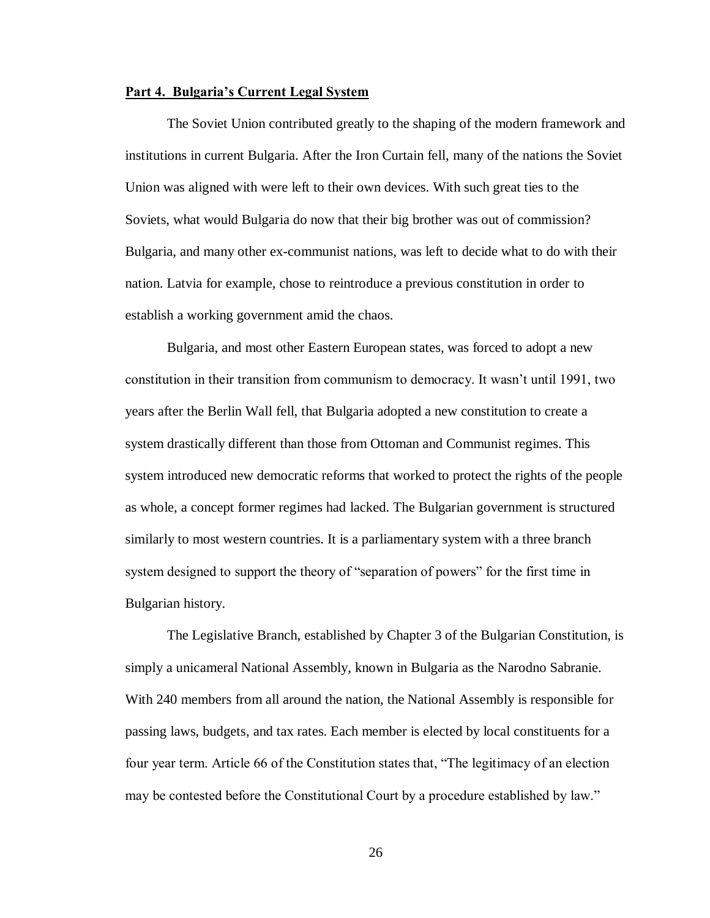**Part 4. Bulgaria's Current Legal System**

The Soviet Union contributed greatly to the shaping of the modern framework and institutions in current Bulgaria. After the Iron Curtain fell, many of the nations the Soviet Union was aligned with were left to their own devices. With such great ties to the Soviets, what would Bulgaria do now that their big brother was out of commission? Bulgaria, and many other ex-communist nations, was left to decide what to do with their nation. Latvia for example, chose to reintroduce a previous constitution in order to establish a working government amid the chaos.

Bulgaria, and most other Eastern European states, was forced to adopt a new constitution in their transition from communism to democracy. It wasn't until 1991, two years after the Berlin Wall fell, that Bulgaria adopted a new constitution to create a system drastically different than those from Ottoman and Communist regimes. This system introduced new democratic reforms that worked to protect the rights of the people as whole, a concept former regimes had lacked. The Bulgarian government is structured similarly to most western countries. It is a parliamentary system with a three branch system designed to support the theory of "separation of powers" for the first time in Bulgarian history.

The Legislative Branch, established by Chapter 3 of the Bulgarian Constitution, is simply a unicameral National Assembly, known in Bulgaria as the Narodno Sabranie. With 240 members from all around the nation, the National Assembly is responsible for passing laws, budgets, and tax rates. Each member is elected by local constituents for a four year term. Article 66 of the Constitution states that, "The legitimacy of an election may be contested before the Constitutional Court by a procedure established by law."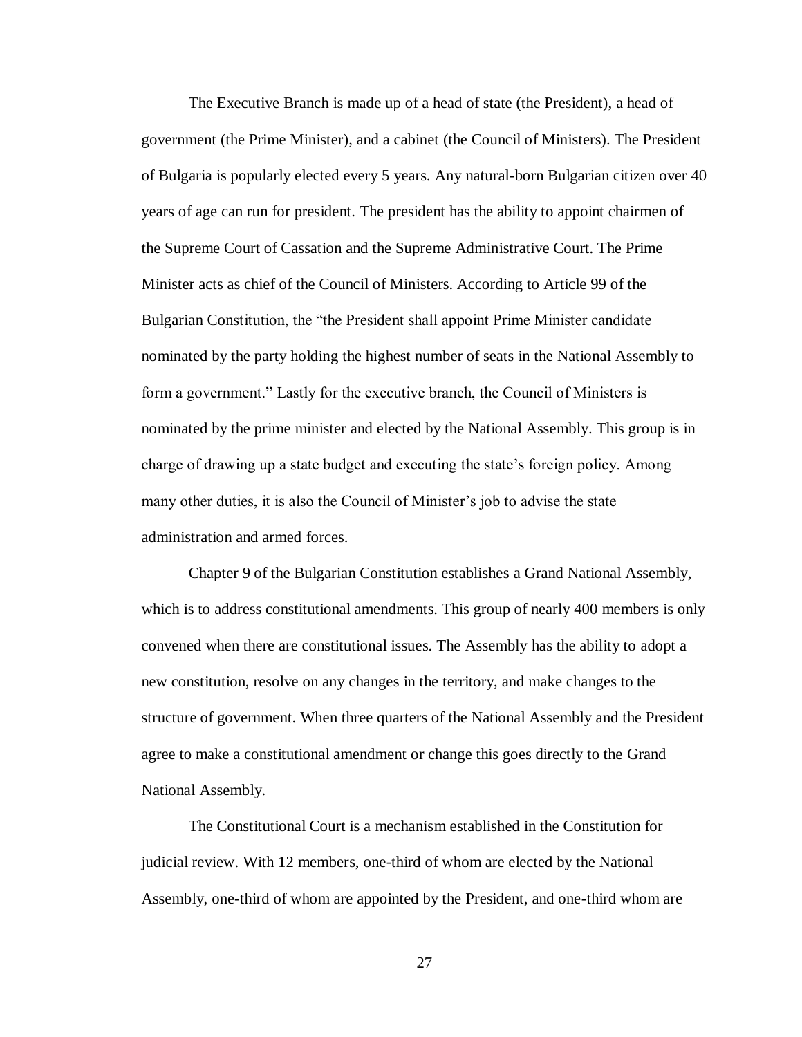The Executive Branch is made up of a head of state (the President), a head of government (the Prime Minister), and a cabinet (the Council of Ministers). The President of Bulgaria is popularly elected every 5 years. Any natural-born Bulgarian citizen over 40 years of age can run for president. The president has the ability to appoint chairmen of the Supreme Court of Cassation and the Supreme Administrative Court. The Prime Minister acts as chief of the Council of Ministers. According to Article 99 of the Bulgarian Constitution, the "the President shall appoint Prime Minister candidate nominated by the party holding the highest number of seats in the National Assembly to form a government." Lastly for the executive branch, the Council of Ministers is nominated by the prime minister and elected by the National Assembly. This group is in charge of drawing up a state budget and executing the state's foreign policy. Among many other duties, it is also the Council of Minister's job to advise the state administration and armed forces.

Chapter 9 of the Bulgarian Constitution establishes a Grand National Assembly, which is to address constitutional amendments. This group of nearly 400 members is only convened when there are constitutional issues. The Assembly has the ability to adopt a new constitution, resolve on any changes in the territory, and make changes to the structure of government. When three quarters of the National Assembly and the President agree to make a constitutional amendment or change this goes directly to the Grand National Assembly.

The Constitutional Court is a mechanism established in the Constitution for judicial review. With 12 members, one-third of whom are elected by the National Assembly, one-third of whom are appointed by the President, and one-third whom are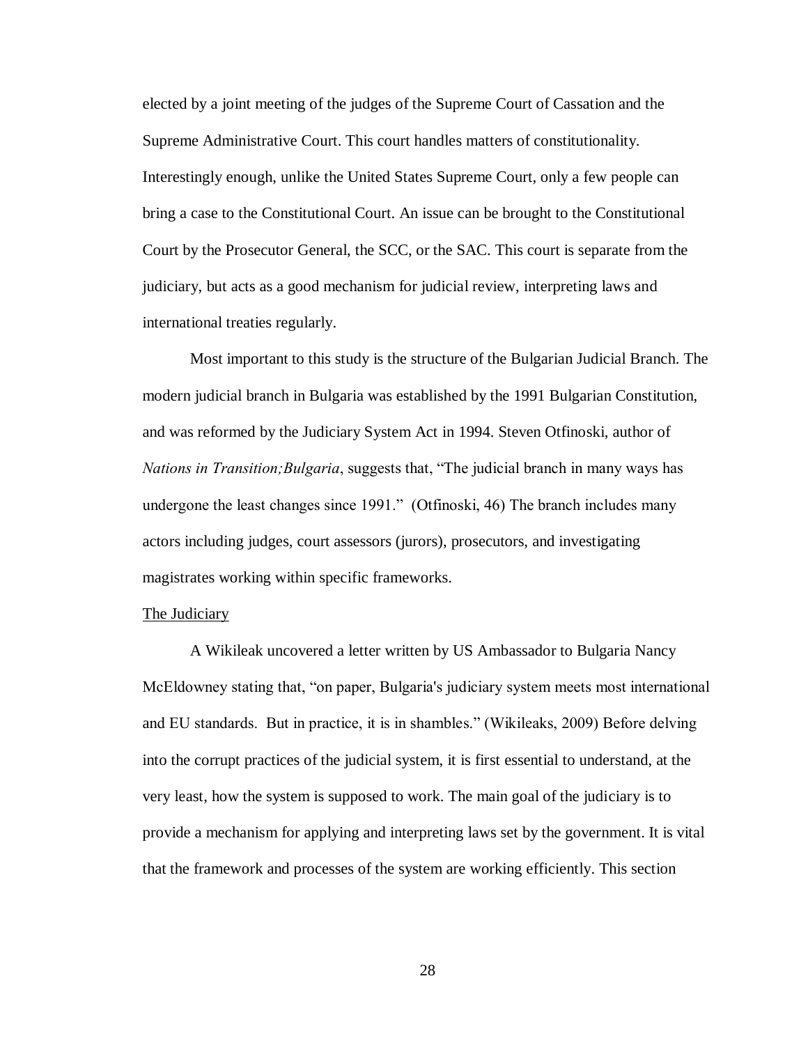elected by a joint meeting of the judges of the Supreme Court of Cassation and the Supreme Administrative Court. This court handles matters of constitutionality. Interestingly enough, unlike the United States Supreme Court, only a few people can bring a case to the Constitutional Court. An issue can be brought to the Constitutional Court by the Prosecutor General, the SCC, or the SAC. This court is separate from the judiciary, but acts as a good mechanism for judicial review, interpreting laws and international treaties regularly.

Most important to this study is the structure of the Bulgarian Judicial Branch. The modern judicial branch in Bulgaria was established by the 1991 Bulgarian Constitution, and was reformed by the Judiciary System Act in 1994. Steven Otfinoski, author of *Nations in Transition;Bulgaria*, suggests that, "The judicial branch in many ways has undergone the least changes since 1991." (Otfinoski, 46) The branch includes many actors including judges, court assessors (jurors), prosecutors, and investigating magistrates working within specific frameworks.

<u>The Judiciary</u>

A Wikileak uncovered a letter written by US Ambassador to Bulgaria Nancy McEldowney stating that, "on paper, Bulgaria's judiciary system meets most international and EU standards. But in practice, it is in shambles." (Wikileaks, 2009) Before delving into the corrupt practices of the judicial system, it is first essential to understand, at the very least, how the system is supposed to work. The main goal of the judiciary is to provide a mechanism for applying and interpreting laws set by the government. It is vital that the framework and processes of the system are working efficiently. This section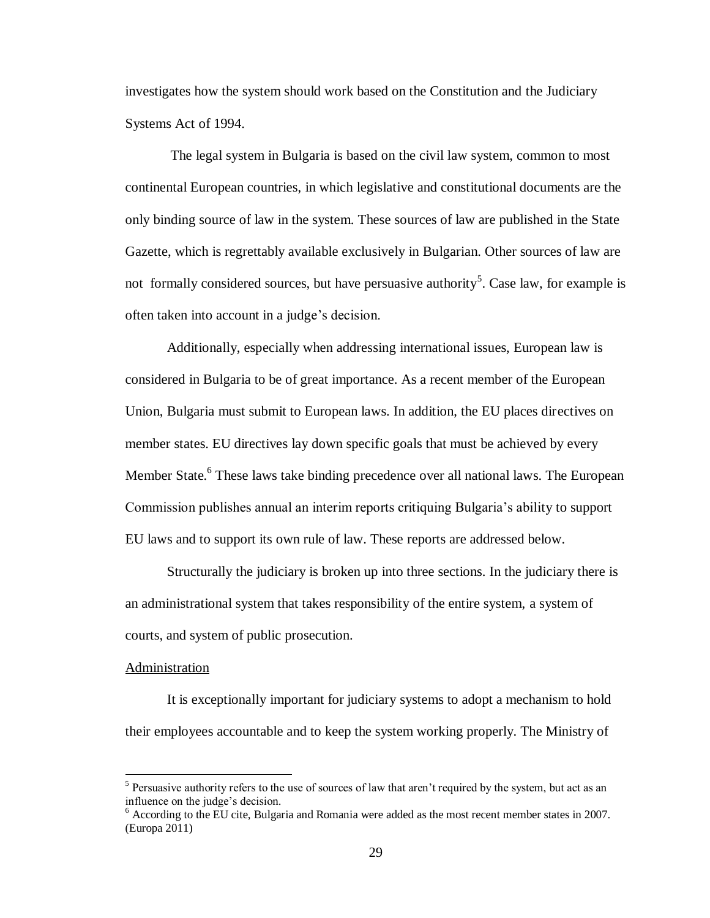investigates how the system should work based on the Constitution and the Judiciary Systems Act of 1994.

The legal system in Bulgaria is based on the civil law system, common to most continental European countries, in which legislative and constitutional documents are the only binding source of law in the system. These sources of law are published in the State Gazette, which is regrettably available exclusively in Bulgarian. Other sources of law are not formally considered sources, but have persuasive authority[5]. Case law, for example is often taken into account in a judge's decision.

Additionally, especially when addressing international issues, European law is considered in Bulgaria to be of great importance. As a recent member of the European Union, Bulgaria must submit to European laws. In addition, the EU places directives on member states. EU directives lay down specific goals that must be achieved by every Member State.[6] These laws take binding precedence over all national laws. The European Commission publishes annual an interim reports critiquing Bulgaria's ability to support EU laws and to support its own rule of law. These reports are addressed below.

Structurally the judiciary is broken up into three sections. In the judiciary there is an administrational system that takes responsibility of the entire system, a system of courts, and system of public prosecution.

Administration

It is exceptionally important for judiciary systems to adopt a mechanism to hold their employees accountable and to keep the system working properly. The Ministry of

---

[5] Persuasive authority refers to the use of sources of law that aren't required by the system, but act as an influence on the judge's decision.

[6] According to the EU cite, Bulgaria and Romania were added as the most recent member states in 2007. (Europa 2011)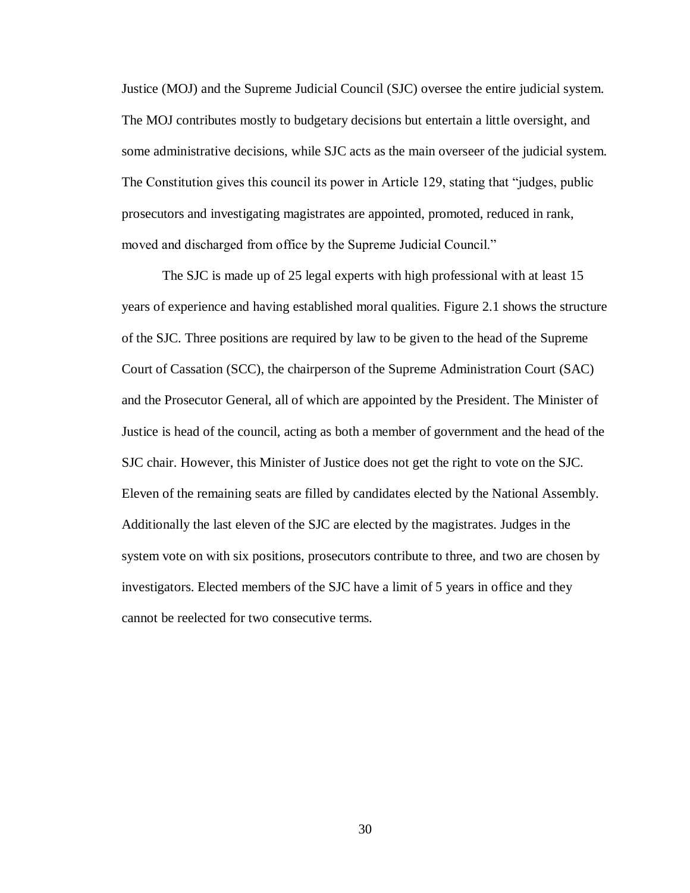Justice (MOJ) and the Supreme Judicial Council (SJC) oversee the entire judicial system. The MOJ contributes mostly to budgetary decisions but entertain a little oversight, and some administrative decisions, while SJC acts as the main overseer of the judicial system. The Constitution gives this council its power in Article 129, stating that "judges, public prosecutors and investigating magistrates are appointed, promoted, reduced in rank, moved and discharged from office by the Supreme Judicial Council."

The SJC is made up of 25 legal experts with high professional with at least 15 years of experience and having established moral qualities. Figure 2.1 shows the structure of the SJC. Three positions are required by law to be given to the head of the Supreme Court of Cassation (SCC), the chairperson of the Supreme Administration Court (SAC) and the Prosecutor General, all of which are appointed by the President. The Minister of Justice is head of the council, acting as both a member of government and the head of the SJC chair. However, this Minister of Justice does not get the right to vote on the SJC. Eleven of the remaining seats are filled by candidates elected by the National Assembly. Additionally the last eleven of the SJC are elected by the magistrates. Judges in the system vote on with six positions, prosecutors contribute to three, and two are chosen by investigators. Elected members of the SJC have a limit of 5 years in office and they cannot be reelected for two consecutive terms.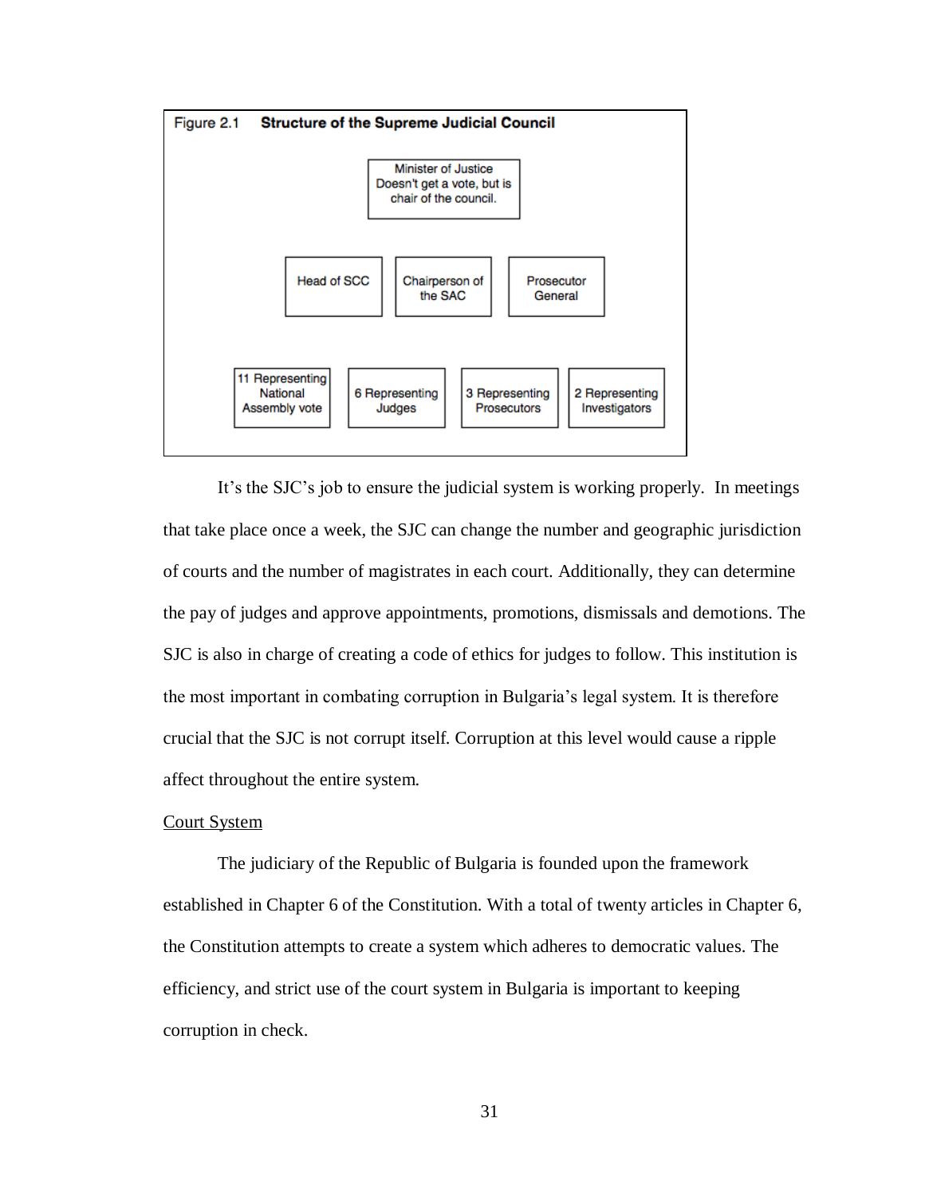Figure 2.1 **Structure of the Supreme Judicial Council**

Minister of Justice
Doesn't get a vote, but is chair of the council.

Head of SCC

Chairperson of the SAC

Prosecutor General

11 Representing National Assembly vote

6 Representing Judges

3 Representing Prosecutors

2 Representing Investigators

It's the SJC's job to ensure the judicial system is working properly. In meetings that take place once a week, the SJC can change the number and geographic jurisdiction of courts and the number of magistrates in each court. Additionally, they can determine the pay of judges and approve appointments, promotions, dismissals and demotions. The SJC is also in charge of creating a code of ethics for judges to follow. This institution is the most important in combating corruption in Bulgaria's legal system. It is therefore crucial that the SJC is not corrupt itself. Corruption at this level would cause a ripple affect throughout the entire system.

<u>Court System</u>

The judiciary of the Republic of Bulgaria is founded upon the framework established in Chapter 6 of the Constitution. With a total of twenty articles in Chapter 6, the Constitution attempts to create a system which adheres to democratic values. The efficiency, and strict use of the court system in Bulgaria is important to keeping corruption in check.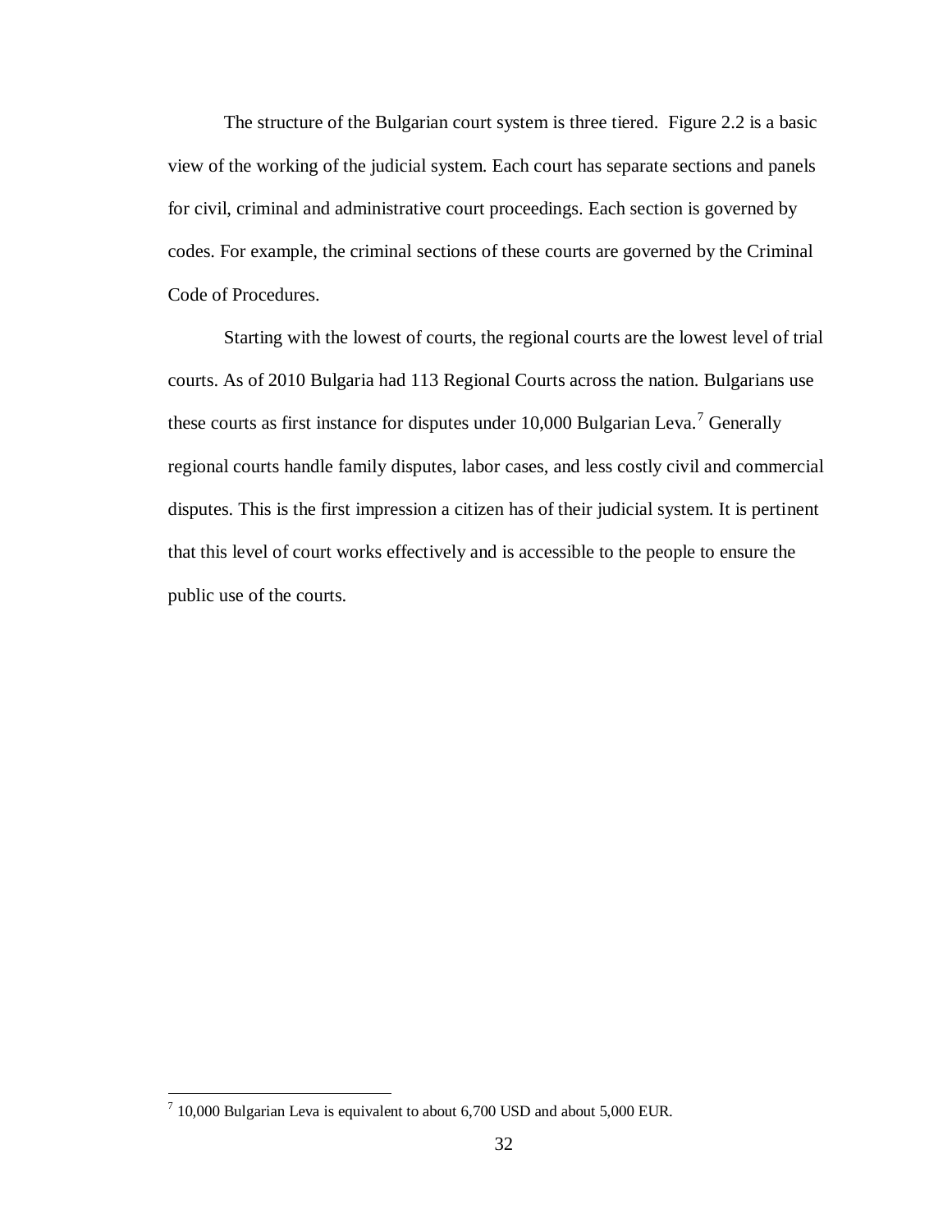The structure of the Bulgarian court system is three tiered. Figure 2.2 is a basic view of the working of the judicial system. Each court has separate sections and panels for civil, criminal and administrative court proceedings. Each section is governed by codes. For example, the criminal sections of these courts are governed by the Criminal Code of Procedures.

Starting with the lowest of courts, the regional courts are the lowest level of trial courts. As of 2010 Bulgaria had 113 Regional Courts across the nation. Bulgarians use these courts as first instance for disputes under 10,000 Bulgarian Leva.[7] Generally regional courts handle family disputes, labor cases, and less costly civil and commercial disputes. This is the first impression a citizen has of their judicial system. It is pertinent that this level of court works effectively and is accessible to the people to ensure the public use of the courts.

[7] 10,000 Bulgarian Leva is equivalent to about 6,700 USD and about 5,000 EUR.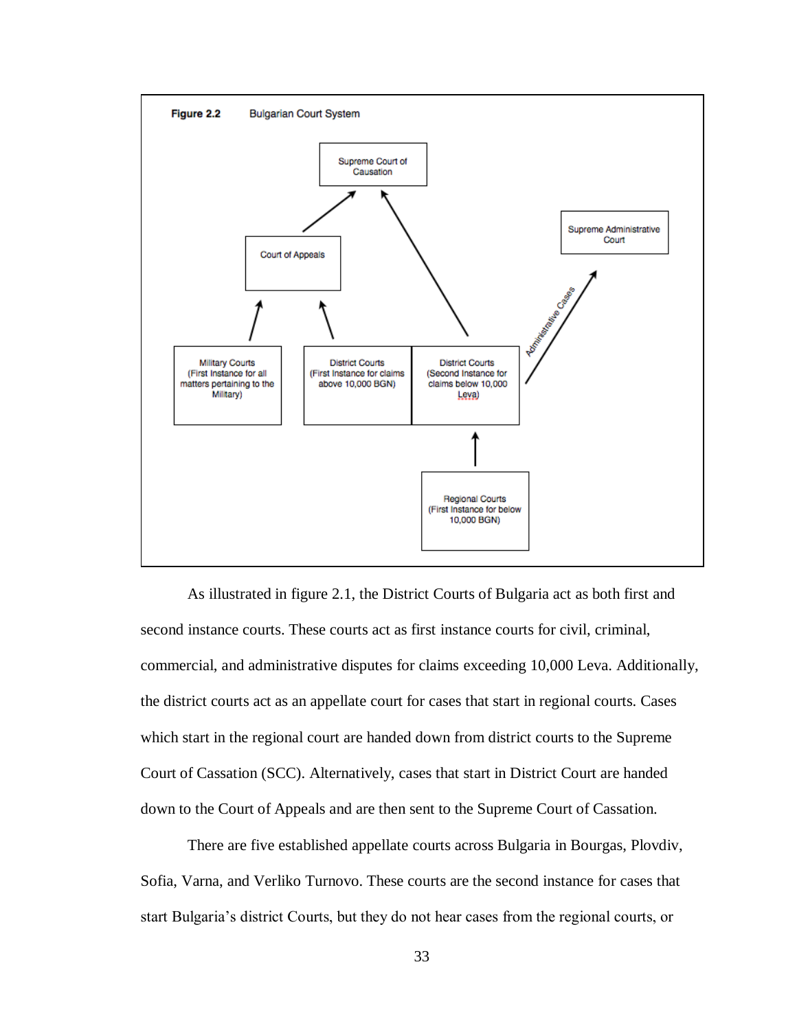**Figure 2.2** Bulgarian Court System

Supreme Court of Causation

Court of Appeals

Supreme Administrative Court

Administrative Cases

Military Courts (First Instance for all matters pertaining to the Military)

District Courts (First Instance for claims above 10,000 BGN)

District Courts (Second Instance for claims below 10,000 Leva)

Regional Courts (First Instance for below 10,000 BGN)

As illustrated in figure 2.1, the District Courts of Bulgaria act as both first and second instance courts. These courts act as first instance courts for civil, criminal, commercial, and administrative disputes for claims exceeding 10,000 Leva. Additionally, the district courts act as an appellate court for cases that start in regional courts. Cases which start in the regional court are handed down from district courts to the Supreme Court of Cassation (SCC). Alternatively, cases that start in District Court are handed down to the Court of Appeals and are then sent to the Supreme Court of Cassation.

There are five established appellate courts across Bulgaria in Bourgas, Plovdiv, Sofia, Varna, and Verliko Turnovo. These courts are the second instance for cases that start Bulgaria's district Courts, but they do not hear cases from the regional courts, or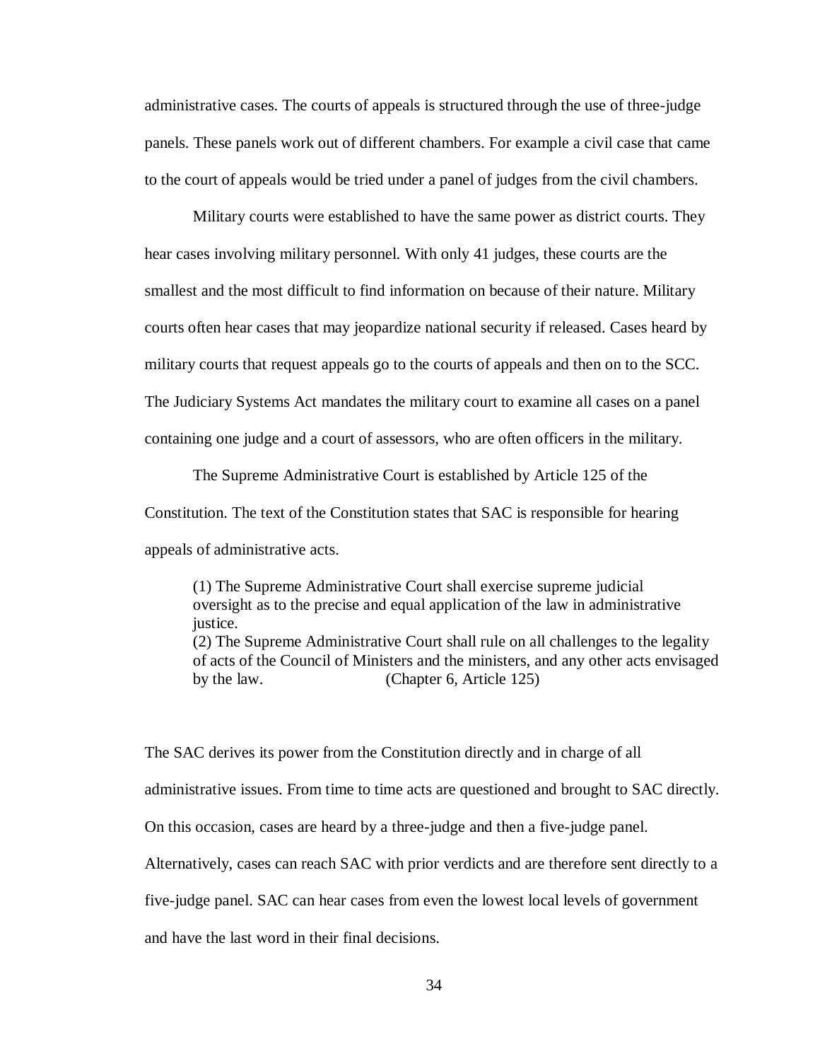administrative cases. The courts of appeals is structured through the use of three-judge panels. These panels work out of different chambers. For example a civil case that came to the court of appeals would be tried under a panel of judges from the civil chambers.

Military courts were established to have the same power as district courts. They hear cases involving military personnel. With only 41 judges, these courts are the smallest and the most difficult to find information on because of their nature. Military courts often hear cases that may jeopardize national security if released. Cases heard by military courts that request appeals go to the courts of appeals and then on to the SCC. The Judiciary Systems Act mandates the military court to examine all cases on a panel containing one judge and a court of assessors, who are often officers in the military.

The Supreme Administrative Court is established by Article 125 of the Constitution. The text of the Constitution states that SAC is responsible for hearing appeals of administrative acts.

> (1) The Supreme Administrative Court shall exercise supreme judicial oversight as to the precise and equal application of the law in administrative justice.
> (2) The Supreme Administrative Court shall rule on all challenges to the legality of acts of the Council of Ministers and the ministers, and any other acts envisaged by the law. (Chapter 6, Article 125)

The SAC derives its power from the Constitution directly and in charge of all administrative issues. From time to time acts are questioned and brought to SAC directly. On this occasion, cases are heard by a three-judge and then a five-judge panel. Alternatively, cases can reach SAC with prior verdicts and are therefore sent directly to a five-judge panel. SAC can hear cases from even the lowest local levels of government and have the last word in their final decisions.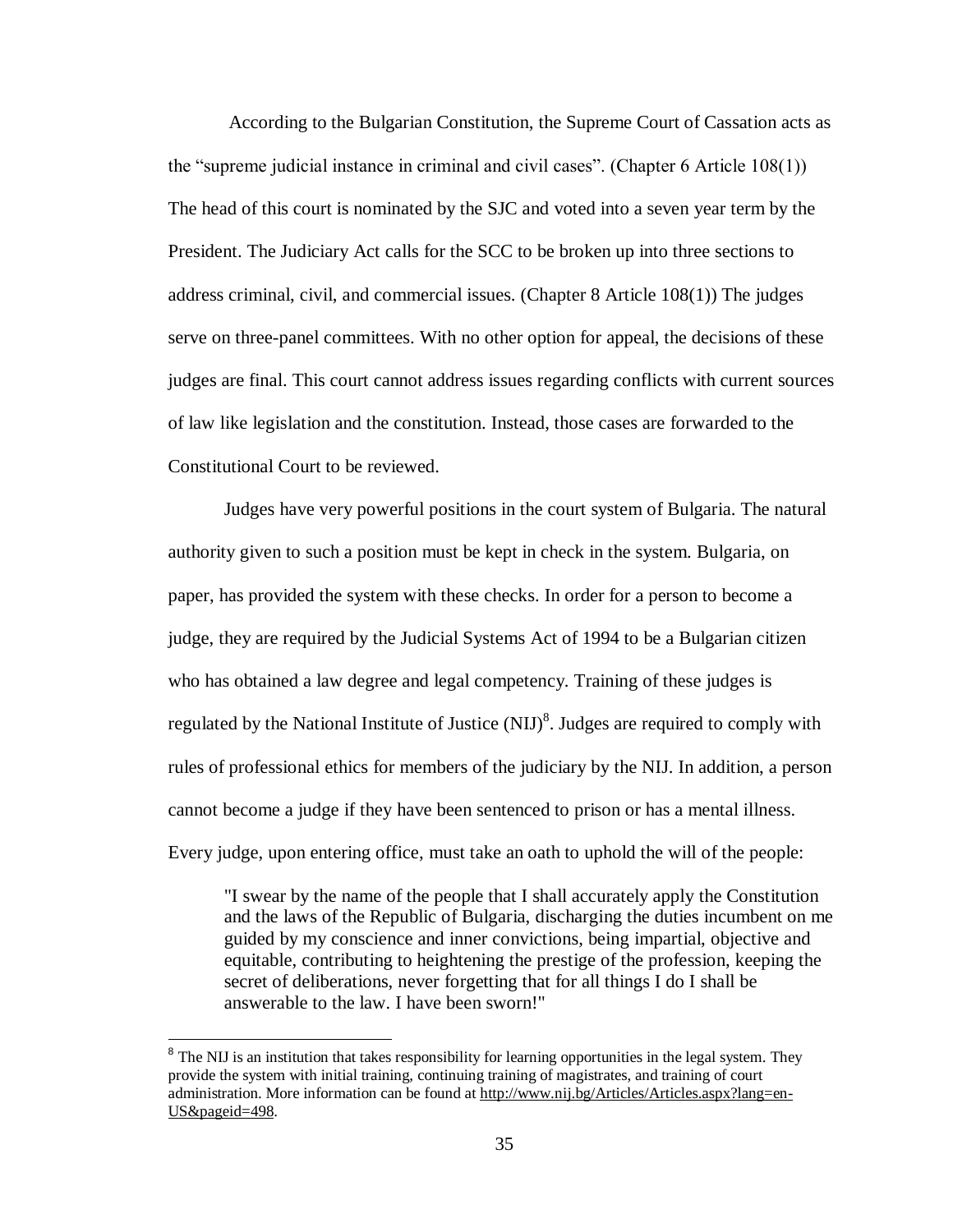According to the Bulgarian Constitution, the Supreme Court of Cassation acts as the "supreme judicial instance in criminal and civil cases". (Chapter 6 Article 108(1)) The head of this court is nominated by the SJC and voted into a seven year term by the President. The Judiciary Act calls for the SCC to be broken up into three sections to address criminal, civil, and commercial issues. (Chapter 8 Article 108(1)) The judges serve on three-panel committees. With no other option for appeal, the decisions of these judges are final. This court cannot address issues regarding conflicts with current sources of law like legislation and the constitution. Instead, those cases are forwarded to the Constitutional Court to be reviewed.

Judges have very powerful positions in the court system of Bulgaria. The natural authority given to such a position must be kept in check in the system. Bulgaria, on paper, has provided the system with these checks. In order for a person to become a judge, they are required by the Judicial Systems Act of 1994 to be a Bulgarian citizen who has obtained a law degree and legal competency. Training of these judges is regulated by the National Institute of Justice (NIJ)[8]. Judges are required to comply with rules of professional ethics for members of the judiciary by the NIJ. In addition, a person cannot become a judge if they have been sentenced to prison or has a mental illness. Every judge, upon entering office, must take an oath to uphold the will of the people:

> "I swear by the name of the people that I shall accurately apply the Constitution and the laws of the Republic of Bulgaria, discharging the duties incumbent on me guided by my conscience and inner convictions, being impartial, objective and equitable, contributing to heightening the prestige of the profession, keeping the secret of deliberations, never forgetting that for all things I do I shall be answerable to the law. I have been sworn!"

---

[8] The NIJ is an institution that takes responsibility for learning opportunities in the legal system. They provide the system with initial training, continuing training of magistrates, and training of court administration. More information can be found at http://www.nij.bg/Articles/Articles.aspx?lang=en-US&pageid=498.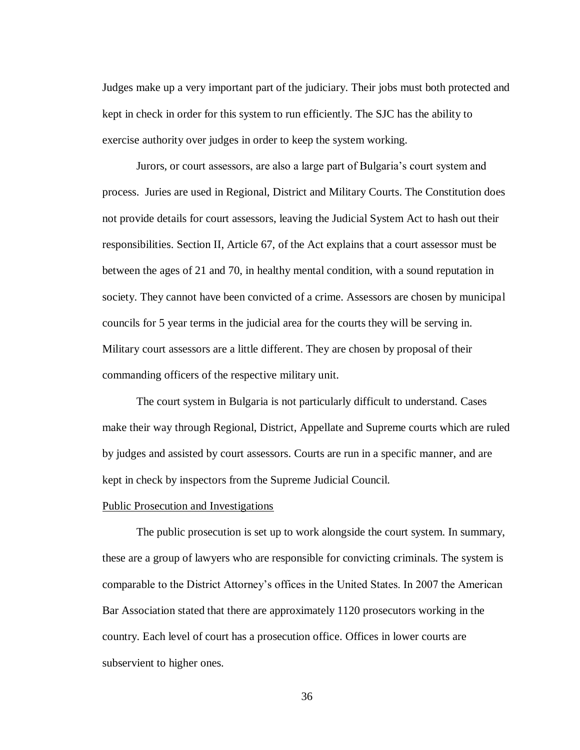Judges make up a very important part of the judiciary. Their jobs must both protected and kept in check in order for this system to run efficiently. The SJC has the ability to exercise authority over judges in order to keep the system working.

Jurors, or court assessors, are also a large part of Bulgaria's court system and process. Juries are used in Regional, District and Military Courts. The Constitution does not provide details for court assessors, leaving the Judicial System Act to hash out their responsibilities. Section II, Article 67, of the Act explains that a court assessor must be between the ages of 21 and 70, in healthy mental condition, with a sound reputation in society. They cannot have been convicted of a crime. Assessors are chosen by municipal councils for 5 year terms in the judicial area for the courts they will be serving in. Military court assessors are a little different. They are chosen by proposal of their commanding officers of the respective military unit.

The court system in Bulgaria is not particularly difficult to understand. Cases make their way through Regional, District, Appellate and Supreme courts which are ruled by judges and assisted by court assessors. Courts are run in a specific manner, and are kept in check by inspectors from the Supreme Judicial Council.

<u>Public Prosecution and Investigations</u>

The public prosecution is set up to work alongside the court system. In summary, these are a group of lawyers who are responsible for convicting criminals. The system is comparable to the District Attorney's offices in the United States. In 2007 the American Bar Association stated that there are approximately 1120 prosecutors working in the country. Each level of court has a prosecution office. Offices in lower courts are subservient to higher ones.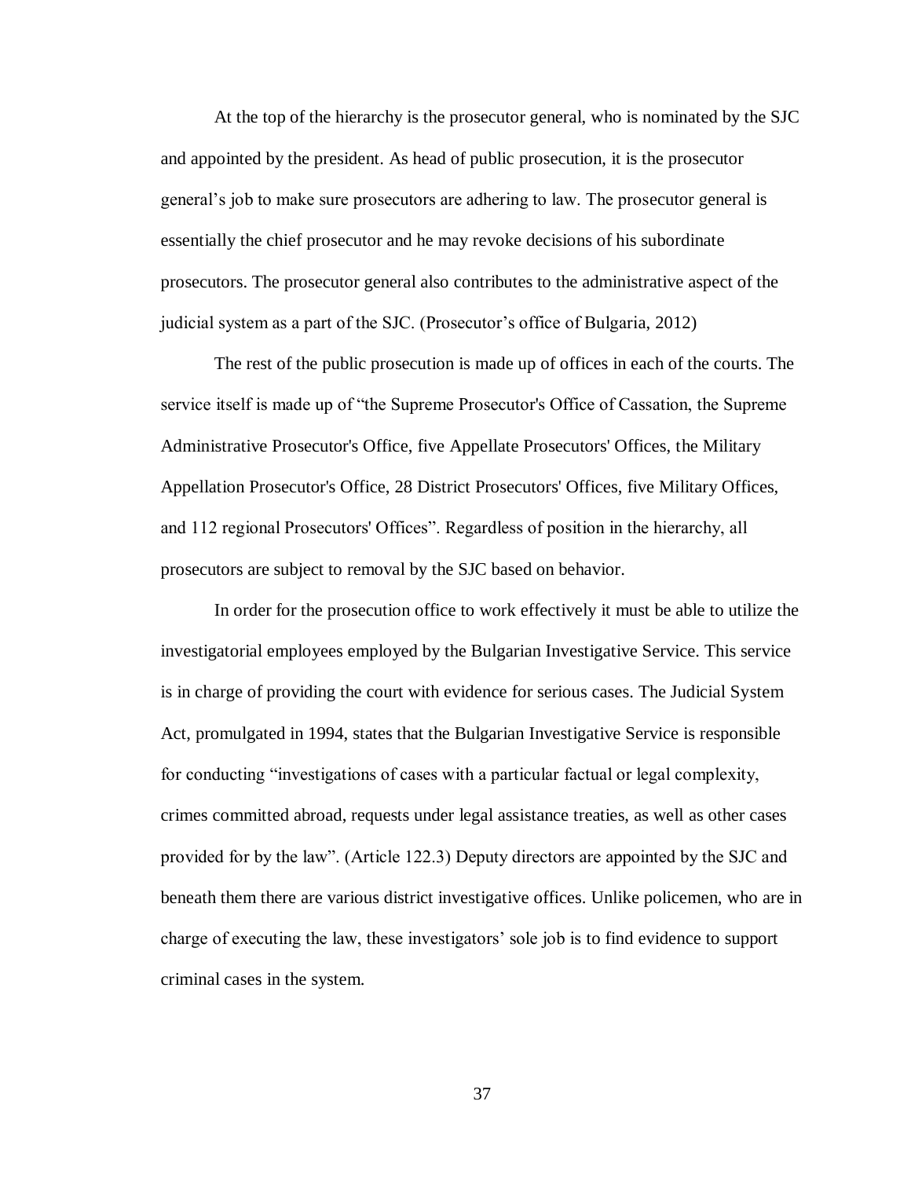At the top of the hierarchy is the prosecutor general, who is nominated by the SJC and appointed by the president. As head of public prosecution, it is the prosecutor general's job to make sure prosecutors are adhering to law. The prosecutor general is essentially the chief prosecutor and he may revoke decisions of his subordinate prosecutors. The prosecutor general also contributes to the administrative aspect of the judicial system as a part of the SJC. (Prosecutor's office of Bulgaria, 2012)

The rest of the public prosecution is made up of offices in each of the courts. The service itself is made up of "the Supreme Prosecutor's Office of Cassation, the Supreme Administrative Prosecutor's Office, five Appellate Prosecutors' Offices, the Military Appellation Prosecutor's Office, 28 District Prosecutors' Offices, five Military Offices, and 112 regional Prosecutors' Offices". Regardless of position in the hierarchy, all prosecutors are subject to removal by the SJC based on behavior.

In order for the prosecution office to work effectively it must be able to utilize the investigatorial employees employed by the Bulgarian Investigative Service. This service is in charge of providing the court with evidence for serious cases. The Judicial System Act, promulgated in 1994, states that the Bulgarian Investigative Service is responsible for conducting "investigations of cases with a particular factual or legal complexity, crimes committed abroad, requests under legal assistance treaties, as well as other cases provided for by the law". (Article 122.3) Deputy directors are appointed by the SJC and beneath them there are various district investigative offices. Unlike policemen, who are in charge of executing the law, these investigators' sole job is to find evidence to support criminal cases in the system.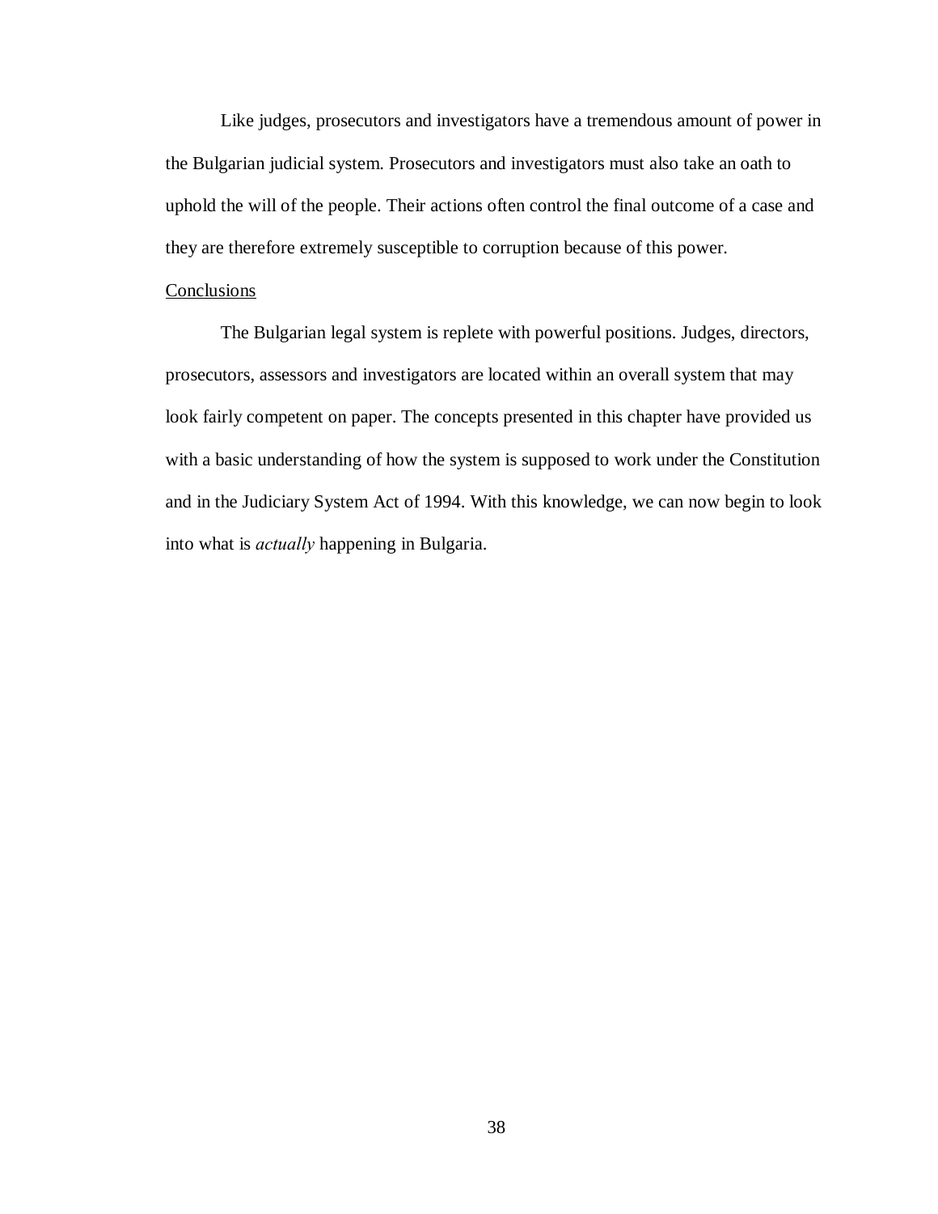Like judges, prosecutors and investigators have a tremendous amount of power in the Bulgarian judicial system. Prosecutors and investigators must also take an oath to uphold the will of the people. Their actions often control the final outcome of a case and they are therefore extremely susceptible to corruption because of this power.

## Conclusions

The Bulgarian legal system is replete with powerful positions. Judges, directors, prosecutors, assessors and investigators are located within an overall system that may look fairly competent on paper. The concepts presented in this chapter have provided us with a basic understanding of how the system is supposed to work under the Constitution and in the Judiciary System Act of 1994. With this knowledge, we can now begin to look into what is *actually* happening in Bulgaria.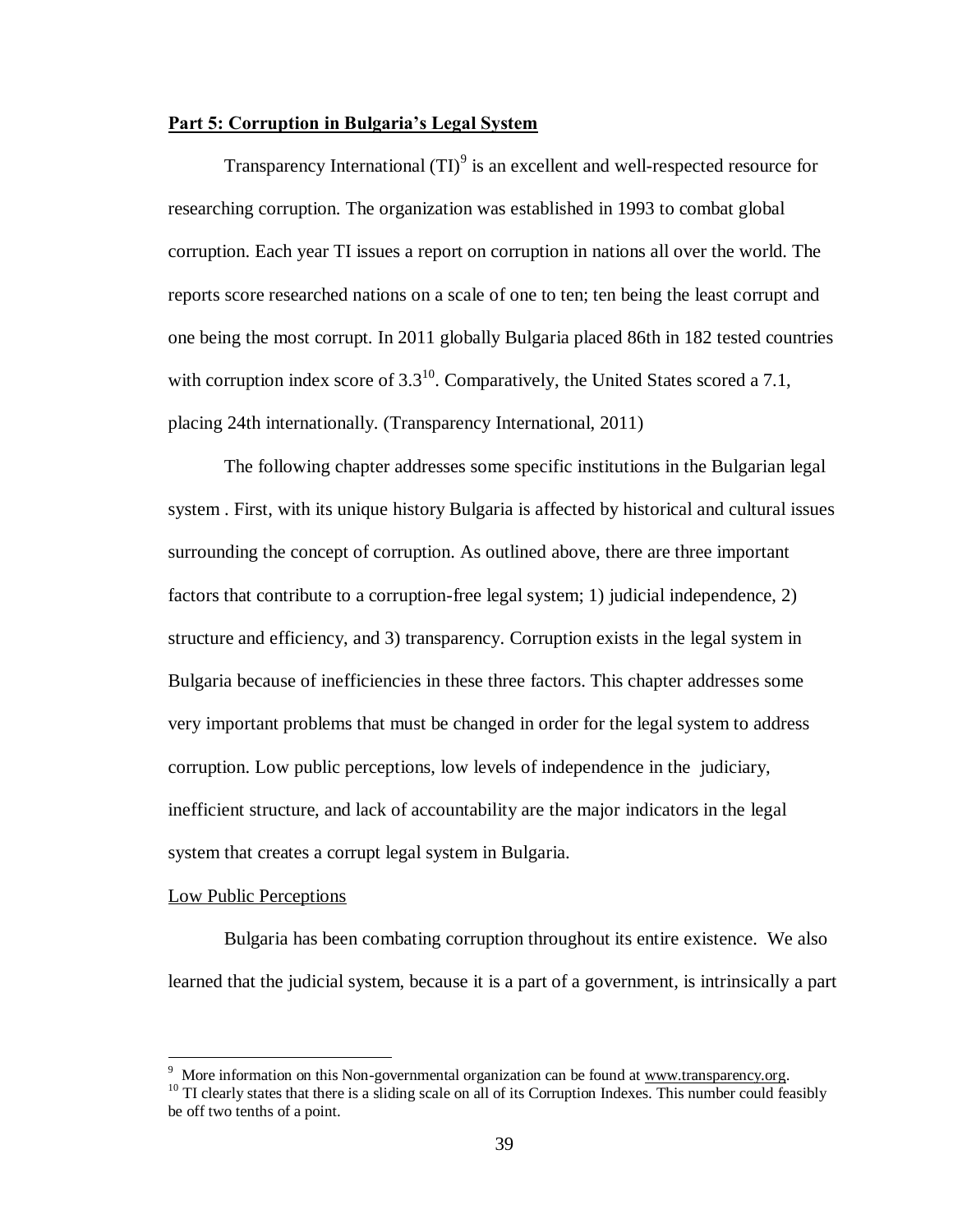**Part 5: Corruption in Bulgaria's Legal System**

Transparency International (TI)[9] is an excellent and well-respected resource for researching corruption. The organization was established in 1993 to combat global corruption. Each year TI issues a report on corruption in nations all over the world. The reports score researched nations on a scale of one to ten; ten being the least corrupt and one being the most corrupt. In 2011 globally Bulgaria placed 86th in 182 tested countries with corruption index score of 3.3[10]. Comparatively, the United States scored a 7.1, placing 24th internationally. (Transparency International, 2011)

The following chapter addresses some specific institutions in the Bulgarian legal system . First, with its unique history Bulgaria is affected by historical and cultural issues surrounding the concept of corruption. As outlined above, there are three important factors that contribute to a corruption-free legal system; 1) judicial independence, 2) structure and efficiency, and 3) transparency. Corruption exists in the legal system in Bulgaria because of inefficiencies in these three factors. This chapter addresses some very important problems that must be changed in order for the legal system to address corruption. Low public perceptions, low levels of independence in the judiciary, inefficient structure, and lack of accountability are the major indicators in the legal system that creates a corrupt legal system in Bulgaria.

Low Public Perceptions

Bulgaria has been combating corruption throughout its entire existence. We also learned that the judicial system, because it is a part of a government, is intrinsically a part

---

[9] More information on this Non-governmental organization can be found at www.transparency.org.

[10] TI clearly states that there is a sliding scale on all of its Corruption Indexes. This number could feasibly be off two tenths of a point.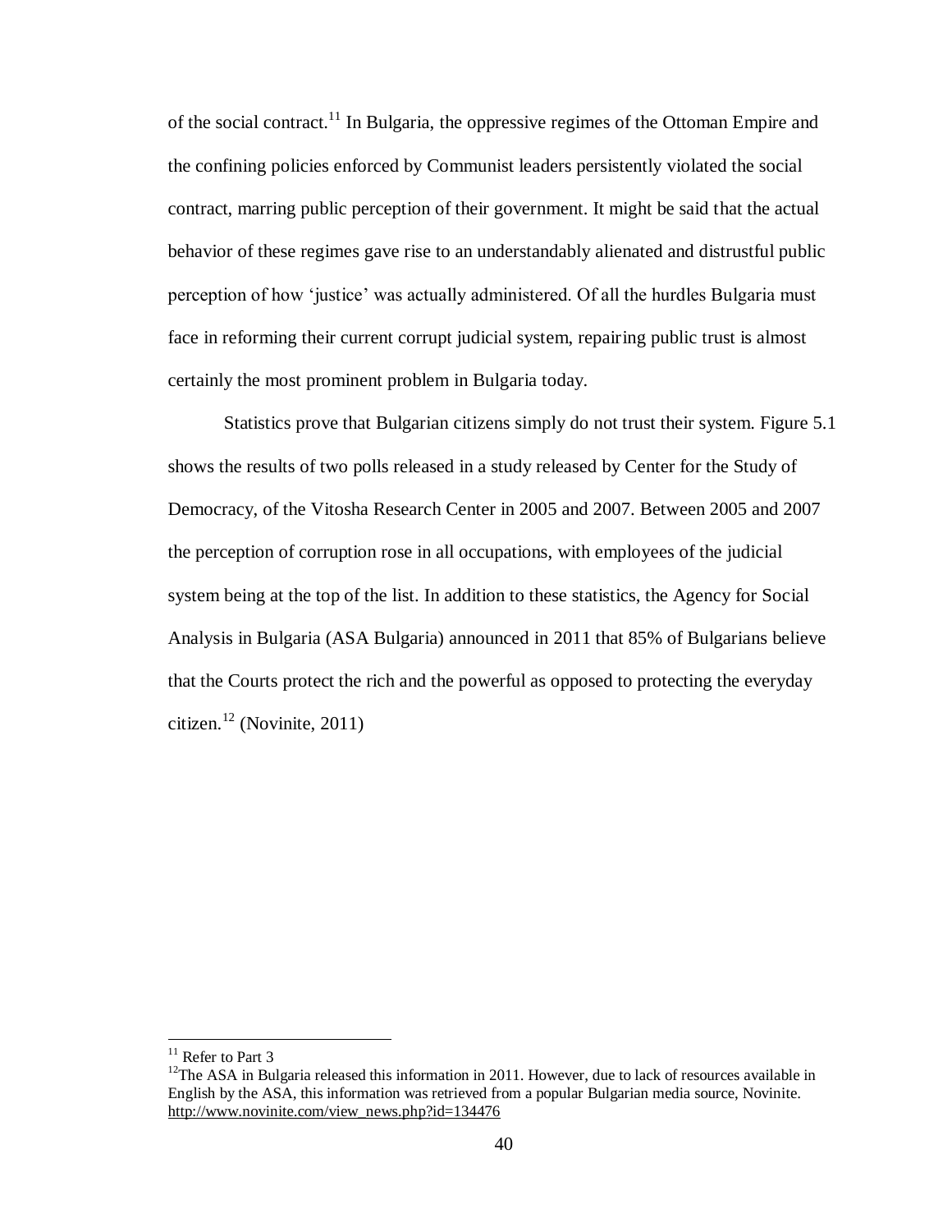of the social contract.[11] In Bulgaria, the oppressive regimes of the Ottoman Empire and the confining policies enforced by Communist leaders persistently violated the social contract, marring public perception of their government. It might be said that the actual behavior of these regimes gave rise to an understandably alienated and distrustful public perception of how 'justice' was actually administered. Of all the hurdles Bulgaria must face in reforming their current corrupt judicial system, repairing public trust is almost certainly the most prominent problem in Bulgaria today.

Statistics prove that Bulgarian citizens simply do not trust their system. Figure 5.1 shows the results of two polls released in a study released by Center for the Study of Democracy, of the Vitosha Research Center in 2005 and 2007. Between 2005 and 2007 the perception of corruption rose in all occupations, with employees of the judicial system being at the top of the list. In addition to these statistics, the Agency for Social Analysis in Bulgaria (ASA Bulgaria) announced in 2011 that 85% of Bulgarians believe that the Courts protect the rich and the powerful as opposed to protecting the everyday citizen.[12] (Novinite, 2011)

---

[11] Refer to Part 3

[12] The ASA in Bulgaria released this information in 2011. However, due to lack of resources available in English by the ASA, this information was retrieved from a popular Bulgarian media source, Novinite. http://www.novinite.com/view_news.php?id=134476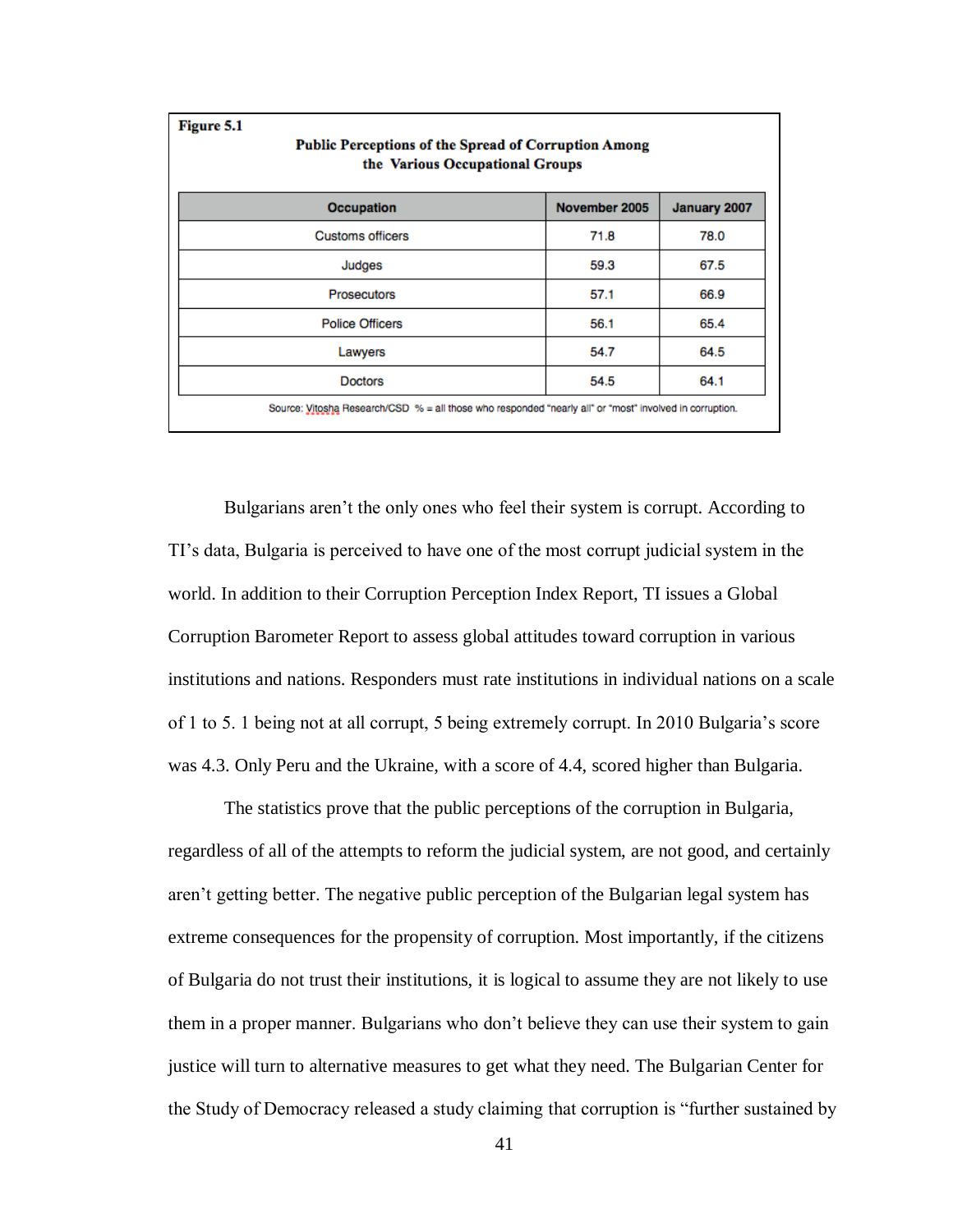**Figure 5.1**

**Public Perceptions of the Spread of Corruption Among the Various Occupational Groups**

| Occupation | November 2005 | January 2007 |
| --- | --- | --- |
| Customs officers | 71.8 | 78.0 |
| Judges | 59.3 | 67.5 |
| Prosecutors | 57.1 | 66.9 |
| Police Officers | 56.1 | 65.4 |
| Lawyers | 54.7 | 64.5 |
| Doctors | 54.5 | 64.1 |

Source: Vitosha Research/CSD % = all those who responded "nearly all" or "most" involved in corruption.

Bulgarians aren't the only ones who feel their system is corrupt. According to TI's data, Bulgaria is perceived to have one of the most corrupt judicial system in the world. In addition to their Corruption Perception Index Report, TI issues a Global Corruption Barometer Report to assess global attitudes toward corruption in various institutions and nations. Responders must rate institutions in individual nations on a scale of 1 to 5. 1 being not at all corrupt, 5 being extremely corrupt. In 2010 Bulgaria's score was 4.3. Only Peru and the Ukraine, with a score of 4.4, scored higher than Bulgaria.

The statistics prove that the public perceptions of the corruption in Bulgaria, regardless of all of the attempts to reform the judicial system, are not good, and certainly aren't getting better. The negative public perception of the Bulgarian legal system has extreme consequences for the propensity of corruption. Most importantly, if the citizens of Bulgaria do not trust their institutions, it is logical to assume they are not likely to use them in a proper manner. Bulgarians who don't believe they can use their system to gain justice will turn to alternative measures to get what they need. The Bulgarian Center for the Study of Democracy released a study claiming that corruption is "further sustained by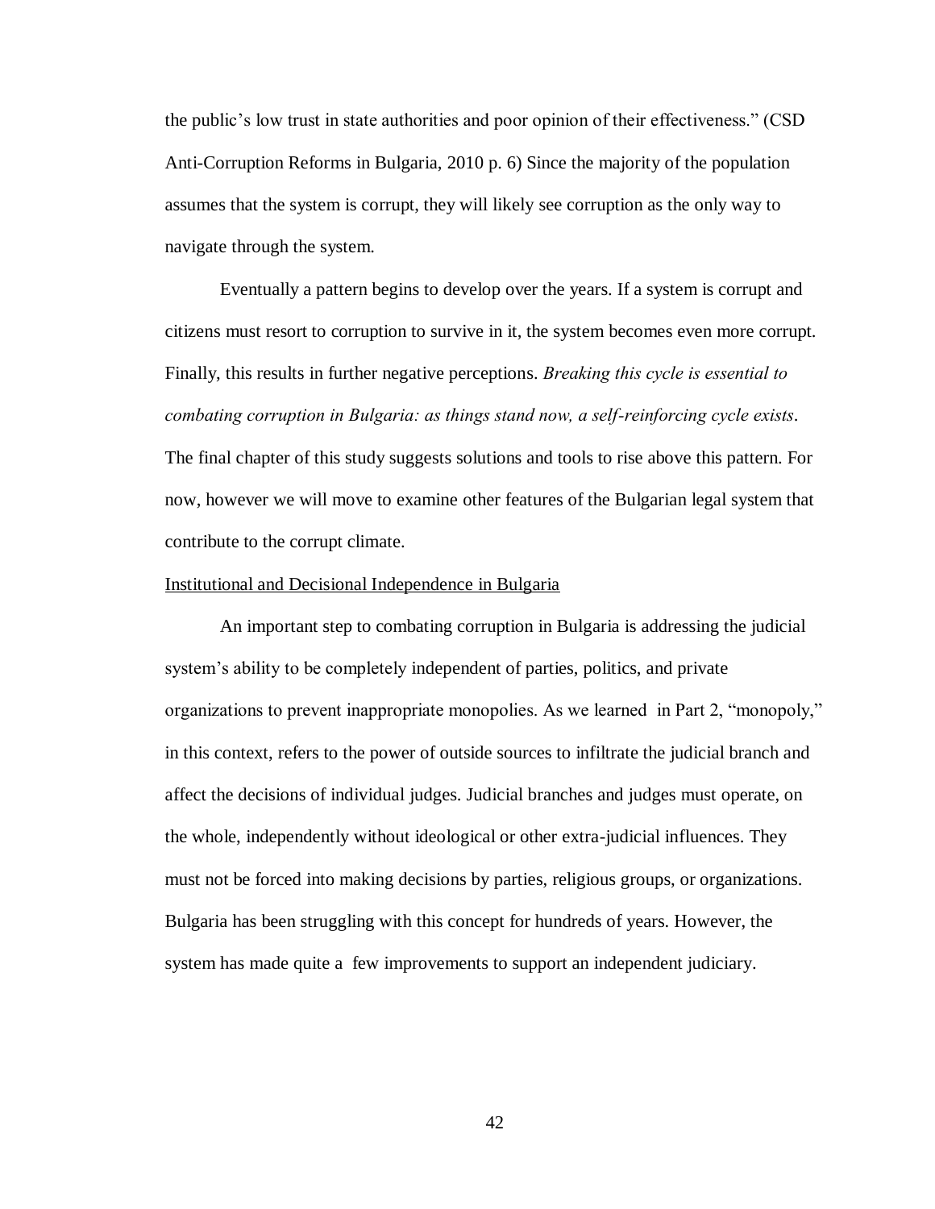the public's low trust in state authorities and poor opinion of their effectiveness." (CSD Anti-Corruption Reforms in Bulgaria, 2010 p. 6) Since the majority of the population assumes that the system is corrupt, they will likely see corruption as the only way to navigate through the system.

Eventually a pattern begins to develop over the years. If a system is corrupt and citizens must resort to corruption to survive in it, the system becomes even more corrupt. Finally, this results in further negative perceptions. *Breaking this cycle is essential to combating corruption in Bulgaria: as things stand now, a self-reinforcing cycle exists*. The final chapter of this study suggests solutions and tools to rise above this pattern. For now, however we will move to examine other features of the Bulgarian legal system that contribute to the corrupt climate.

<u>Institutional and Decisional Independence in Bulgaria</u>

An important step to combating corruption in Bulgaria is addressing the judicial system's ability to be completely independent of parties, politics, and private organizations to prevent inappropriate monopolies. As we learned in Part 2, "monopoly," in this context, refers to the power of outside sources to infiltrate the judicial branch and affect the decisions of individual judges. Judicial branches and judges must operate, on the whole, independently without ideological or other extra-judicial influences. They must not be forced into making decisions by parties, religious groups, or organizations. Bulgaria has been struggling with this concept for hundreds of years. However, the system has made quite a few improvements to support an independent judiciary.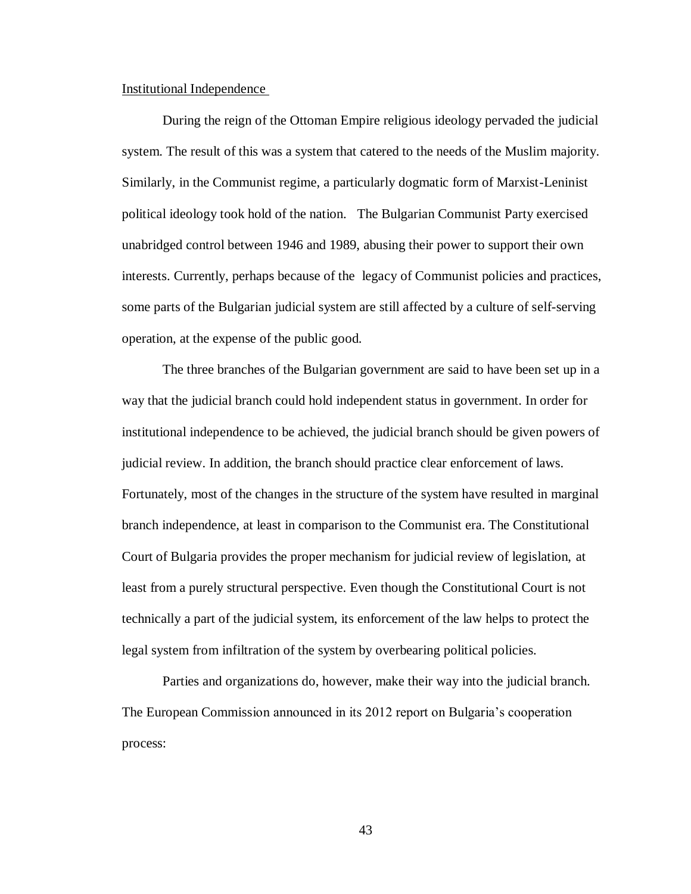Institutional Independence

During the reign of the Ottoman Empire religious ideology pervaded the judicial system. The result of this was a system that catered to the needs of the Muslim majority. Similarly, in the Communist regime, a particularly dogmatic form of Marxist-Leninist political ideology took hold of the nation. The Bulgarian Communist Party exercised unabridged control between 1946 and 1989, abusing their power to support their own interests. Currently, perhaps because of the legacy of Communist policies and practices, some parts of the Bulgarian judicial system are still affected by a culture of self-serving operation, at the expense of the public good.

The three branches of the Bulgarian government are said to have been set up in a way that the judicial branch could hold independent status in government. In order for institutional independence to be achieved, the judicial branch should be given powers of judicial review. In addition, the branch should practice clear enforcement of laws. Fortunately, most of the changes in the structure of the system have resulted in marginal branch independence, at least in comparison to the Communist era. The Constitutional Court of Bulgaria provides the proper mechanism for judicial review of legislation, at least from a purely structural perspective. Even though the Constitutional Court is not technically a part of the judicial system, its enforcement of the law helps to protect the legal system from infiltration of the system by overbearing political policies.

Parties and organizations do, however, make their way into the judicial branch. The European Commission announced in its 2012 report on Bulgaria's cooperation process: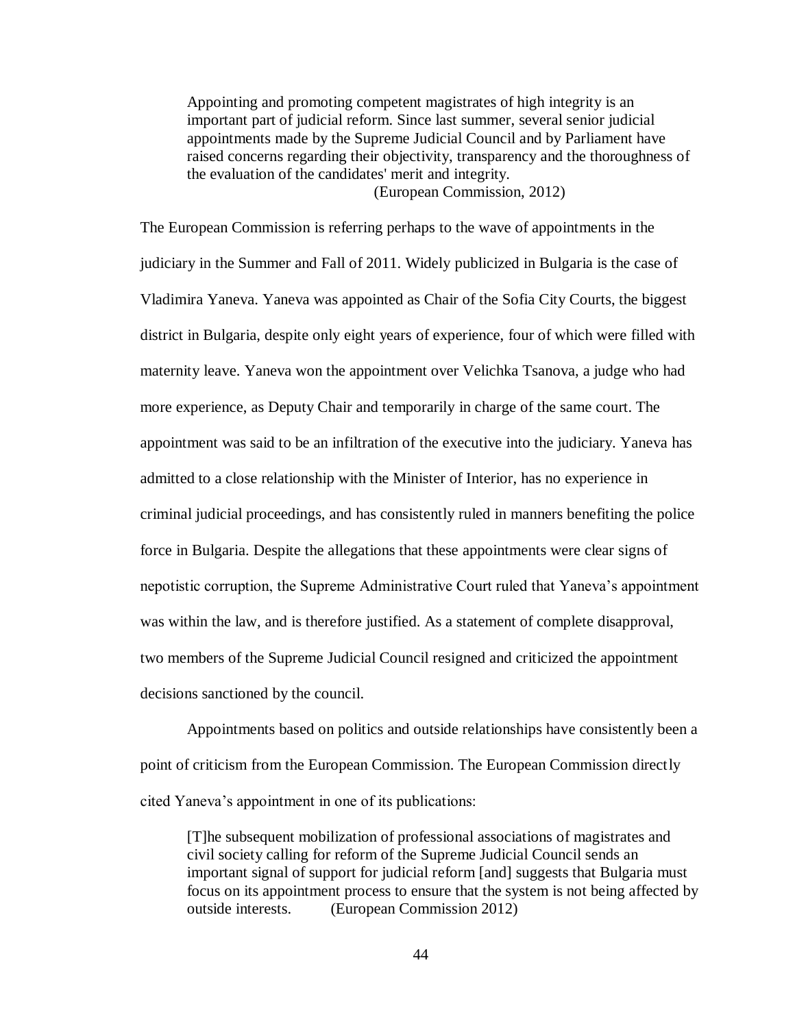> Appointing and promoting competent magistrates of high integrity is an important part of judicial reform. Since last summer, several senior judicial appointments made by the Supreme Judicial Council and by Parliament have raised concerns regarding their objectivity, transparency and the thoroughness of the evaluation of the candidates' merit and integrity.
> (European Commission, 2012)

The European Commission is referring perhaps to the wave of appointments in the judiciary in the Summer and Fall of 2011. Widely publicized in Bulgaria is the case of Vladimira Yaneva. Yaneva was appointed as Chair of the Sofia City Courts, the biggest district in Bulgaria, despite only eight years of experience, four of which were filled with maternity leave. Yaneva won the appointment over Velichka Tsanova, a judge who had more experience, as Deputy Chair and temporarily in charge of the same court. The appointment was said to be an infiltration of the executive into the judiciary. Yaneva has admitted to a close relationship with the Minister of Interior, has no experience in criminal judicial proceedings, and has consistently ruled in manners benefiting the police force in Bulgaria. Despite the allegations that these appointments were clear signs of nepotistic corruption, the Supreme Administrative Court ruled that Yaneva's appointment was within the law, and is therefore justified. As a statement of complete disapproval, two members of the Supreme Judicial Council resigned and criticized the appointment decisions sanctioned by the council.

Appointments based on politics and outside relationships have consistently been a point of criticism from the European Commission. The European Commission directly cited Yaneva's appointment in one of its publications:

> [T]he subsequent mobilization of professional associations of magistrates and civil society calling for reform of the Supreme Judicial Council sends an important signal of support for judicial reform [and] suggests that Bulgaria must focus on its appointment process to ensure that the system is not being affected by outside interests. (European Commission 2012)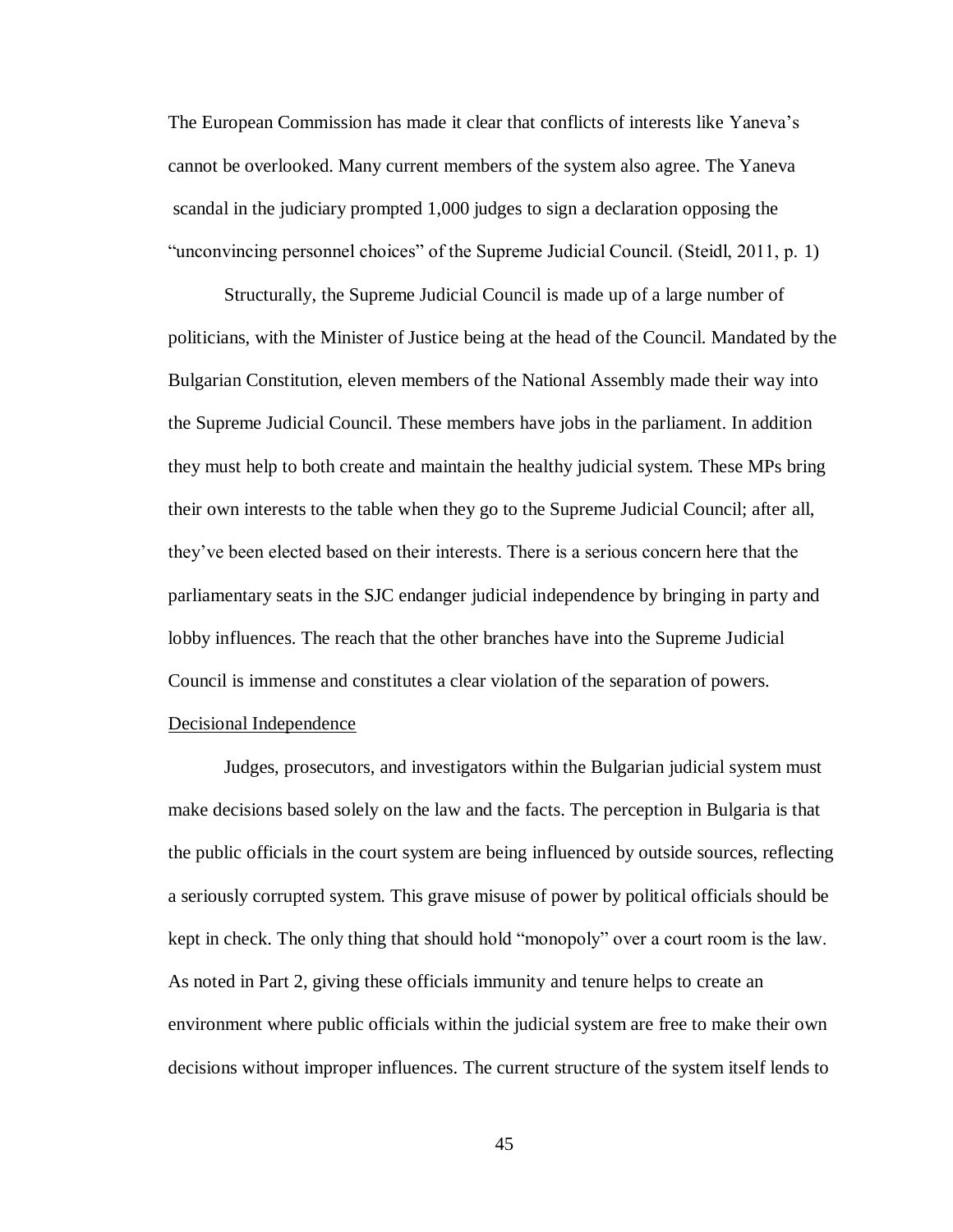The European Commission has made it clear that conflicts of interests like Yaneva's cannot be overlooked. Many current members of the system also agree. The Yaneva scandal in the judiciary prompted 1,000 judges to sign a declaration opposing the "unconvincing personnel choices" of the Supreme Judicial Council. (Steidl, 2011, p. 1)

Structurally, the Supreme Judicial Council is made up of a large number of politicians, with the Minister of Justice being at the head of the Council. Mandated by the Bulgarian Constitution, eleven members of the National Assembly made their way into the Supreme Judicial Council. These members have jobs in the parliament. In addition they must help to both create and maintain the healthy judicial system. These MPs bring their own interests to the table when they go to the Supreme Judicial Council; after all, they've been elected based on their interests. There is a serious concern here that the parliamentary seats in the SJC endanger judicial independence by bringing in party and lobby influences. The reach that the other branches have into the Supreme Judicial Council is immense and constitutes a clear violation of the separation of powers.

<u>Decisional Independence</u>

Judges, prosecutors, and investigators within the Bulgarian judicial system must make decisions based solely on the law and the facts. The perception in Bulgaria is that the public officials in the court system are being influenced by outside sources, reflecting a seriously corrupted system. This grave misuse of power by political officials should be kept in check. The only thing that should hold "monopoly" over a court room is the law. As noted in Part 2, giving these officials immunity and tenure helps to create an environment where public officials within the judicial system are free to make their own decisions without improper influences. The current structure of the system itself lends to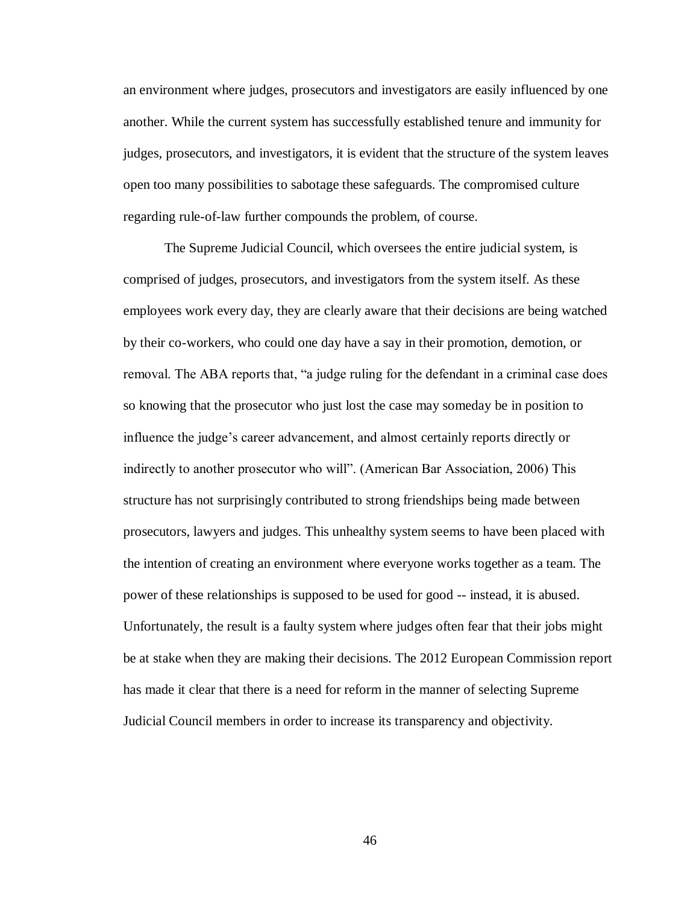an environment where judges, prosecutors and investigators are easily influenced by one another. While the current system has successfully established tenure and immunity for judges, prosecutors, and investigators, it is evident that the structure of the system leaves open too many possibilities to sabotage these safeguards. The compromised culture regarding rule-of-law further compounds the problem, of course.

The Supreme Judicial Council, which oversees the entire judicial system, is comprised of judges, prosecutors, and investigators from the system itself. As these employees work every day, they are clearly aware that their decisions are being watched by their co-workers, who could one day have a say in their promotion, demotion, or removal. The ABA reports that, "a judge ruling for the defendant in a criminal case does so knowing that the prosecutor who just lost the case may someday be in position to influence the judge's career advancement, and almost certainly reports directly or indirectly to another prosecutor who will". (American Bar Association, 2006) This structure has not surprisingly contributed to strong friendships being made between prosecutors, lawyers and judges. This unhealthy system seems to have been placed with the intention of creating an environment where everyone works together as a team. The power of these relationships is supposed to be used for good -- instead, it is abused. Unfortunately, the result is a faulty system where judges often fear that their jobs might be at stake when they are making their decisions. The 2012 European Commission report has made it clear that there is a need for reform in the manner of selecting Supreme Judicial Council members in order to increase its transparency and objectivity.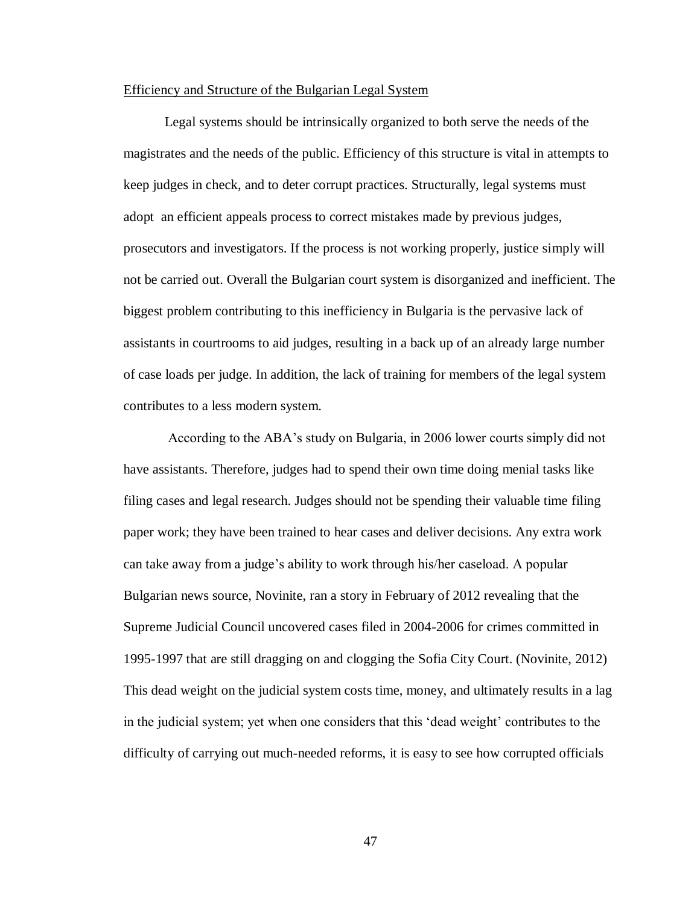## Efficiency and Structure of the Bulgarian Legal System

Legal systems should be intrinsically organized to both serve the needs of the magistrates and the needs of the public. Efficiency of this structure is vital in attempts to keep judges in check, and to deter corrupt practices. Structurally, legal systems must adopt an efficient appeals process to correct mistakes made by previous judges, prosecutors and investigators. If the process is not working properly, justice simply will not be carried out. Overall the Bulgarian court system is disorganized and inefficient. The biggest problem contributing to this inefficiency in Bulgaria is the pervasive lack of assistants in courtrooms to aid judges, resulting in a back up of an already large number of case loads per judge. In addition, the lack of training for members of the legal system contributes to a less modern system.

According to the ABA's study on Bulgaria, in 2006 lower courts simply did not have assistants. Therefore, judges had to spend their own time doing menial tasks like filing cases and legal research. Judges should not be spending their valuable time filing paper work; they have been trained to hear cases and deliver decisions. Any extra work can take away from a judge's ability to work through his/her caseload. A popular Bulgarian news source, Novinite, ran a story in February of 2012 revealing that the Supreme Judicial Council uncovered cases filed in 2004-2006 for crimes committed in 1995-1997 that are still dragging on and clogging the Sofia City Court. (Novinite, 2012) This dead weight on the judicial system costs time, money, and ultimately results in a lag in the judicial system; yet when one considers that this 'dead weight' contributes to the difficulty of carrying out much-needed reforms, it is easy to see how corrupted officials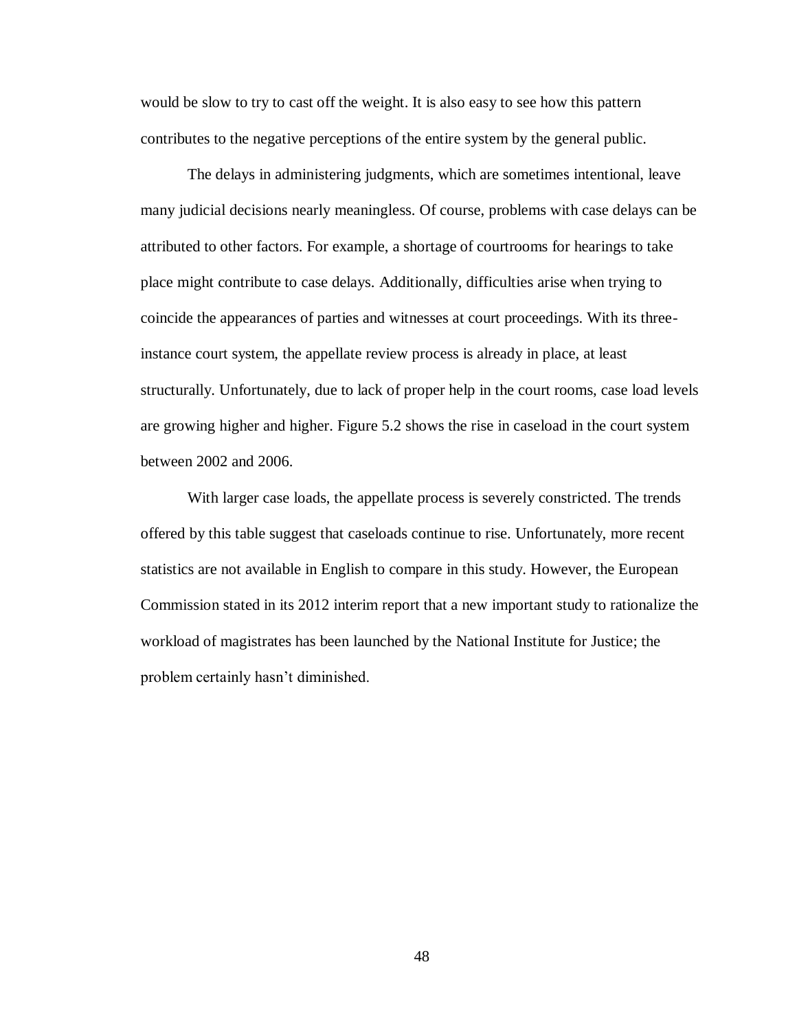would be slow to try to cast off the weight. It is also easy to see how this pattern contributes to the negative perceptions of the entire system by the general public.

The delays in administering judgments, which are sometimes intentional, leave many judicial decisions nearly meaningless. Of course, problems with case delays can be attributed to other factors. For example, a shortage of courtrooms for hearings to take place might contribute to case delays. Additionally, difficulties arise when trying to coincide the appearances of parties and witnesses at court proceedings. With its three-instance court system, the appellate review process is already in place, at least structurally. Unfortunately, due to lack of proper help in the court rooms, case load levels are growing higher and higher. Figure 5.2 shows the rise in caseload in the court system between 2002 and 2006.

With larger case loads, the appellate process is severely constricted. The trends offered by this table suggest that caseloads continue to rise. Unfortunately, more recent statistics are not available in English to compare in this study. However, the European Commission stated in its 2012 interim report that a new important study to rationalize the workload of magistrates has been launched by the National Institute for Justice; the problem certainly hasn't diminished.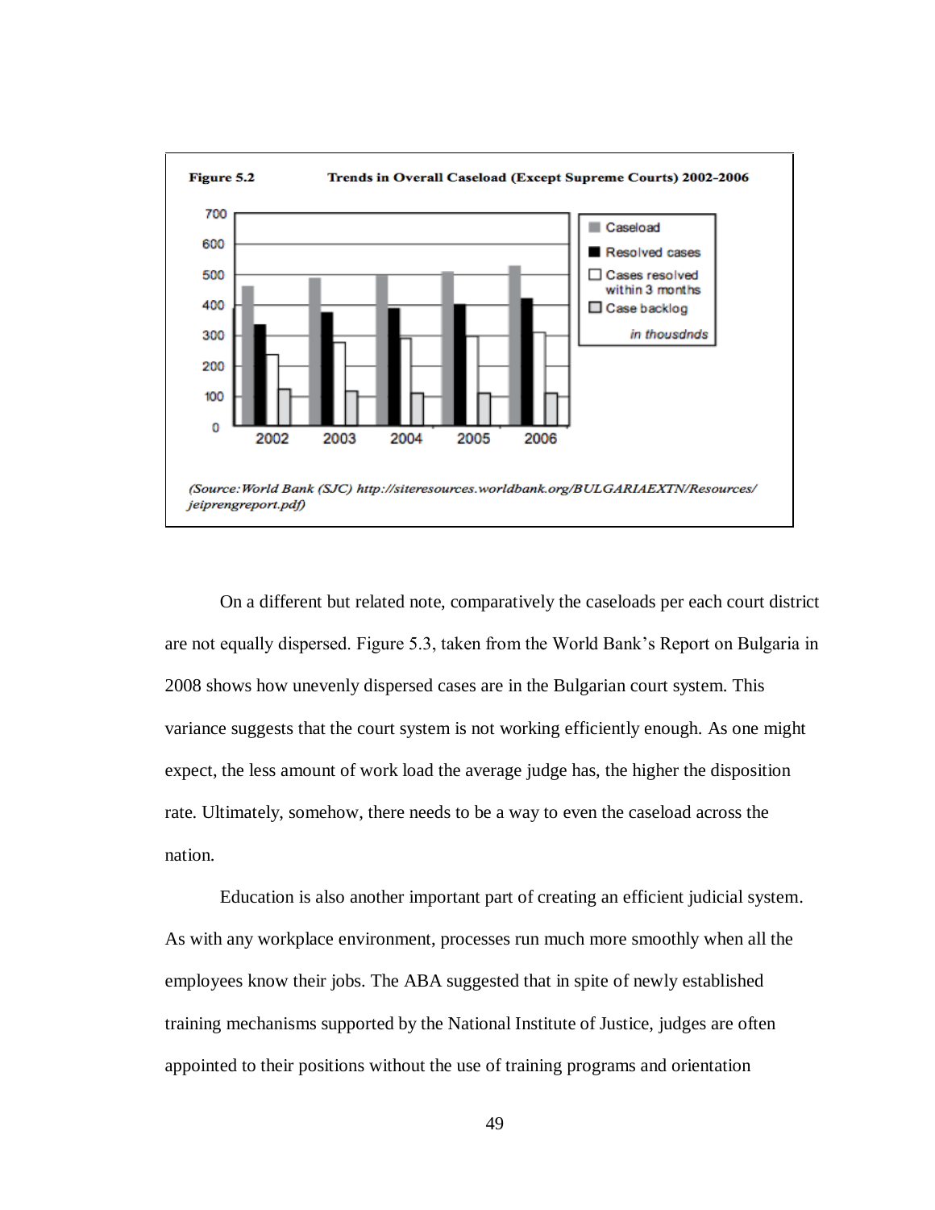**Figure 5.2** **Trends in Overall Caseload (Except Supreme Courts) 2002-2006**

*(Source: World Bank (SJC) http://siteresources.worldbank.org/BULGARIAEXTN/Resources/jeiprengreport.pdf)*

On a different but related note, comparatively the caseloads per each court district are not equally dispersed. Figure 5.3, taken from the World Bank's Report on Bulgaria in 2008 shows how unevenly dispersed cases are in the Bulgarian court system. This variance suggests that the court system is not working efficiently enough. As one might expect, the less amount of work load the average judge has, the higher the disposition rate. Ultimately, somehow, there needs to be a way to even the caseload across the nation.

Education is also another important part of creating an efficient judicial system. As with any workplace environment, processes run much more smoothly when all the employees know their jobs. The ABA suggested that in spite of newly established training mechanisms supported by the National Institute of Justice, judges are often appointed to their positions without the use of training programs and orientation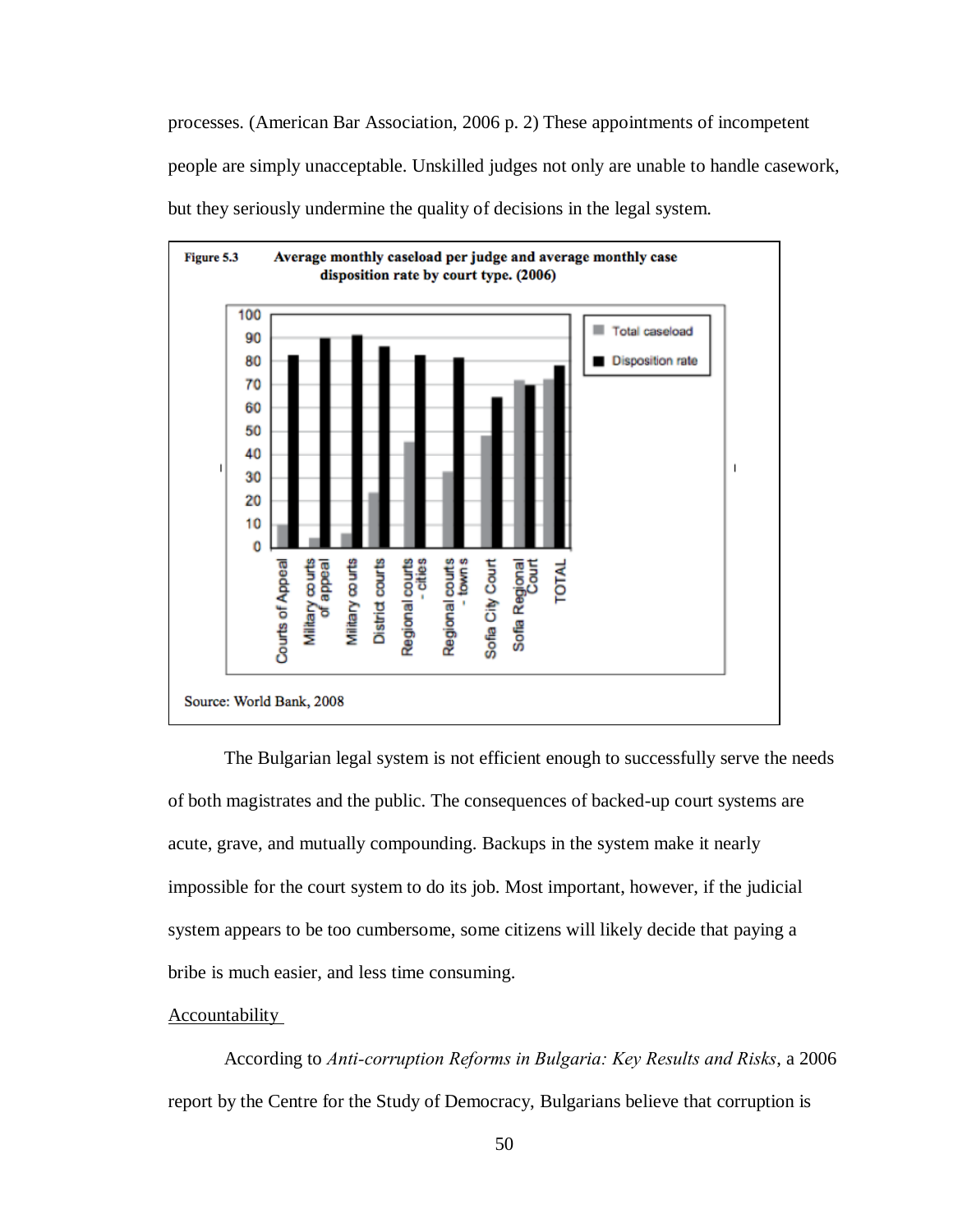processes. (American Bar Association, 2006 p. 2) These appointments of incompetent people are simply unacceptable. Unskilled judges not only are unable to handle casework, but they seriously undermine the quality of decisions in the legal system.

**Figure 5.3** **Average monthly caseload per judge and average monthly case disposition rate by court type. (2006)**

Source: World Bank, 2008

The Bulgarian legal system is not efficient enough to successfully serve the needs of both magistrates and the public. The consequences of backed-up court systems are acute, grave, and mutually compounding. Backups in the system make it nearly impossible for the court system to do its job. Most important, however, if the judicial system appears to be too cumbersome, some citizens will likely decide that paying a bribe is much easier, and less time consuming.

Accountability

According to *Anti-corruption Reforms in Bulgaria: Key Results and Risks*, a 2006 report by the Centre for the Study of Democracy, Bulgarians believe that corruption is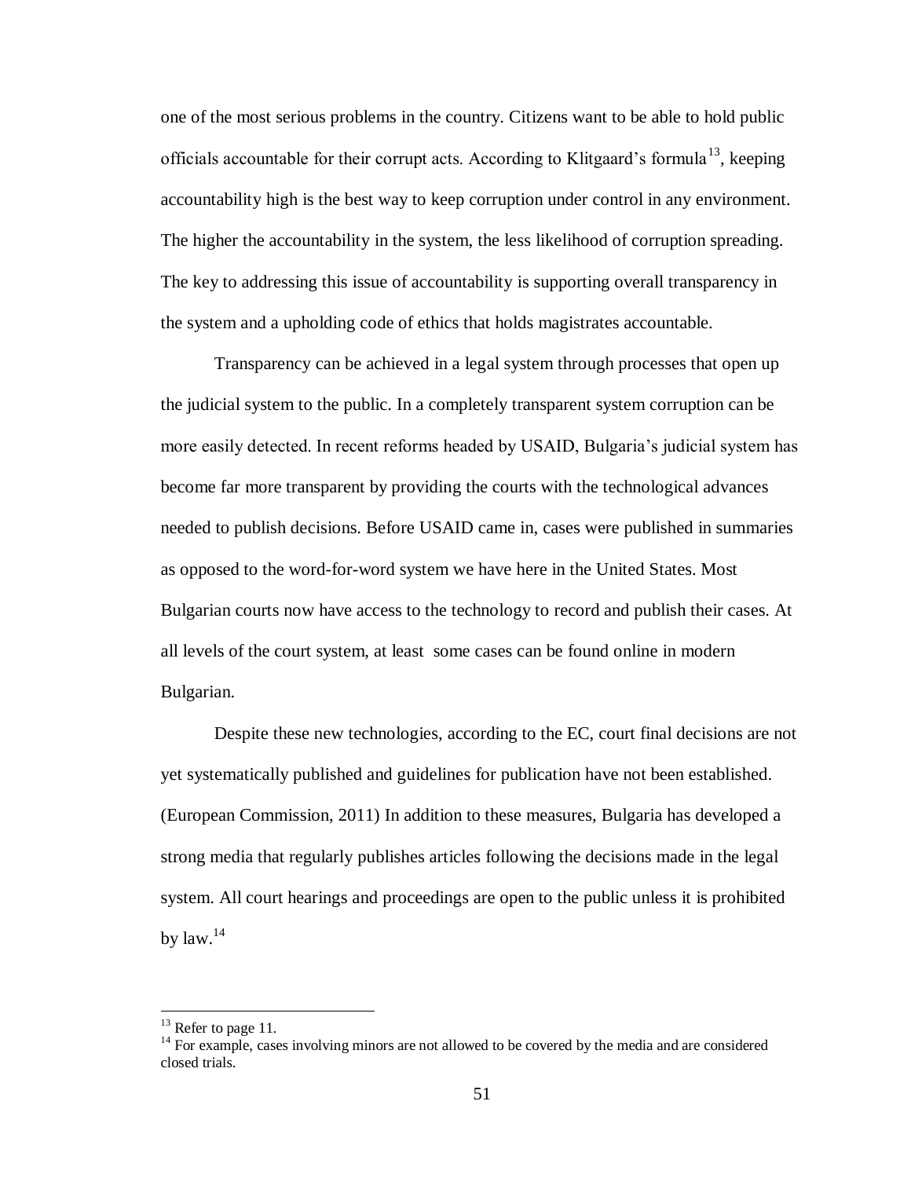one of the most serious problems in the country. Citizens want to be able to hold public officials accountable for their corrupt acts. According to Klitgaard's formula[13], keeping accountability high is the best way to keep corruption under control in any environment. The higher the accountability in the system, the less likelihood of corruption spreading. The key to addressing this issue of accountability is supporting overall transparency in the system and a upholding code of ethics that holds magistrates accountable.

Transparency can be achieved in a legal system through processes that open up the judicial system to the public. In a completely transparent system corruption can be more easily detected. In recent reforms headed by USAID, Bulgaria's judicial system has become far more transparent by providing the courts with the technological advances needed to publish decisions. Before USAID came in, cases were published in summaries as opposed to the word-for-word system we have here in the United States. Most Bulgarian courts now have access to the technology to record and publish their cases. At all levels of the court system, at least some cases can be found online in modern Bulgarian.

Despite these new technologies, according to the EC, court final decisions are not yet systematically published and guidelines for publication have not been established. (European Commission, 2011) In addition to these measures, Bulgaria has developed a strong media that regularly publishes articles following the decisions made in the legal system. All court hearings and proceedings are open to the public unless it is prohibited by law.[14]

---

[13] Refer to page 11.

[14] For example, cases involving minors are not allowed to be covered by the media and are considered closed trials.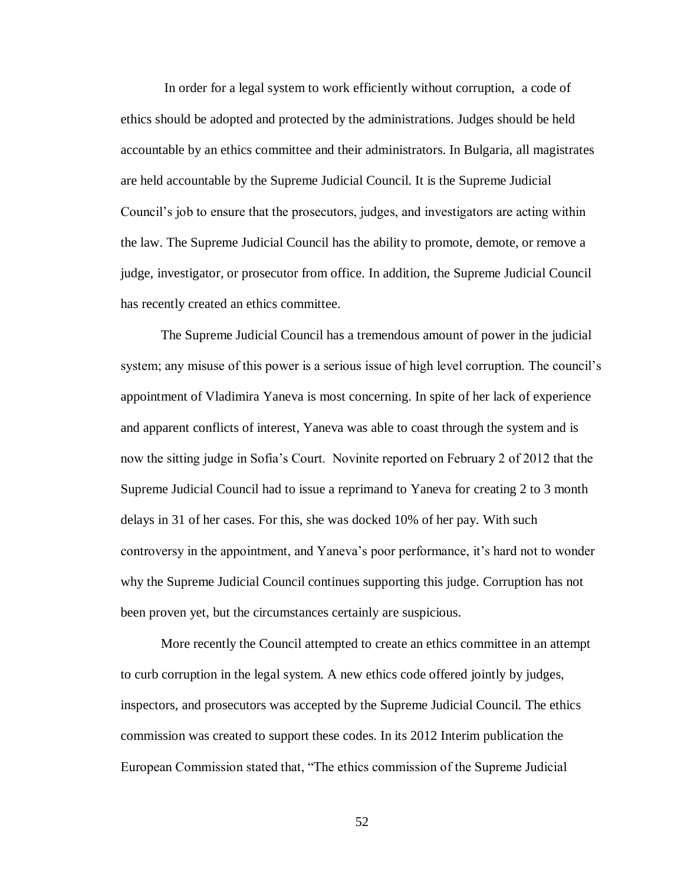In order for a legal system to work efficiently without corruption, a code of ethics should be adopted and protected by the administrations. Judges should be held accountable by an ethics committee and their administrators. In Bulgaria, all magistrates are held accountable by the Supreme Judicial Council. It is the Supreme Judicial Council's job to ensure that the prosecutors, judges, and investigators are acting within the law. The Supreme Judicial Council has the ability to promote, demote, or remove a judge, investigator, or prosecutor from office. In addition, the Supreme Judicial Council has recently created an ethics committee.

The Supreme Judicial Council has a tremendous amount of power in the judicial system; any misuse of this power is a serious issue of high level corruption. The council's appointment of Vladimira Yaneva is most concerning. In spite of her lack of experience and apparent conflicts of interest, Yaneva was able to coast through the system and is now the sitting judge in Sofia's Court. Novinite reported on February 2 of 2012 that the Supreme Judicial Council had to issue a reprimand to Yaneva for creating 2 to 3 month delays in 31 of her cases. For this, she was docked 10% of her pay. With such controversy in the appointment, and Yaneva's poor performance, it's hard not to wonder why the Supreme Judicial Council continues supporting this judge. Corruption has not been proven yet, but the circumstances certainly are suspicious.

More recently the Council attempted to create an ethics committee in an attempt to curb corruption in the legal system. A new ethics code offered jointly by judges, inspectors, and prosecutors was accepted by the Supreme Judicial Council. The ethics commission was created to support these codes. In its 2012 Interim publication the European Commission stated that, "The ethics commission of the Supreme Judicial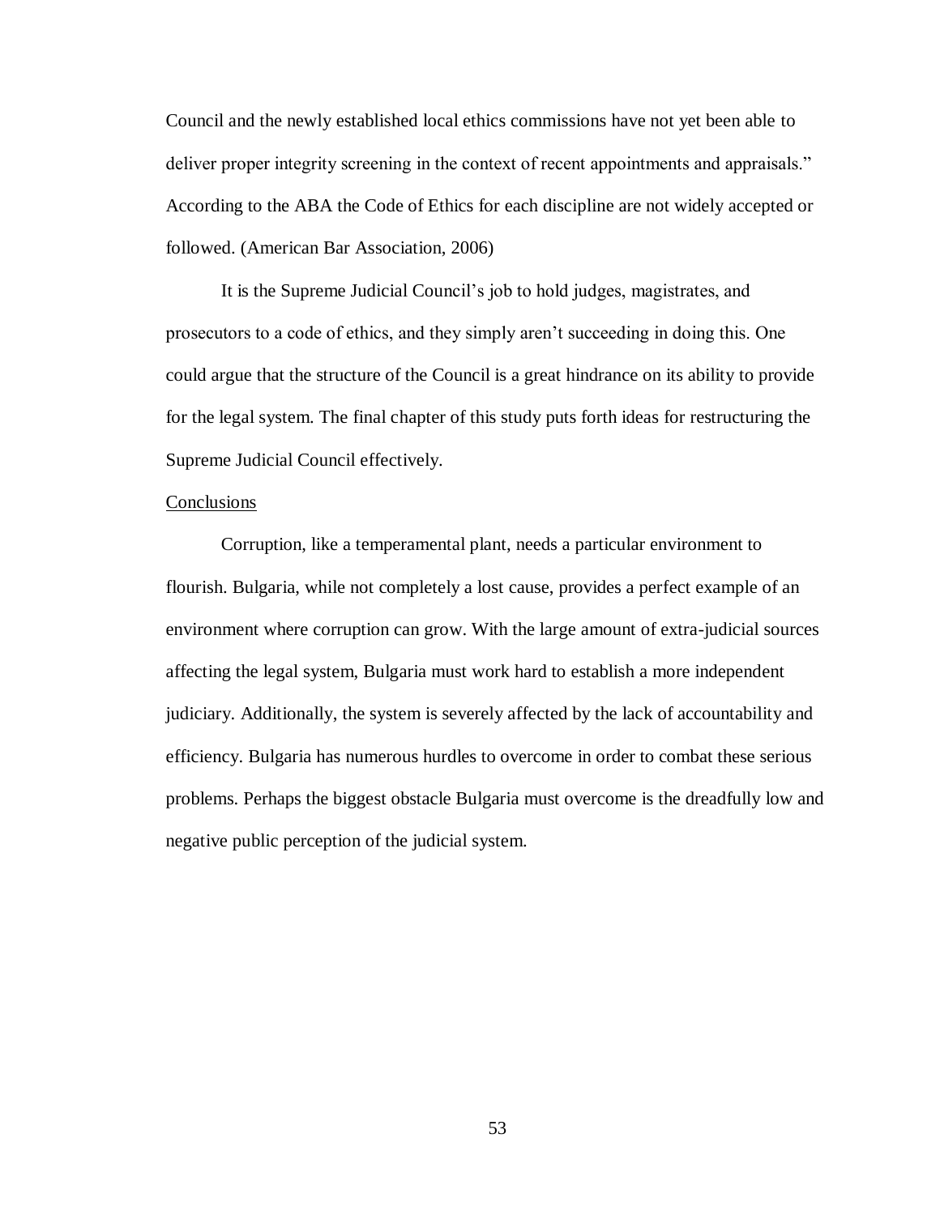Council and the newly established local ethics commissions have not yet been able to deliver proper integrity screening in the context of recent appointments and appraisals." According to the ABA the Code of Ethics for each discipline are not widely accepted or followed. (American Bar Association, 2006)

It is the Supreme Judicial Council's job to hold judges, magistrates, and prosecutors to a code of ethics, and they simply aren't succeeding in doing this. One could argue that the structure of the Council is a great hindrance on its ability to provide for the legal system. The final chapter of this study puts forth ideas for restructuring the Supreme Judicial Council effectively.

## Conclusions

Corruption, like a temperamental plant, needs a particular environment to flourish. Bulgaria, while not completely a lost cause, provides a perfect example of an environment where corruption can grow. With the large amount of extra-judicial sources affecting the legal system, Bulgaria must work hard to establish a more independent judiciary. Additionally, the system is severely affected by the lack of accountability and efficiency. Bulgaria has numerous hurdles to overcome in order to combat these serious problems. Perhaps the biggest obstacle Bulgaria must overcome is the dreadfully low and negative public perception of the judicial system.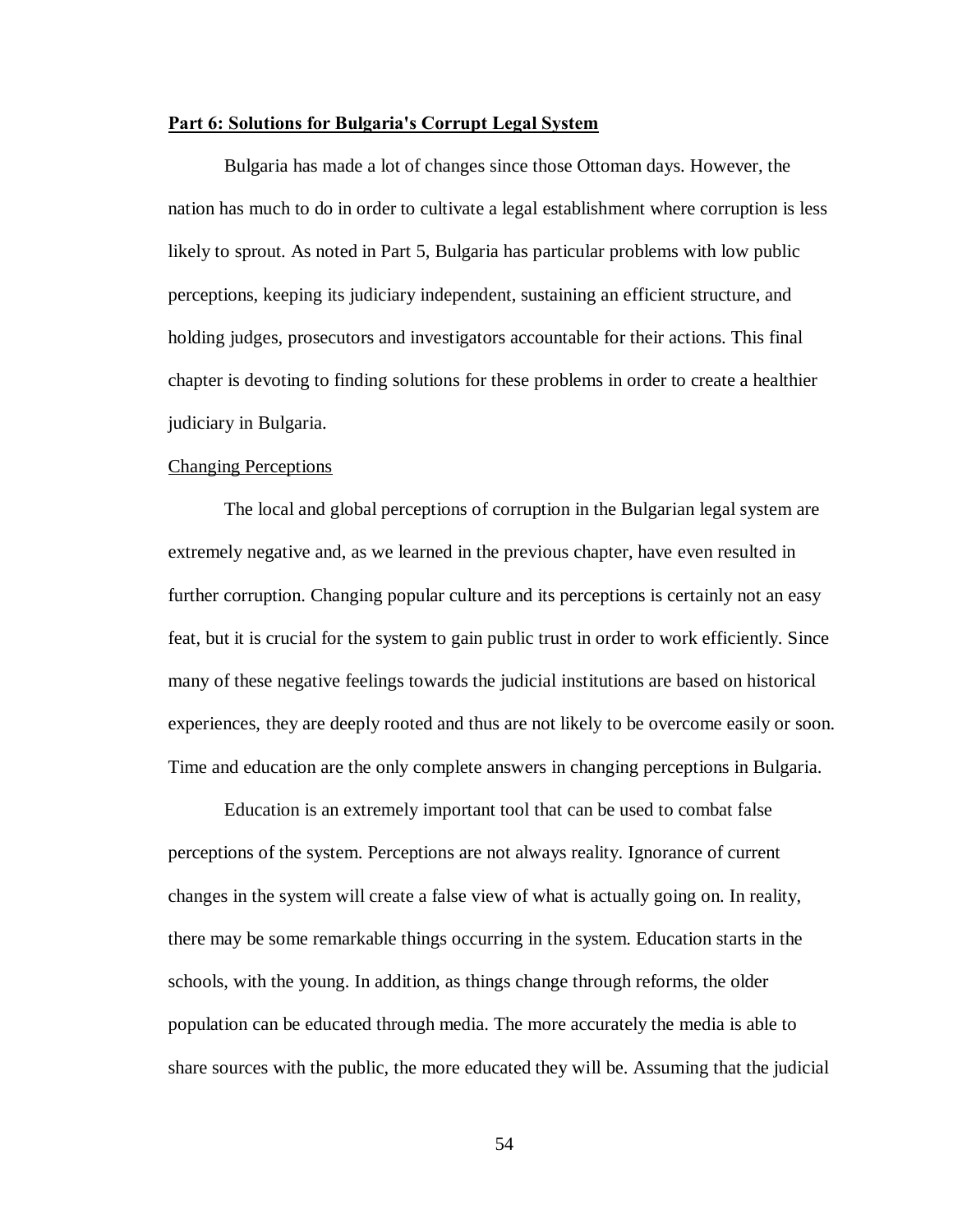## Part 6: Solutions for Bulgaria's Corrupt Legal System

Bulgaria has made a lot of changes since those Ottoman days. However, the nation has much to do in order to cultivate a legal establishment where corruption is less likely to sprout. As noted in Part 5, Bulgaria has particular problems with low public perceptions, keeping its judiciary independent, sustaining an efficient structure, and holding judges, prosecutors and investigators accountable for their actions. This final chapter is devoting to finding solutions for these problems in order to create a healthier judiciary in Bulgaria.

### Changing Perceptions

The local and global perceptions of corruption in the Bulgarian legal system are extremely negative and, as we learned in the previous chapter, have even resulted in further corruption. Changing popular culture and its perceptions is certainly not an easy feat, but it is crucial for the system to gain public trust in order to work efficiently. Since many of these negative feelings towards the judicial institutions are based on historical experiences, they are deeply rooted and thus are not likely to be overcome easily or soon. Time and education are the only complete answers in changing perceptions in Bulgaria.

Education is an extremely important tool that can be used to combat false perceptions of the system. Perceptions are not always reality. Ignorance of current changes in the system will create a false view of what is actually going on. In reality, there may be some remarkable things occurring in the system. Education starts in the schools, with the young. In addition, as things change through reforms, the older population can be educated through media. The more accurately the media is able to share sources with the public, the more educated they will be. Assuming that the judicial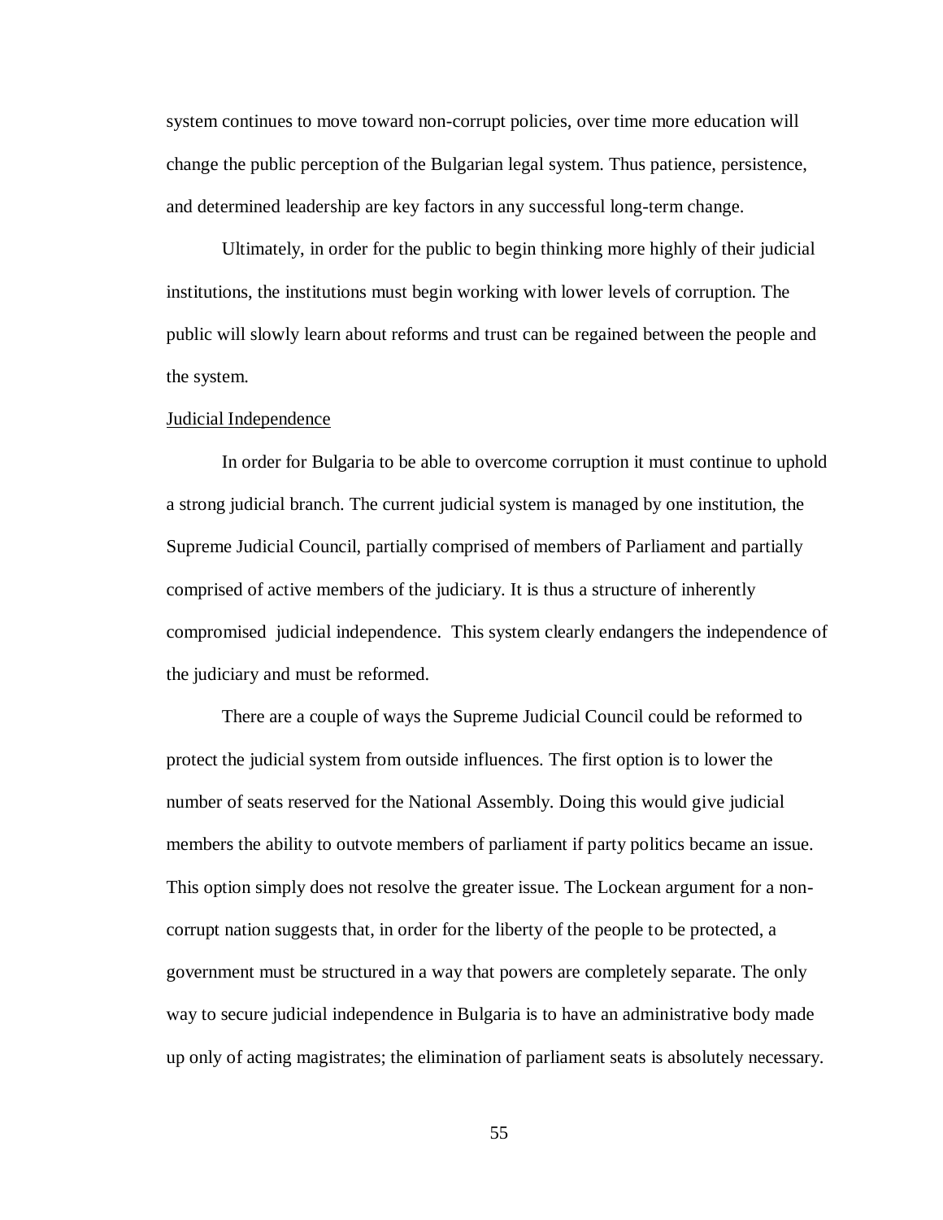system continues to move toward non-corrupt policies, over time more education will change the public perception of the Bulgarian legal system. Thus patience, persistence, and determined leadership are key factors in any successful long-term change.

Ultimately, in order for the public to begin thinking more highly of their judicial institutions, the institutions must begin working with lower levels of corruption. The public will slowly learn about reforms and trust can be regained between the people and the system.

<u>Judicial Independence</u>

In order for Bulgaria to be able to overcome corruption it must continue to uphold a strong judicial branch. The current judicial system is managed by one institution, the Supreme Judicial Council, partially comprised of members of Parliament and partially comprised of active members of the judiciary. It is thus a structure of inherently compromised judicial independence. This system clearly endangers the independence of the judiciary and must be reformed.

There are a couple of ways the Supreme Judicial Council could be reformed to protect the judicial system from outside influences. The first option is to lower the number of seats reserved for the National Assembly. Doing this would give judicial members the ability to outvote members of parliament if party politics became an issue. This option simply does not resolve the greater issue. The Lockean argument for a non-corrupt nation suggests that, in order for the liberty of the people to be protected, a government must be structured in a way that powers are completely separate. The only way to secure judicial independence in Bulgaria is to have an administrative body made up only of acting magistrates; the elimination of parliament seats is absolutely necessary.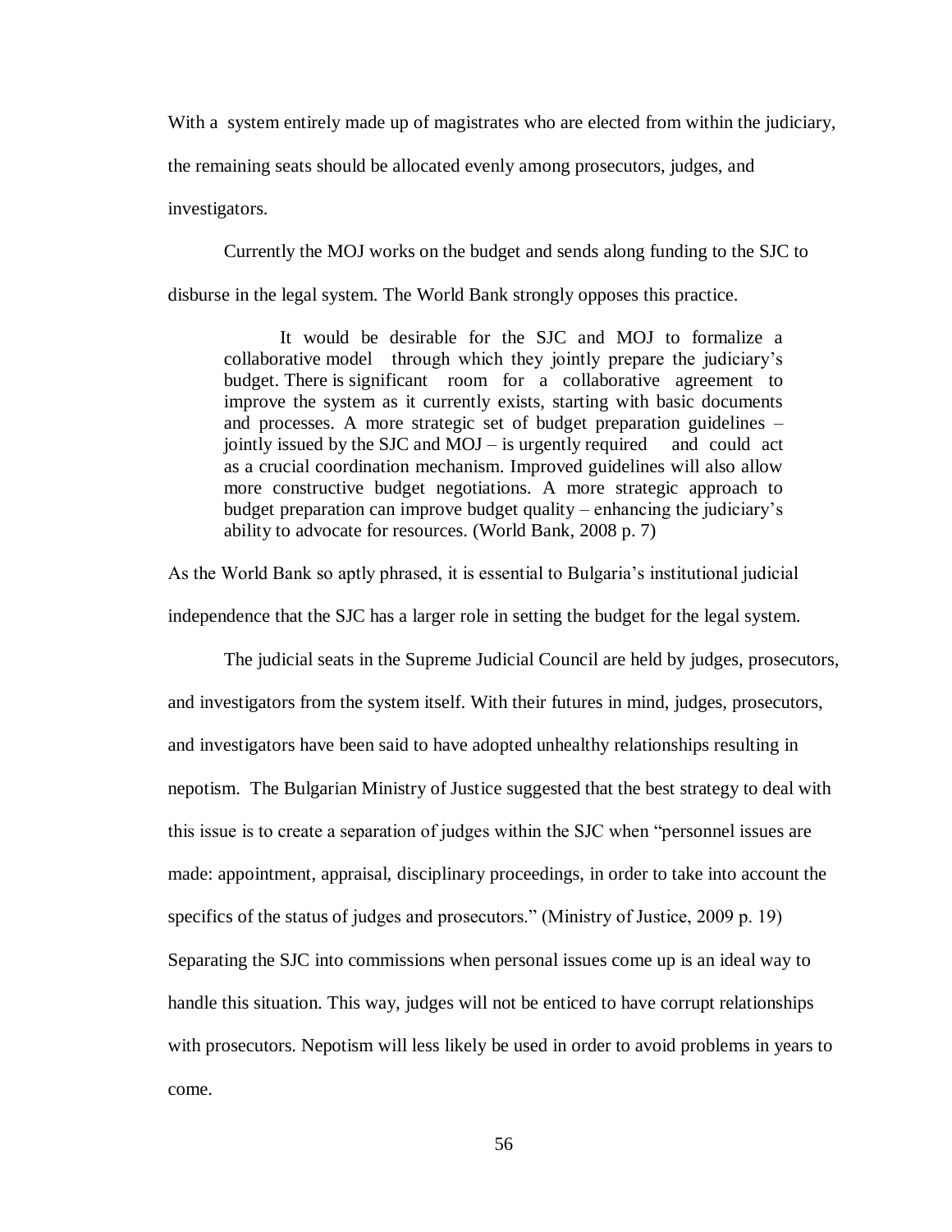With a system entirely made up of magistrates who are elected from within the judiciary, the remaining seats should be allocated evenly among prosecutors, judges, and investigators.

Currently the MOJ works on the budget and sends along funding to the SJC to disburse in the legal system. The World Bank strongly opposes this practice.

> It would be desirable for the SJC and MOJ to formalize a collaborative model through which they jointly prepare the judiciary's budget. There is significant room for a collaborative agreement to improve the system as it currently exists, starting with basic documents and processes. A more strategic set of budget preparation guidelines – jointly issued by the SJC and MOJ – is urgently required and could act as a crucial coordination mechanism. Improved guidelines will also allow more constructive budget negotiations. A more strategic approach to budget preparation can improve budget quality – enhancing the judiciary's ability to advocate for resources. (World Bank, 2008 p. 7)

As the World Bank so aptly phrased, it is essential to Bulgaria's institutional judicial independence that the SJC has a larger role in setting the budget for the legal system.

The judicial seats in the Supreme Judicial Council are held by judges, prosecutors, and investigators from the system itself. With their futures in mind, judges, prosecutors, and investigators have been said to have adopted unhealthy relationships resulting in nepotism. The Bulgarian Ministry of Justice suggested that the best strategy to deal with this issue is to create a separation of judges within the SJC when "personnel issues are made: appointment, appraisal, disciplinary proceedings, in order to take into account the specifics of the status of judges and prosecutors." (Ministry of Justice, 2009 p. 19) Separating the SJC into commissions when personal issues come up is an ideal way to handle this situation. This way, judges will not be enticed to have corrupt relationships with prosecutors. Nepotism will less likely be used in order to avoid problems in years to come.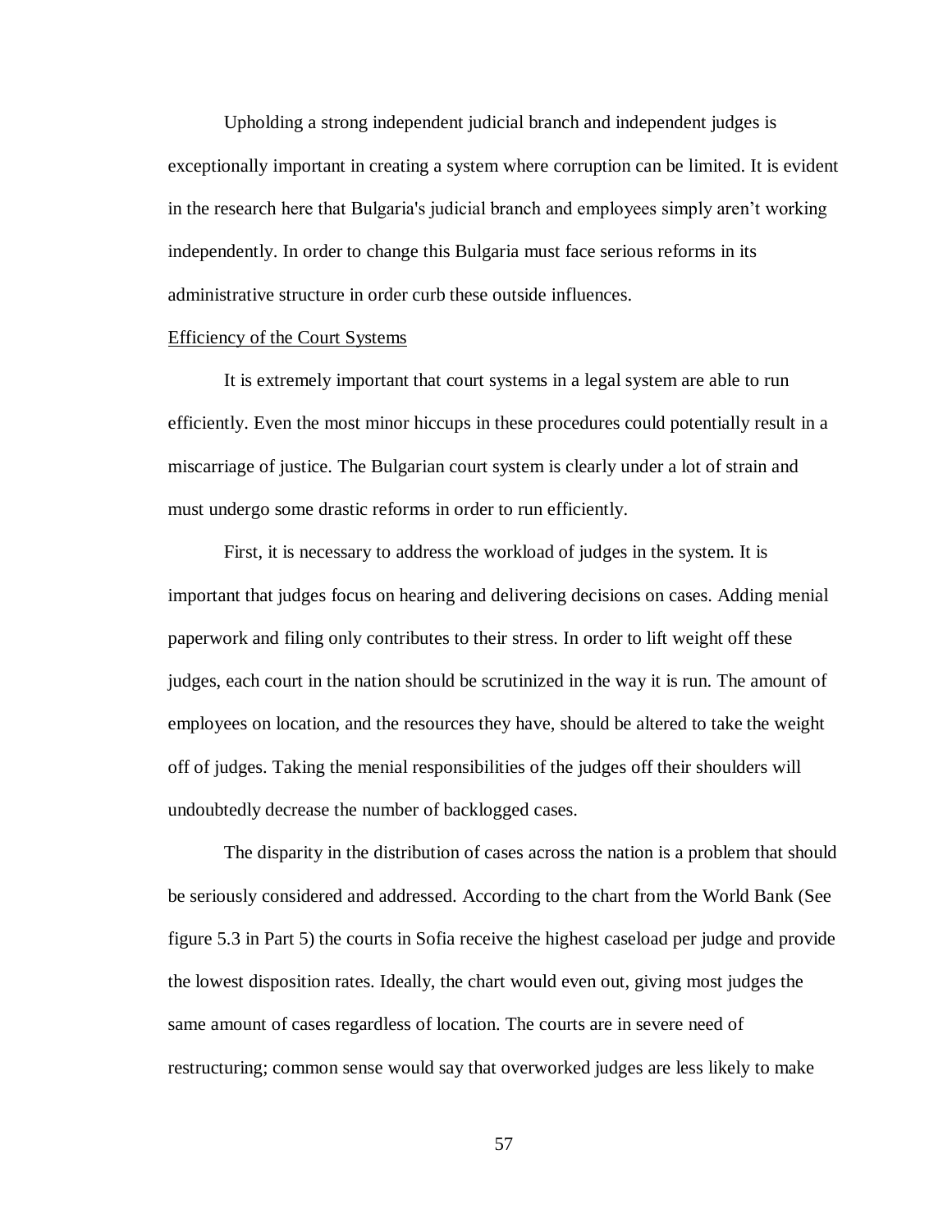Upholding a strong independent judicial branch and independent judges is exceptionally important in creating a system where corruption can be limited. It is evident in the research here that Bulgaria's judicial branch and employees simply aren't working independently. In order to change this Bulgaria must face serious reforms in its administrative structure in order curb these outside influences.

<u>Efficiency of the Court Systems</u>

It is extremely important that court systems in a legal system are able to run efficiently. Even the most minor hiccups in these procedures could potentially result in a miscarriage of justice. The Bulgarian court system is clearly under a lot of strain and must undergo some drastic reforms in order to run efficiently.

First, it is necessary to address the workload of judges in the system. It is important that judges focus on hearing and delivering decisions on cases. Adding menial paperwork and filing only contributes to their stress. In order to lift weight off these judges, each court in the nation should be scrutinized in the way it is run. The amount of employees on location, and the resources they have, should be altered to take the weight off of judges. Taking the menial responsibilities of the judges off their shoulders will undoubtedly decrease the number of backlogged cases.

The disparity in the distribution of cases across the nation is a problem that should be seriously considered and addressed. According to the chart from the World Bank (See figure 5.3 in Part 5) the courts in Sofia receive the highest caseload per judge and provide the lowest disposition rates. Ideally, the chart would even out, giving most judges the same amount of cases regardless of location. The courts are in severe need of restructuring; common sense would say that overworked judges are less likely to make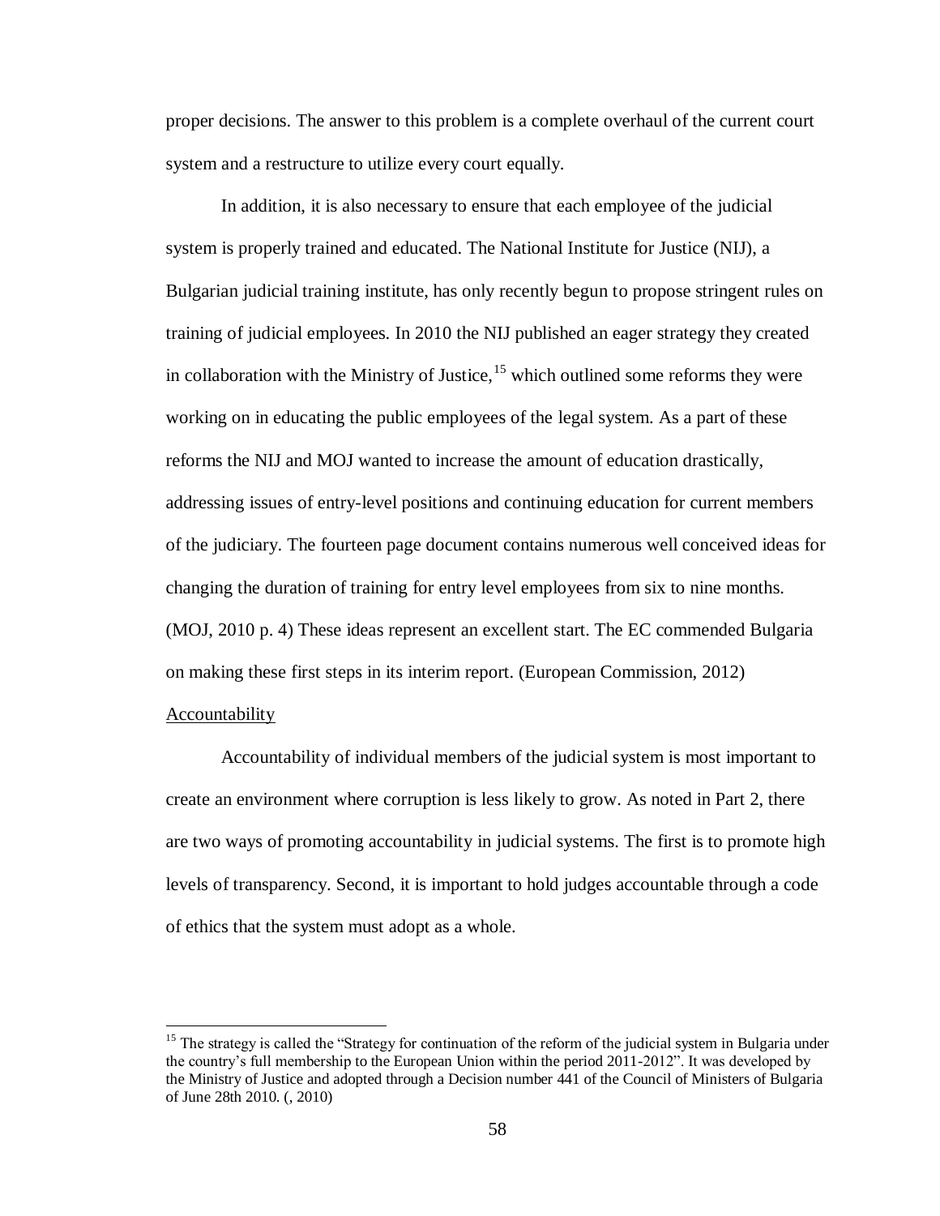proper decisions. The answer to this problem is a complete overhaul of the current court system and a restructure to utilize every court equally.

In addition, it is also necessary to ensure that each employee of the judicial system is properly trained and educated. The National Institute for Justice (NIJ), a Bulgarian judicial training institute, has only recently begun to propose stringent rules on training of judicial employees. In 2010 the NIJ published an eager strategy they created in collaboration with the Ministry of Justice,[15] which outlined some reforms they were working on in educating the public employees of the legal system. As a part of these reforms the NIJ and MOJ wanted to increase the amount of education drastically, addressing issues of entry-level positions and continuing education for current members of the judiciary. The fourteen page document contains numerous well conceived ideas for changing the duration of training for entry level employees from six to nine months. (MOJ, 2010 p. 4) These ideas represent an excellent start. The EC commended Bulgaria on making these first steps in its interim report. (European Commission, 2012)

<u>Accountability</u>

Accountability of individual members of the judicial system is most important to create an environment where corruption is less likely to grow. As noted in Part 2, there are two ways of promoting accountability in judicial systems. The first is to promote high levels of transparency. Second, it is important to hold judges accountable through a code of ethics that the system must adopt as a whole.

---

[15] The strategy is called the "Strategy for continuation of the reform of the judicial system in Bulgaria under the country's full membership to the European Union within the period 2011-2012". It was developed by the Ministry of Justice and adopted through a Decision number 441 of the Council of Ministers of Bulgaria of June 28th 2010. (, 2010)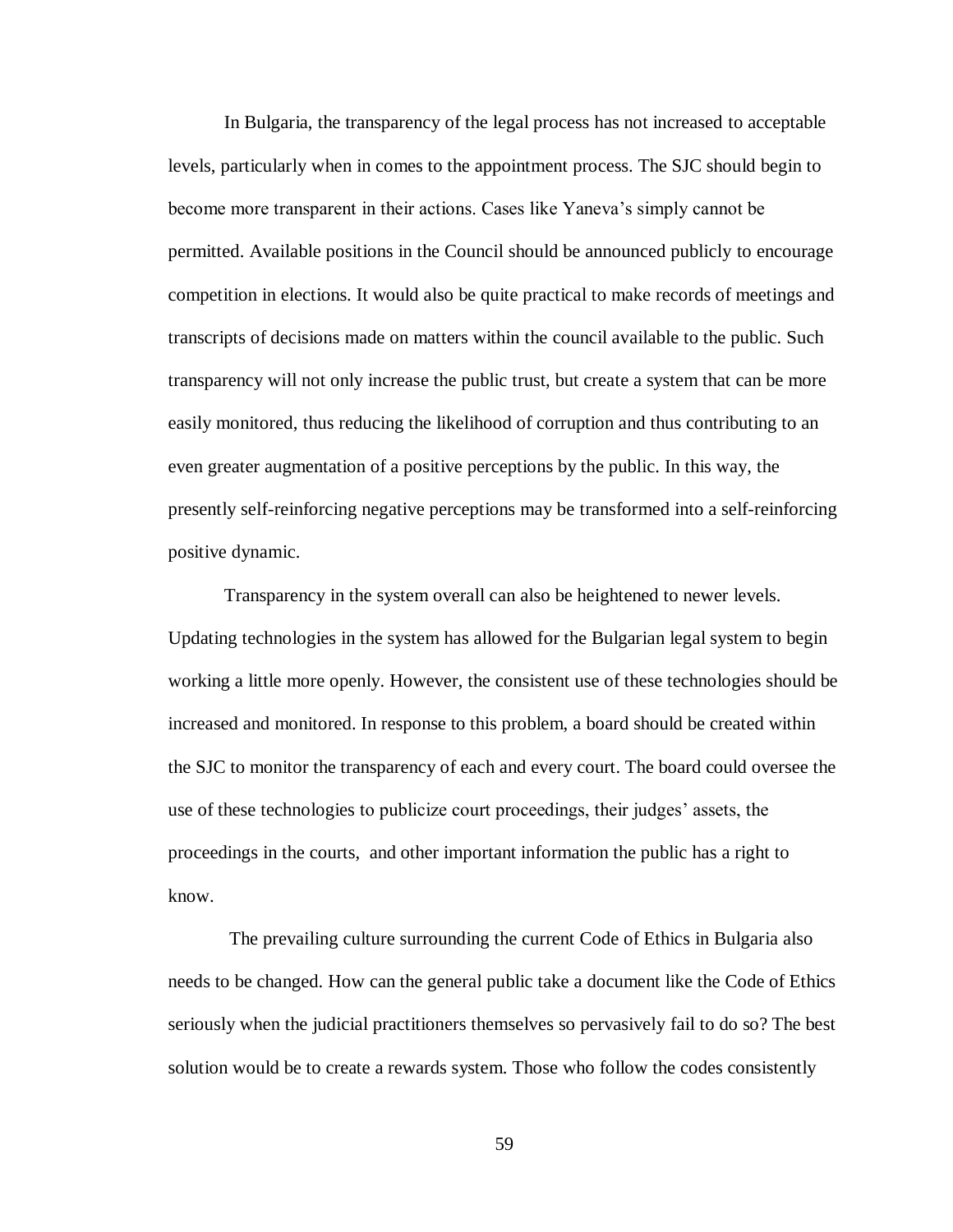In Bulgaria, the transparency of the legal process has not increased to acceptable levels, particularly when in comes to the appointment process. The SJC should begin to become more transparent in their actions. Cases like Yaneva's simply cannot be permitted. Available positions in the Council should be announced publicly to encourage competition in elections. It would also be quite practical to make records of meetings and transcripts of decisions made on matters within the council available to the public. Such transparency will not only increase the public trust, but create a system that can be more easily monitored, thus reducing the likelihood of corruption and thus contributing to an even greater augmentation of a positive perceptions by the public. In this way, the presently self-reinforcing negative perceptions may be transformed into a self-reinforcing positive dynamic.

Transparency in the system overall can also be heightened to newer levels. Updating technologies in the system has allowed for the Bulgarian legal system to begin working a little more openly. However, the consistent use of these technologies should be increased and monitored. In response to this problem, a board should be created within the SJC to monitor the transparency of each and every court. The board could oversee the use of these technologies to publicize court proceedings, their judges' assets, the proceedings in the courts, and other important information the public has a right to know.

The prevailing culture surrounding the current Code of Ethics in Bulgaria also needs to be changed. How can the general public take a document like the Code of Ethics seriously when the judicial practitioners themselves so pervasively fail to do so? The best solution would be to create a rewards system. Those who follow the codes consistently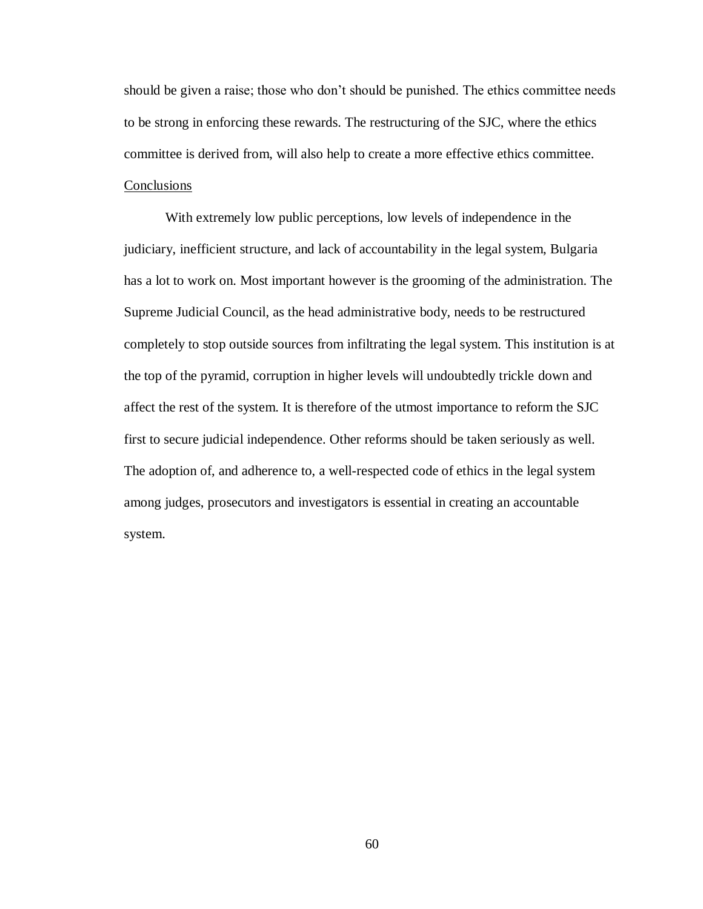should be given a raise; those who don't should be punished. The ethics committee needs to be strong in enforcing these rewards. The restructuring of the SJC, where the ethics committee is derived from, will also help to create a more effective ethics committee.

## Conclusions

With extremely low public perceptions, low levels of independence in the judiciary, inefficient structure, and lack of accountability in the legal system, Bulgaria has a lot to work on. Most important however is the grooming of the administration. The Supreme Judicial Council, as the head administrative body, needs to be restructured completely to stop outside sources from infiltrating the legal system. This institution is at the top of the pyramid, corruption in higher levels will undoubtedly trickle down and affect the rest of the system. It is therefore of the utmost importance to reform the SJC first to secure judicial independence. Other reforms should be taken seriously as well. The adoption of, and adherence to, a well-respected code of ethics in the legal system among judges, prosecutors and investigators is essential in creating an accountable system.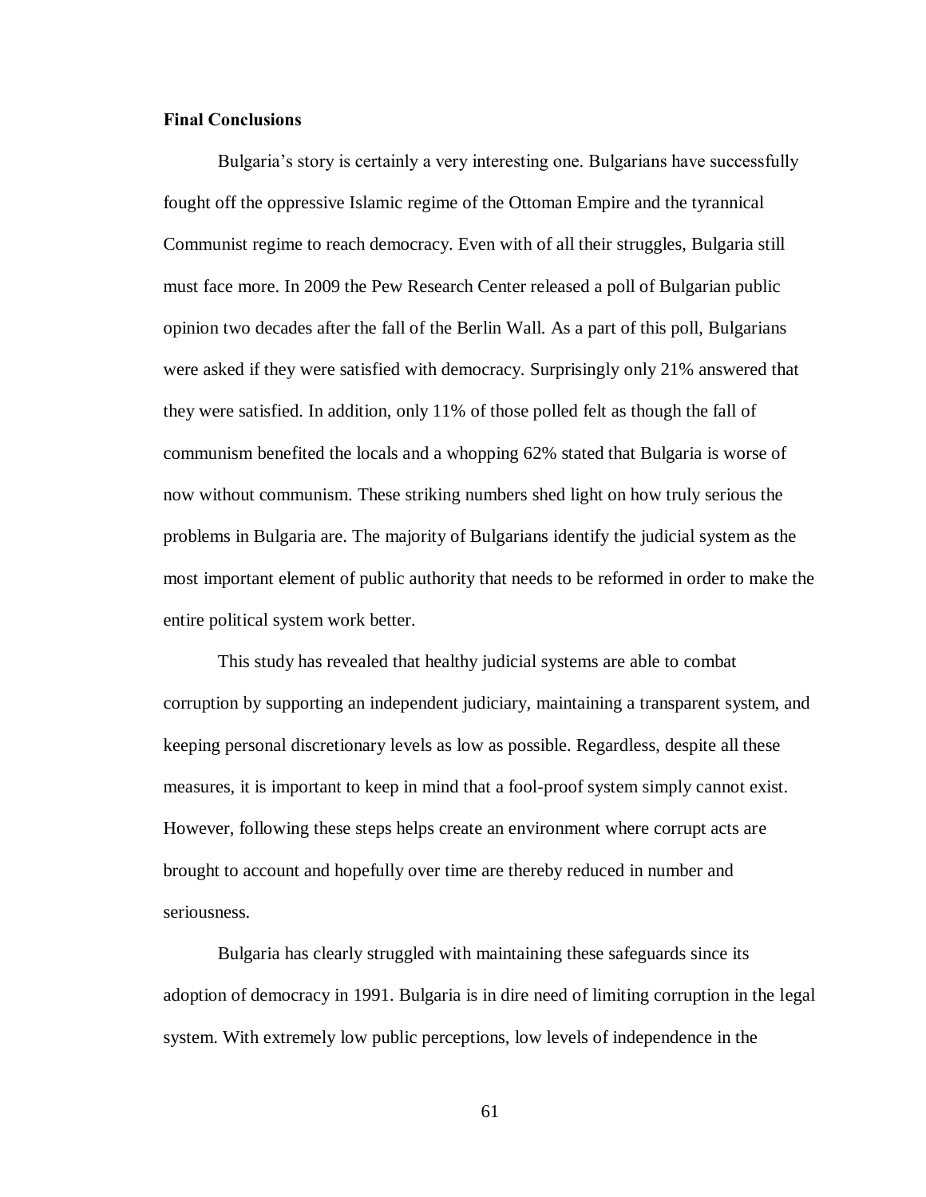**Final Conclusions**

Bulgaria's story is certainly a very interesting one. Bulgarians have successfully fought off the oppressive Islamic regime of the Ottoman Empire and the tyrannical Communist regime to reach democracy. Even with of all their struggles, Bulgaria still must face more. In 2009 the Pew Research Center released a poll of Bulgarian public opinion two decades after the fall of the Berlin Wall. As a part of this poll, Bulgarians were asked if they were satisfied with democracy. Surprisingly only 21% answered that they were satisfied. In addition, only 11% of those polled felt as though the fall of communism benefited the locals and a whopping 62% stated that Bulgaria is worse of now without communism. These striking numbers shed light on how truly serious the problems in Bulgaria are. The majority of Bulgarians identify the judicial system as the most important element of public authority that needs to be reformed in order to make the entire political system work better.

This study has revealed that healthy judicial systems are able to combat corruption by supporting an independent judiciary, maintaining a transparent system, and keeping personal discretionary levels as low as possible. Regardless, despite all these measures, it is important to keep in mind that a fool-proof system simply cannot exist. However, following these steps helps create an environment where corrupt acts are brought to account and hopefully over time are thereby reduced in number and seriousness.

Bulgaria has clearly struggled with maintaining these safeguards since its adoption of democracy in 1991. Bulgaria is in dire need of limiting corruption in the legal system. With extremely low public perceptions, low levels of independence in the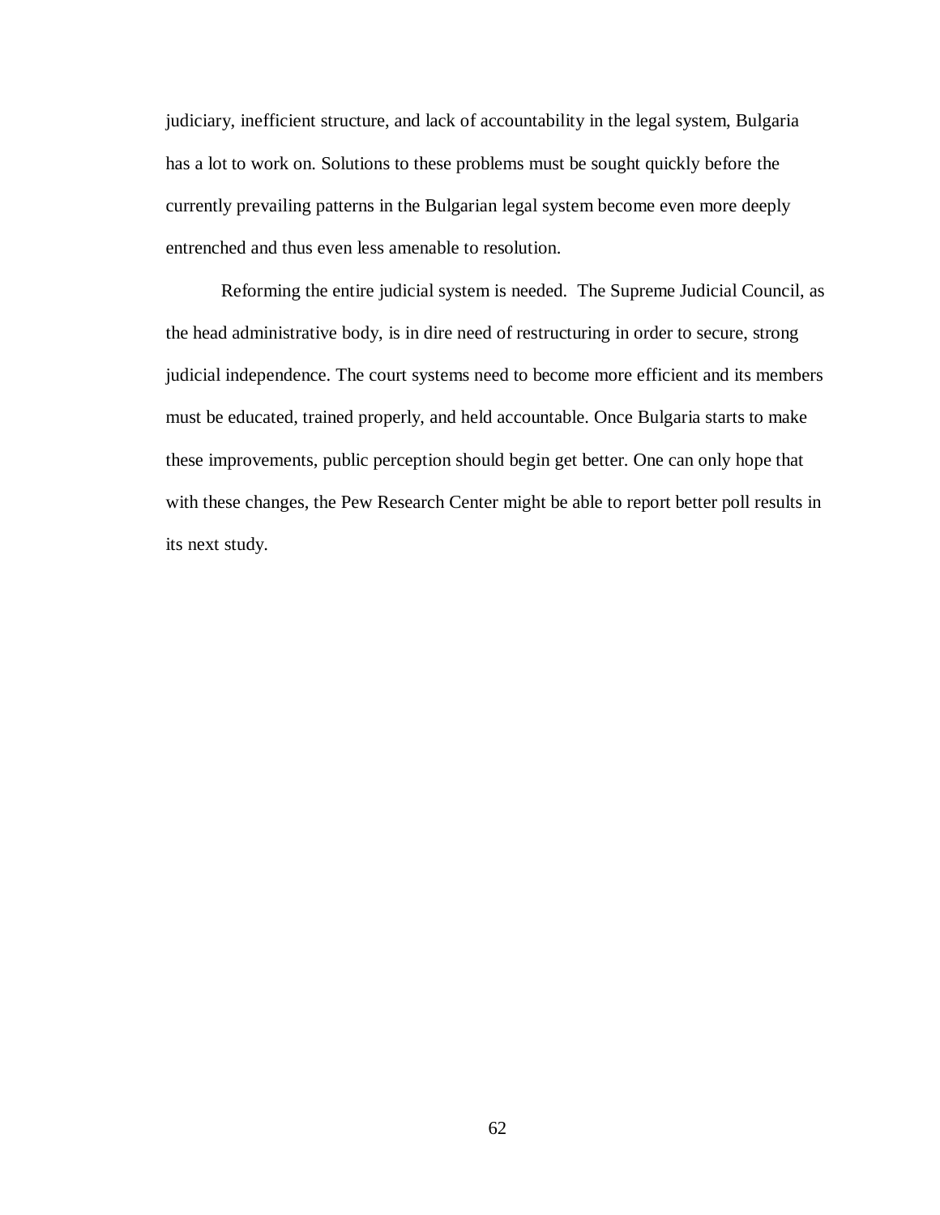judiciary, inefficient structure, and lack of accountability in the legal system, Bulgaria has a lot to work on. Solutions to these problems must be sought quickly before the currently prevailing patterns in the Bulgarian legal system become even more deeply entrenched and thus even less amenable to resolution.

Reforming the entire judicial system is needed. The Supreme Judicial Council, as the head administrative body, is in dire need of restructuring in order to secure, strong judicial independence. The court systems need to become more efficient and its members must be educated, trained properly, and held accountable. Once Bulgaria starts to make these improvements, public perception should begin get better. One can only hope that with these changes, the Pew Research Center might be able to report better poll results in its next study.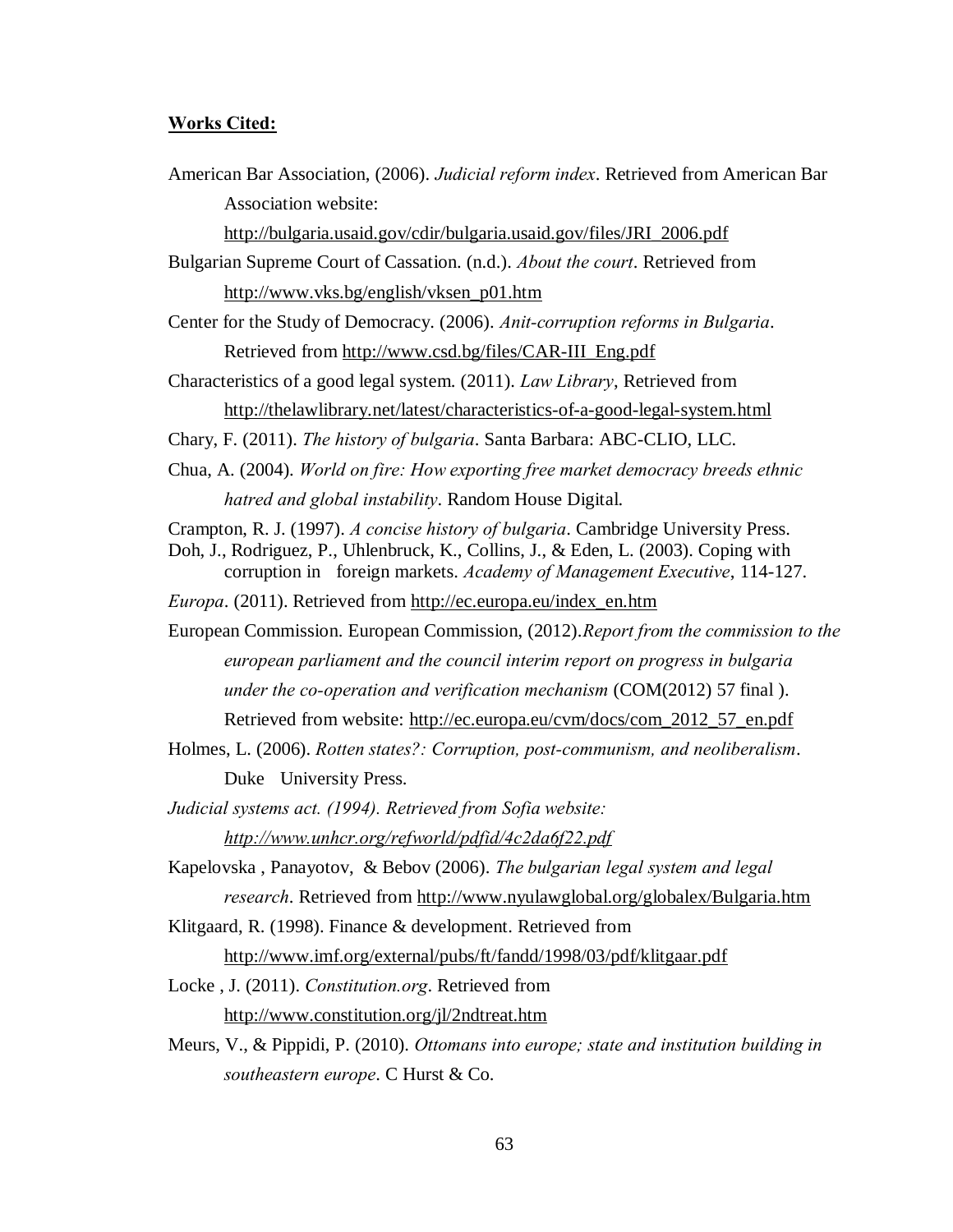**Works Cited:**

American Bar Association, (2006). *Judicial reform index*. Retrieved from American Bar Association website: http://bulgaria.usaid.gov/cdir/bulgaria.usaid.gov/files/JRI_2006.pdf

Bulgarian Supreme Court of Cassation. (n.d.). *About the court*. Retrieved from http://www.vks.bg/english/vksen_p01.htm

Center for the Study of Democracy. (2006). *Anit-corruption reforms in Bulgaria*. Retrieved from http://www.csd.bg/files/CAR-III_Eng.pdf

Characteristics of a good legal system. (2011). *Law Library*, Retrieved from http://thelawlibrary.net/latest/characteristics-of-a-good-legal-system.html

Chary, F. (2011). *The history of bulgaria*. Santa Barbara: ABC-CLIO, LLC.

Chua, A. (2004). *World on fire: How exporting free market democracy breeds ethnic hatred and global instability*. Random House Digital.

Crampton, R. J. (1997). *A concise history of bulgaria*. Cambridge University Press.

Doh, J., Rodriguez, P., Uhlenbruck, K., Collins, J., & Eden, L. (2003). Coping with corruption in foreign markets. *Academy of Management Executive*, 114-127.

*Europa*. (2011). Retrieved from http://ec.europa.eu/index_en.htm

European Commission. European Commission, (2012).*Report from the commission to the european parliament and the council interim report on progress in bulgaria under the co-operation and verification mechanism* (COM(2012) 57 final ). Retrieved from website: http://ec.europa.eu/cvm/docs/com_2012_57_en.pdf

Holmes, L. (2006). *Rotten states?: Corruption, post-communism, and neoliberalism*. Duke University Press.

*Judicial systems act. (1994). Retrieved from Sofia website: http://www.unhcr.org/refworld/pdfid/4c2da6f22.pdf*

Kapelovska , Panayotov, & Bebov (2006). *The bulgarian legal system and legal research*. Retrieved from http://www.nyulawglobal.org/globalex/Bulgaria.htm

Klitgaard, R. (1998). Finance & development. Retrieved from http://www.imf.org/external/pubs/ft/fandd/1998/03/pdf/klitgaar.pdf

Locke , J. (2011). *Constitution.org*. Retrieved from http://www.constitution.org/jl/2ndtreat.htm

Meurs, V., & Pippidi, P. (2010). *Ottomans into europe; state and institution building in southeastern europe*. C Hurst & Co.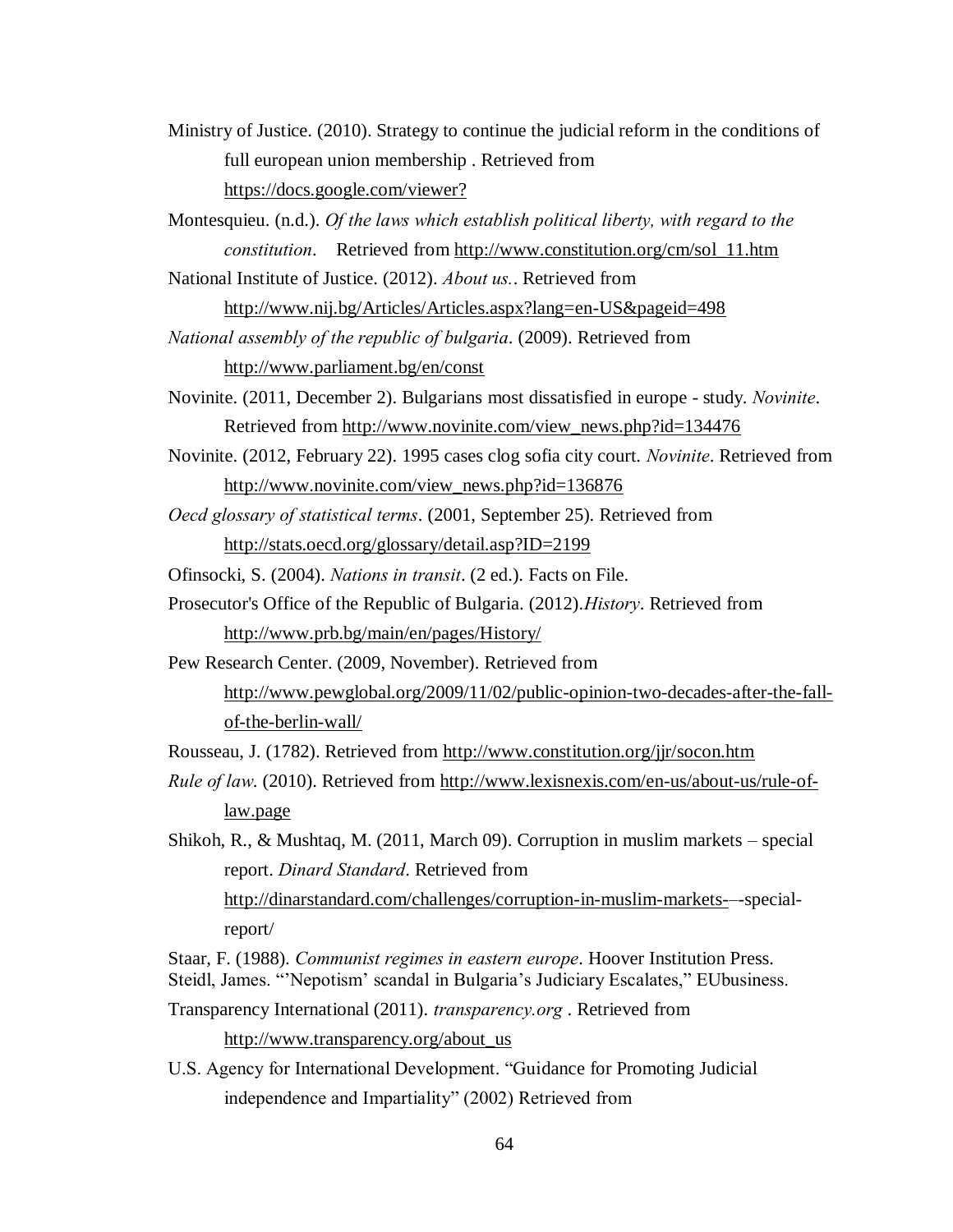Ministry of Justice. (2010). Strategy to continue the judicial reform in the conditions of full european union membership . Retrieved from https://docs.google.com/viewer?

Montesquieu. (n.d.). *Of the laws which establish political liberty, with regard to the constitution*. Retrieved from http://www.constitution.org/cm/sol_11.htm

National Institute of Justice. (2012). *About us.*. Retrieved from http://www.nij.bg/Articles/Articles.aspx?lang=en-US&pageid=498

*National assembly of the republic of bulgaria*. (2009). Retrieved from http://www.parliament.bg/en/const

Novinite. (2011, December 2). Bulgarians most dissatisfied in europe - study. *Novinite*. Retrieved from http://www.novinite.com/view_news.php?id=134476

Novinite. (2012, February 22). 1995 cases clog sofia city court. *Novinite*. Retrieved from http://www.novinite.com/view_news.php?id=136876

*Oecd glossary of statistical terms*. (2001, September 25). Retrieved from http://stats.oecd.org/glossary/detail.asp?ID=2199

Ofinsocki, S. (2004). *Nations in transit*. (2 ed.). Facts on File.

Prosecutor's Office of the Republic of Bulgaria. (2012).*History*. Retrieved from http://www.prb.bg/main/en/pages/History/

Pew Research Center. (2009, November). Retrieved from http://www.pewglobal.org/2009/11/02/public-opinion-two-decades-after-the-fall-of-the-berlin-wall/

Rousseau, J. (1782). Retrieved from http://www.constitution.org/jjr/socon.htm

*Rule of law*. (2010). Retrieved from http://www.lexisnexis.com/en-us/about-us/rule-of-law.page

Shikoh, R., & Mushtaq, M. (2011, March 09). Corruption in muslim markets – special report. *Dinard Standard*. Retrieved from http://dinarstandard.com/challenges/corruption-in-muslim-markets-–-special-report/

Staar, F. (1988). *Communist regimes in eastern europe*. Hoover Institution Press.

Steidl, James. "'Nepotism' scandal in Bulgaria's Judiciary Escalates," EUbusiness.

Transparency International (2011). *transparency.org* . Retrieved from http://www.transparency.org/about_us

U.S. Agency for International Development. "Guidance for Promoting Judicial independence and Impartiality" (2002) Retrieved from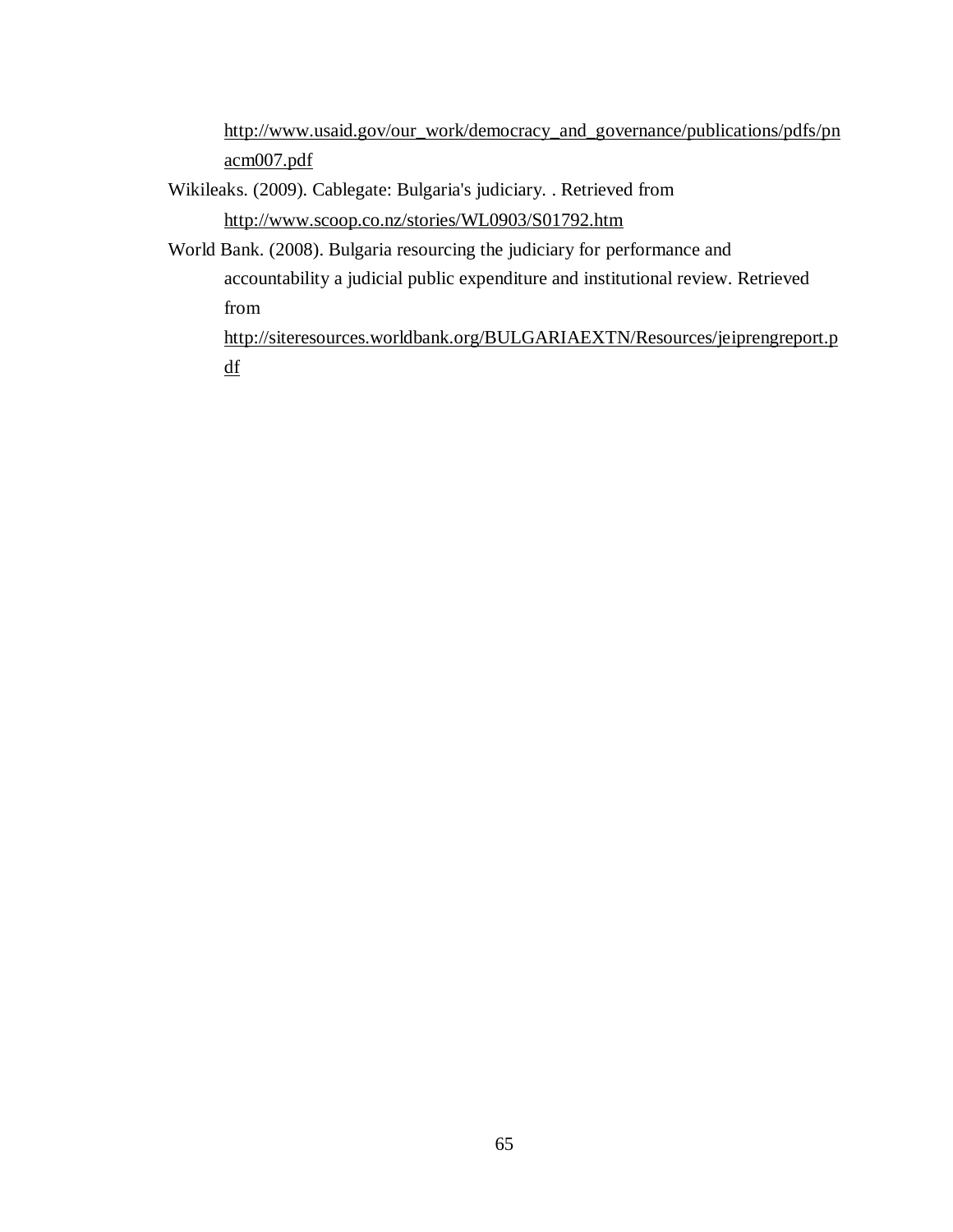http://www.usaid.gov/our_work/democracy_and_governance/publications/pdfs/pnacm007.pdf

Wikileaks. (2009). Cablegate: Bulgaria's judiciary. . Retrieved from http://www.scoop.co.nz/stories/WL0903/S01792.htm

World Bank. (2008). Bulgaria resourcing the judiciary for performance and accountability a judicial public expenditure and institutional review. Retrieved from http://siteresources.worldbank.org/BULGARIAEXTN/Resources/jeiprengreport.pdf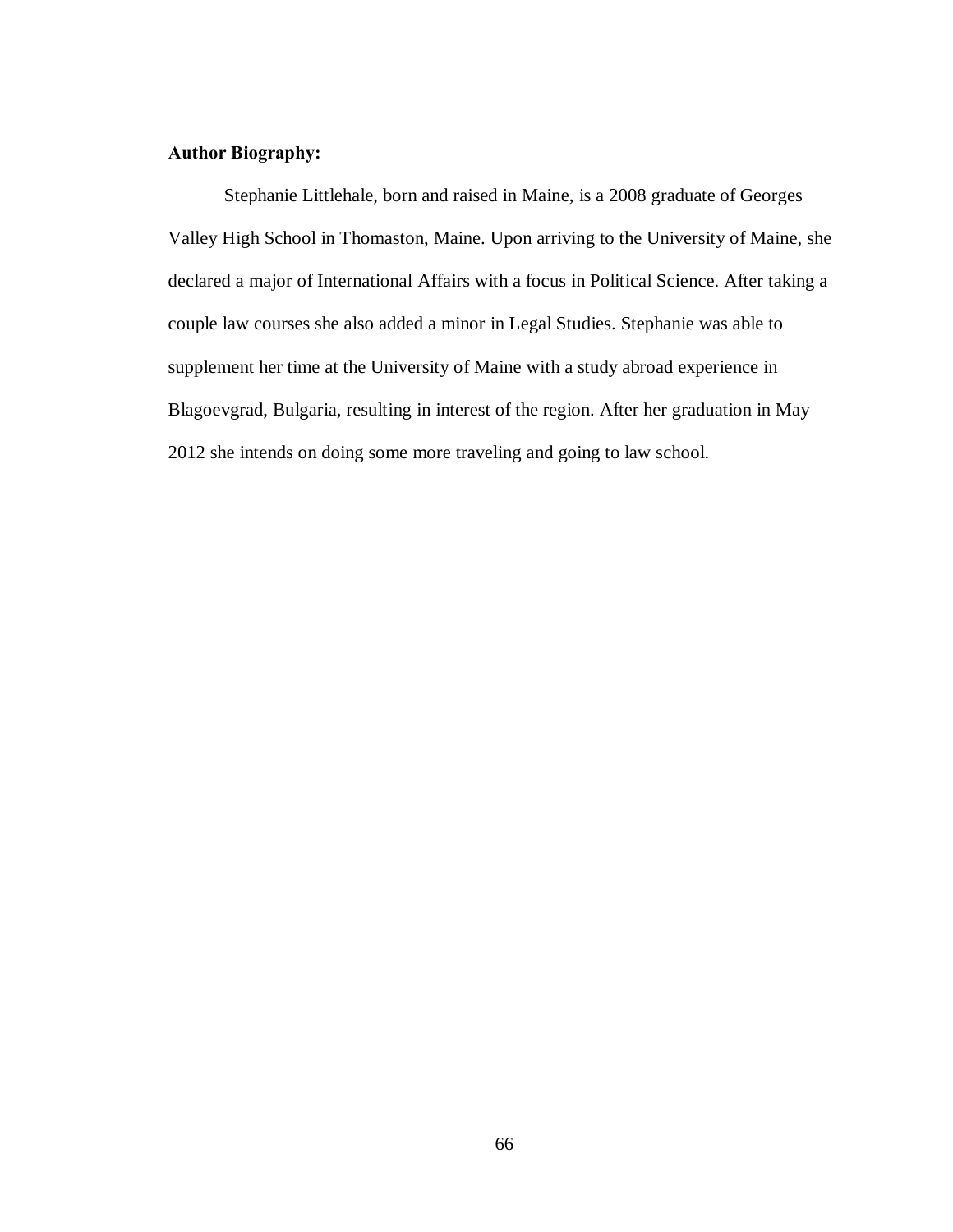**Author Biography:**

Stephanie Littlehale, born and raised in Maine, is a 2008 graduate of Georges Valley High School in Thomaston, Maine. Upon arriving to the University of Maine, she declared a major of International Affairs with a focus in Political Science. After taking a couple law courses she also added a minor in Legal Studies. Stephanie was able to supplement her time at the University of Maine with a study abroad experience in Blagoevgrad, Bulgaria, resulting in interest of the region. After her graduation in May 2012 she intends on doing some more traveling and going to law school.